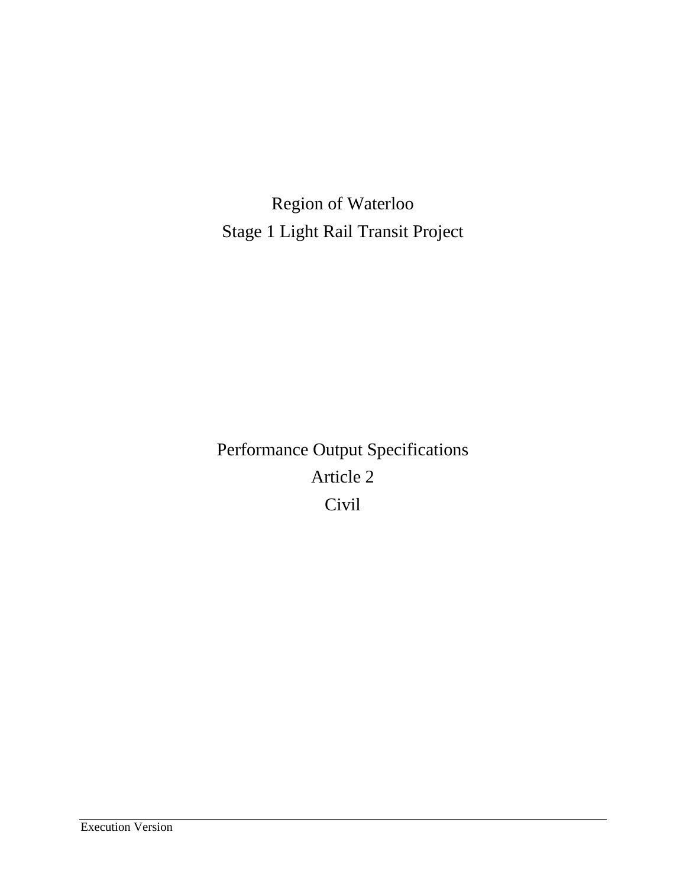# Region of Waterloo
# Stage 1 Light Rail Transit Project

## Performance Output Specifications
## Article 2
## Civil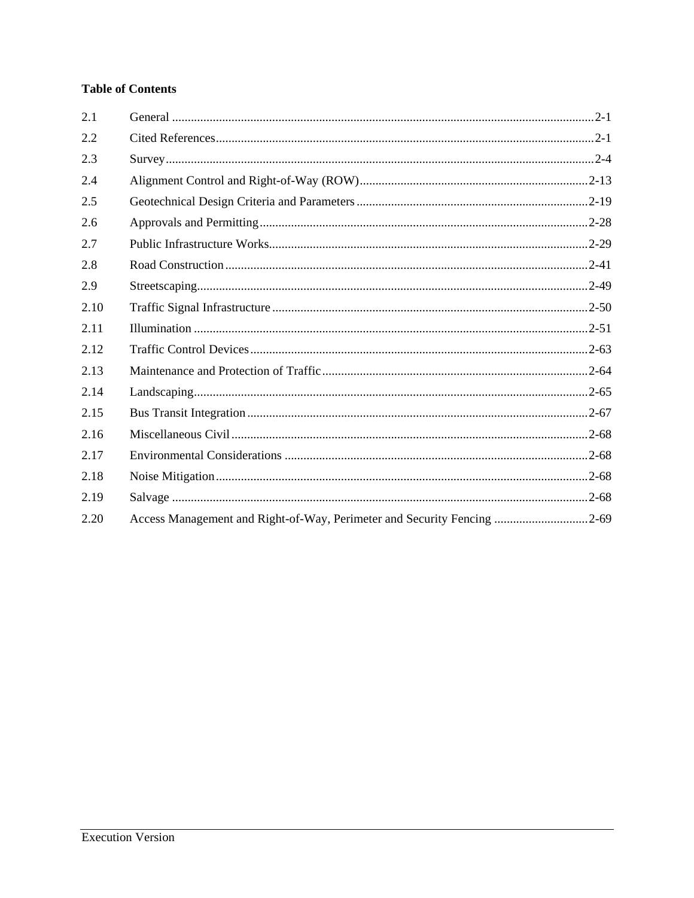**Table of Contents**

| | | |
|---|---|---|
| 2.1 | General | 2-1 |
| 2.2 | Cited References | 2-1 |
| 2.3 | Survey | 2-4 |
| 2.4 | Alignment Control and Right-of-Way (ROW) | 2-13 |
| 2.5 | Geotechnical Design Criteria and Parameters | 2-19 |
| 2.6 | Approvals and Permitting | 2-28 |
| 2.7 | Public Infrastructure Works | 2-29 |
| 2.8 | Road Construction | 2-41 |
| 2.9 | Streetscaping | 2-49 |
| 2.10 | Traffic Signal Infrastructure | 2-50 |
| 2.11 | Illumination | 2-51 |
| 2.12 | Traffic Control Devices | 2-63 |
| 2.13 | Maintenance and Protection of Traffic | 2-64 |
| 2.14 | Landscaping | 2-65 |
| 2.15 | Bus Transit Integration | 2-67 |
| 2.16 | Miscellaneous Civil | 2-68 |
| 2.17 | Environmental Considerations | 2-68 |
| 2.18 | Noise Mitigation | 2-68 |
| 2.19 | Salvage | 2-68 |
| 2.20 | Access Management and Right-of-Way, Perimeter and Security Fencing | 2-69 |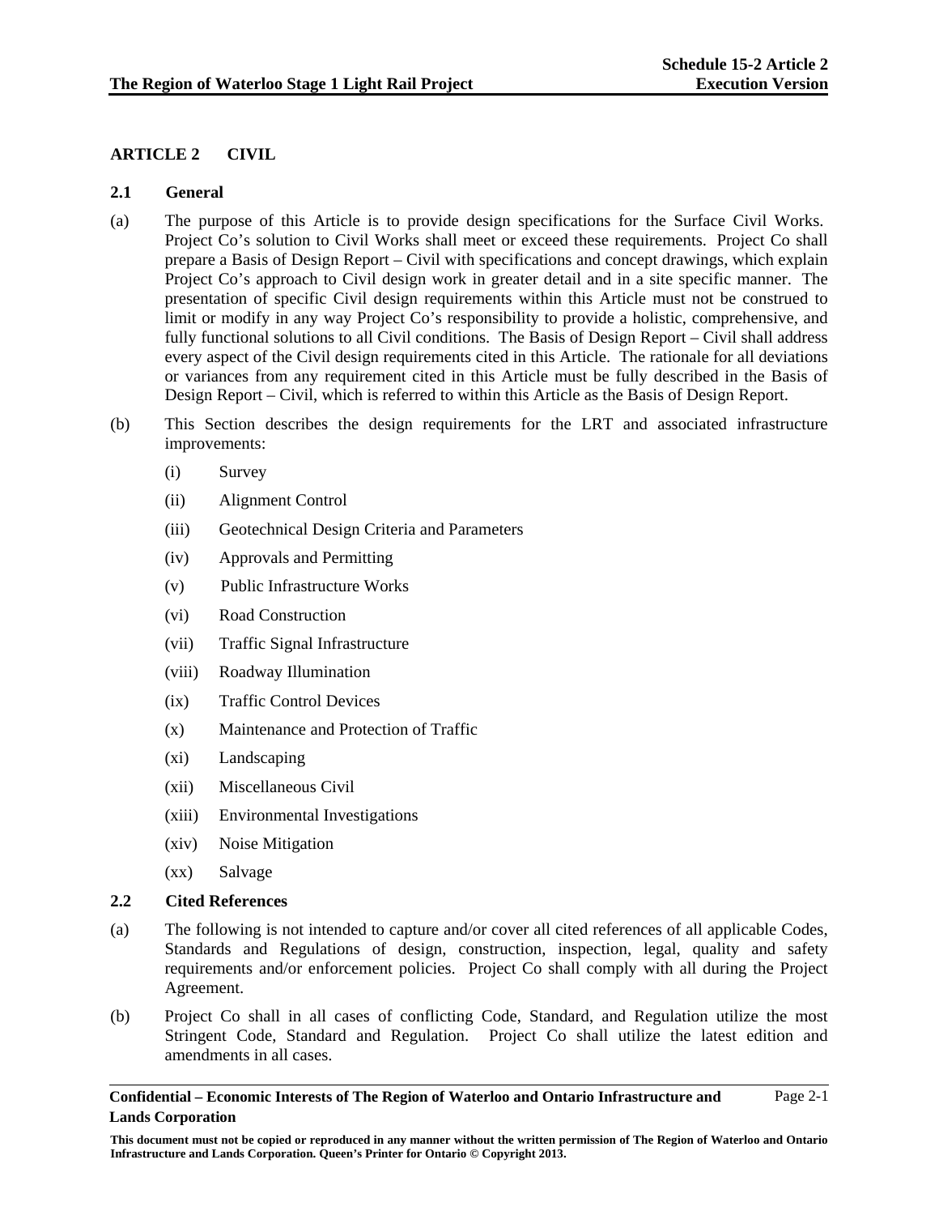## ARTICLE 2 CIVIL

### 2.1 General

(a) The purpose of this Article is to provide design specifications for the Surface Civil Works. Project Co's solution to Civil Works shall meet or exceed these requirements. Project Co shall prepare a Basis of Design Report – Civil with specifications and concept drawings, which explain Project Co's approach to Civil design work in greater detail and in a site specific manner. The presentation of specific Civil design requirements within this Article must not be construed to limit or modify in any way Project Co's responsibility to provide a holistic, comprehensive, and fully functional solutions to all Civil conditions. The Basis of Design Report – Civil shall address every aspect of the Civil design requirements cited in this Article. The rationale for all deviations or variances from any requirement cited in this Article must be fully described in the Basis of Design Report – Civil, which is referred to within this Article as the Basis of Design Report.

(b) This Section describes the design requirements for the LRT and associated infrastructure improvements:

- (i) Survey
- (ii) Alignment Control
- (iii) Geotechnical Design Criteria and Parameters
- (iv) Approvals and Permitting
- (v) Public Infrastructure Works
- (vi) Road Construction
- (vii) Traffic Signal Infrastructure
- (viii) Roadway Illumination
- (ix) Traffic Control Devices
- (x) Maintenance and Protection of Traffic
- (xi) Landscaping
- (xii) Miscellaneous Civil
- (xiii) Environmental Investigations
- (xiv) Noise Mitigation
- (xx) Salvage

### 2.2 Cited References

(a) The following is not intended to capture and/or cover all cited references of all applicable Codes, Standards and Regulations of design, construction, inspection, legal, quality and safety requirements and/or enforcement policies. Project Co shall comply with all during the Project Agreement.

(b) Project Co shall in all cases of conflicting Code, Standard, and Regulation utilize the most Stringent Code, Standard and Regulation. Project Co shall utilize the latest edition and amendments in all cases.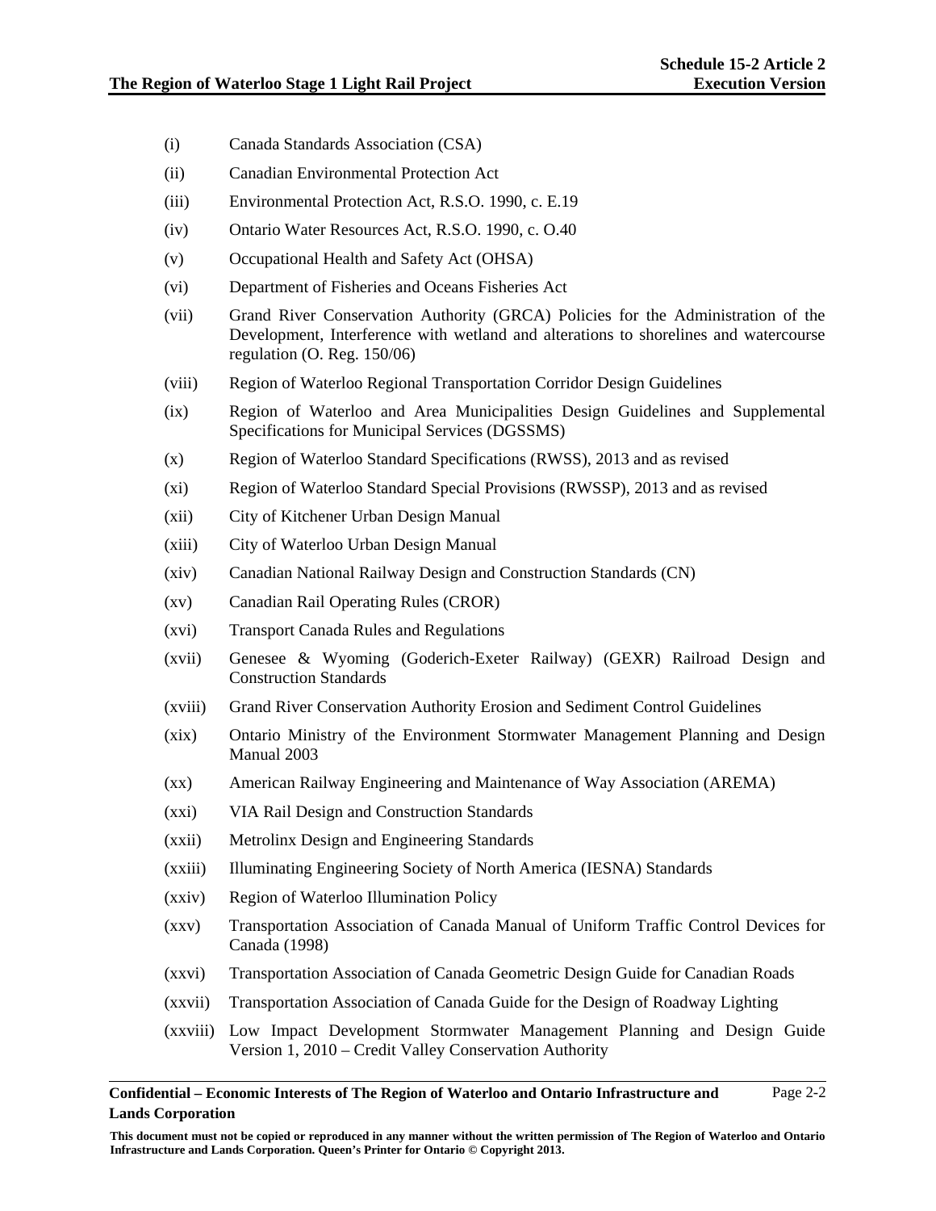(i) Canada Standards Association (CSA)

(ii) Canadian Environmental Protection Act

(iii) Environmental Protection Act, R.S.O. 1990, c. E.19

(iv) Ontario Water Resources Act, R.S.O. 1990, c. O.40

(v) Occupational Health and Safety Act (OHSA)

(vi) Department of Fisheries and Oceans Fisheries Act

(vii) Grand River Conservation Authority (GRCA) Policies for the Administration of the Development, Interference with wetland and alterations to shorelines and watercourse regulation (O. Reg. 150/06)

(viii) Region of Waterloo Regional Transportation Corridor Design Guidelines

(ix) Region of Waterloo and Area Municipalities Design Guidelines and Supplemental Specifications for Municipal Services (DGSSMS)

(x) Region of Waterloo Standard Specifications (RWSS), 2013 and as revised

(xi) Region of Waterloo Standard Special Provisions (RWSSP), 2013 and as revised

(xii) City of Kitchener Urban Design Manual

(xiii) City of Waterloo Urban Design Manual

(xiv) Canadian National Railway Design and Construction Standards (CN)

(xv) Canadian Rail Operating Rules (CROR)

(xvi) Transport Canada Rules and Regulations

(xvii) Genesee & Wyoming (Goderich-Exeter Railway) (GEXR) Railroad Design and Construction Standards

(xviii) Grand River Conservation Authority Erosion and Sediment Control Guidelines

(xix) Ontario Ministry of the Environment Stormwater Management Planning and Design Manual 2003

(xx) American Railway Engineering and Maintenance of Way Association (AREMA)

(xxi) VIA Rail Design and Construction Standards

(xxii) Metrolinx Design and Engineering Standards

(xxiii) Illuminating Engineering Society of North America (IESNA) Standards

(xxiv) Region of Waterloo Illumination Policy

(xxv) Transportation Association of Canada Manual of Uniform Traffic Control Devices for Canada (1998)

(xxvi) Transportation Association of Canada Geometric Design Guide for Canadian Roads

(xxvii) Transportation Association of Canada Guide for the Design of Roadway Lighting

(xxviii) Low Impact Development Stormwater Management Planning and Design Guide Version 1, 2010 – Credit Valley Conservation Authority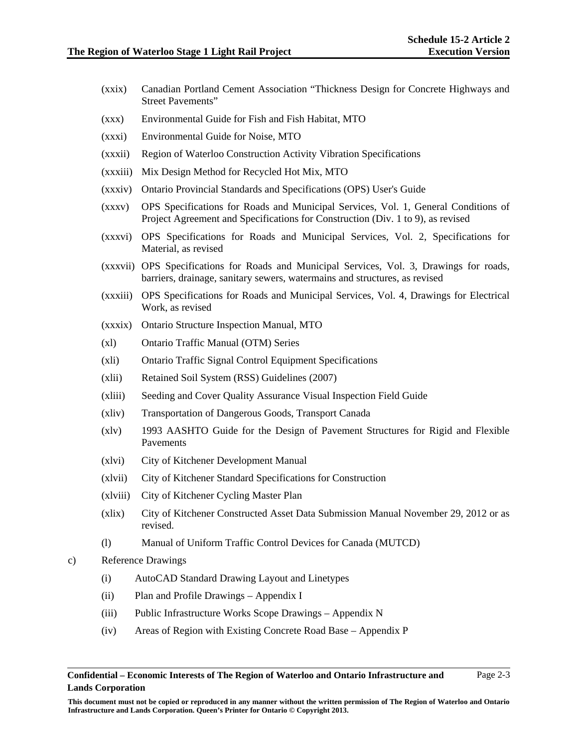(xxix) Canadian Portland Cement Association "Thickness Design for Concrete Highways and Street Pavements"

(xxx) Environmental Guide for Fish and Fish Habitat, MTO

(xxxi) Environmental Guide for Noise, MTO

(xxxii) Region of Waterloo Construction Activity Vibration Specifications

(xxxiii) Mix Design Method for Recycled Hot Mix, MTO

(xxxiv) Ontario Provincial Standards and Specifications (OPS) User's Guide

(xxxv) OPS Specifications for Roads and Municipal Services, Vol. 1, General Conditions of Project Agreement and Specifications for Construction (Div. 1 to 9), as revised

(xxxvi) OPS Specifications for Roads and Municipal Services, Vol. 2, Specifications for Material, as revised

(xxxvii) OPS Specifications for Roads and Municipal Services, Vol. 3, Drawings for roads, barriers, drainage, sanitary sewers, watermains and structures, as revised

(xxxiii) OPS Specifications for Roads and Municipal Services, Vol. 4, Drawings for Electrical Work, as revised

(xxxix) Ontario Structure Inspection Manual, MTO

(xl) Ontario Traffic Manual (OTM) Series

(xli) Ontario Traffic Signal Control Equipment Specifications

(xlii) Retained Soil System (RSS) Guidelines (2007)

(xliii) Seeding and Cover Quality Assurance Visual Inspection Field Guide

(xliv) Transportation of Dangerous Goods, Transport Canada

(xlv) 1993 AASHTO Guide for the Design of Pavement Structures for Rigid and Flexible Pavements

(xlvi) City of Kitchener Development Manual

(xlvii) City of Kitchener Standard Specifications for Construction

(xlviii) City of Kitchener Cycling Master Plan

(xlix) City of Kitchener Constructed Asset Data Submission Manual November 29, 2012 or as revised.

(l) Manual of Uniform Traffic Control Devices for Canada (MUTCD)

c) Reference Drawings

(i) AutoCAD Standard Drawing Layout and Linetypes

(ii) Plan and Profile Drawings – Appendix I

(iii) Public Infrastructure Works Scope Drawings – Appendix N

(iv) Areas of Region with Existing Concrete Road Base – Appendix P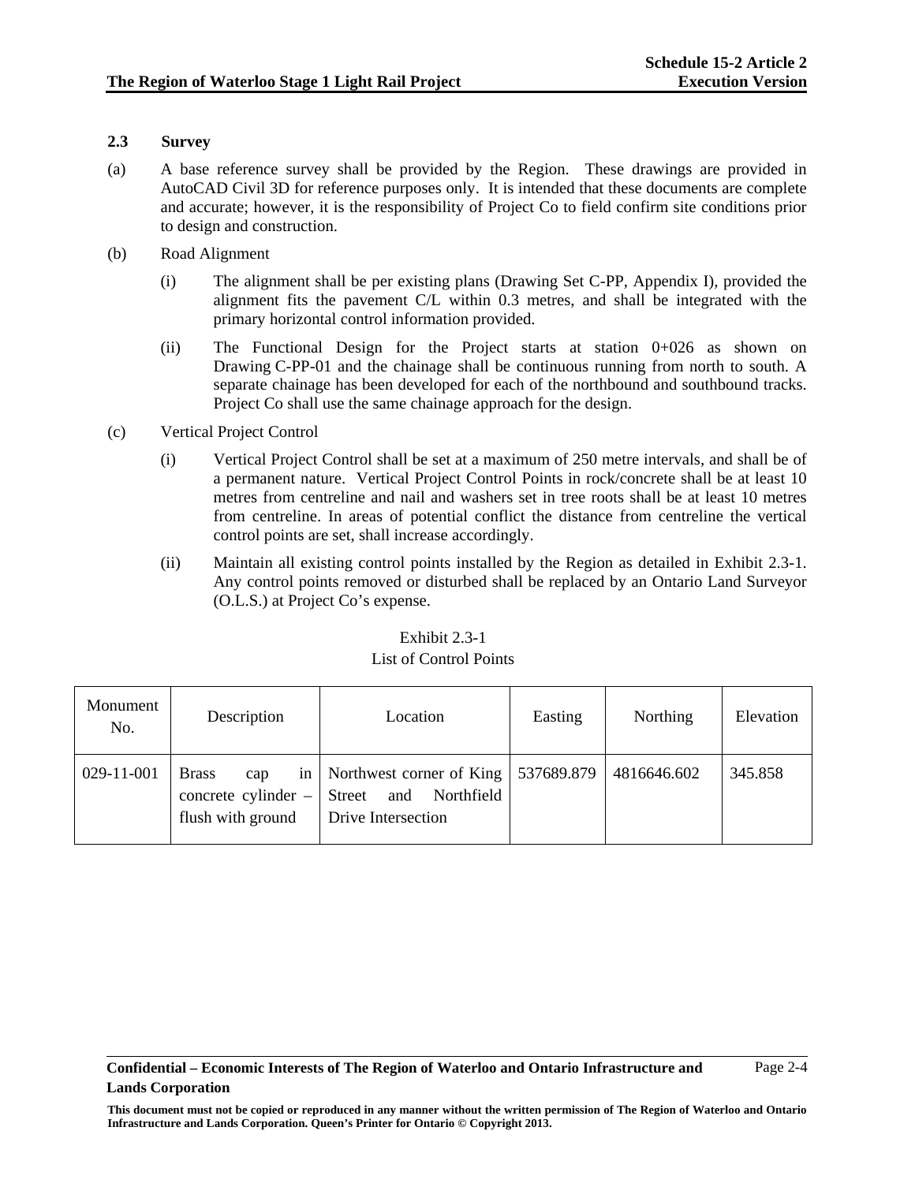### 2.3 Survey

(a) A base reference survey shall be provided by the Region. These drawings are provided in AutoCAD Civil 3D for reference purposes only. It is intended that these documents are complete and accurate; however, it is the responsibility of Project Co to field confirm site conditions prior to design and construction.

(b) Road Alignment

(i) The alignment shall be per existing plans (Drawing Set C-PP, Appendix I), provided the alignment fits the pavement C/L within 0.3 metres, and shall be integrated with the primary horizontal control information provided.

(ii) The Functional Design for the Project starts at station 0+026 as shown on Drawing C-PP-01 and the chainage shall be continuous running from north to south. A separate chainage has been developed for each of the northbound and southbound tracks. Project Co shall use the same chainage approach for the design.

(c) Vertical Project Control

(i) Vertical Project Control shall be set at a maximum of 250 metre intervals, and shall be of a permanent nature. Vertical Project Control Points in rock/concrete shall be at least 10 metres from centreline and nail and washers set in tree roots shall be at least 10 metres from centreline. In areas of potential conflict the distance from centreline the vertical control points are set, shall increase accordingly.

(ii) Maintain all existing control points installed by the Region as detailed in Exhibit 2.3-1. Any control points removed or disturbed shall be replaced by an Ontario Land Surveyor (O.L.S.) at Project Co's expense.

Exhibit 2.3-1
List of Control Points

| Monument No. | Description | Location | Easting | Northing | Elevation |
|---|---|---|---|---|---|
| 029-11-001 | Brass cap in concrete cylinder – flush with ground | Northwest corner of King Street and Northfield Drive Intersection | 537689.879 | 4816646.602 | 345.858 |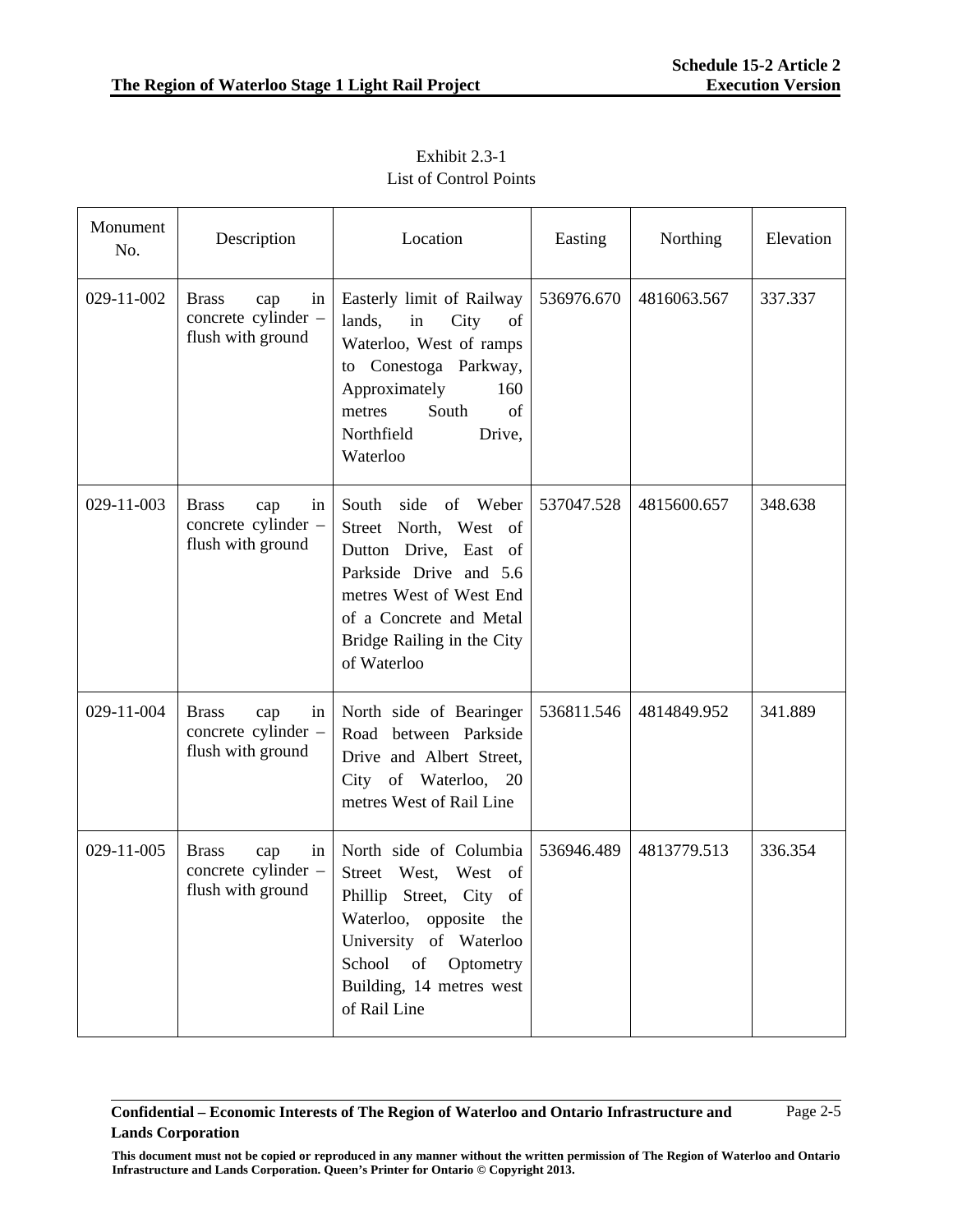Exhibit 2.3-1
List of Control Points

| Monument No. | Description | Location | Easting | Northing | Elevation |
|---|---|---|---|---|---|
| 029-11-002 | Brass cap in concrete cylinder – flush with ground | Easterly limit of Railway lands, in City of Waterloo, West of ramps to Conestoga Parkway, Approximately 160 metres South of Northfield Drive, Waterloo | 536976.670 | 4816063.567 | 337.337 |
| 029-11-003 | Brass cap in concrete cylinder – flush with ground | South side of Weber Street North, West of Dutton Drive, East of Parkside Drive and 5.6 metres West of West End of a Concrete and Metal Bridge Railing in the City of Waterloo | 537047.528 | 4815600.657 | 348.638 |
| 029-11-004 | Brass cap in concrete cylinder – flush with ground | North side of Bearinger Road between Parkside Drive and Albert Street, City of Waterloo, 20 metres West of Rail Line | 536811.546 | 4814849.952 | 341.889 |
| 029-11-005 | Brass cap in concrete cylinder – flush with ground | North side of Columbia Street West, West of Phillip Street, City of Waterloo, opposite the University of Waterloo School of Optometry Building, 14 metres west of Rail Line | 536946.489 | 4813779.513 | 336.354 |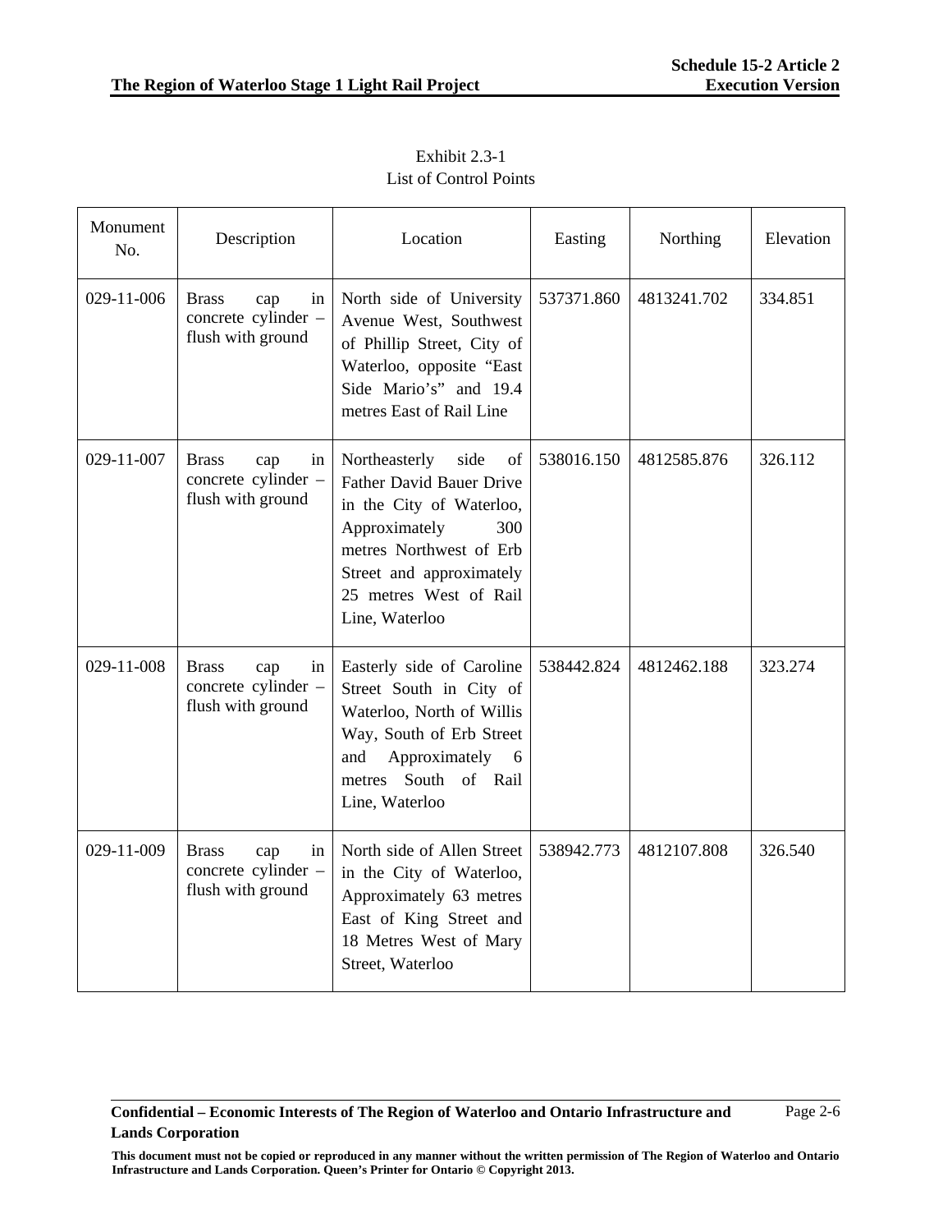Exhibit 2.3-1
List of Control Points

| Monument No. | Description | Location | Easting | Northing | Elevation |
|---|---|---|---|---|---|
| 029-11-006 | Brass cap in concrete cylinder – flush with ground | North side of University Avenue West, Southwest of Phillip Street, City of Waterloo, opposite "East Side Mario's" and 19.4 metres East of Rail Line | 537371.860 | 4813241.702 | 334.851 |
| 029-11-007 | Brass cap in concrete cylinder – flush with ground | Northeasterly side of Father David Bauer Drive in the City of Waterloo, Approximately 300 metres Northwest of Erb Street and approximately 25 metres West of Rail Line, Waterloo | 538016.150 | 4812585.876 | 326.112 |
| 029-11-008 | Brass cap in concrete cylinder – flush with ground | Easterly side of Caroline Street South in City of Waterloo, North of Willis Way, South of Erb Street and Approximately 6 metres South of Rail Line, Waterloo | 538442.824 | 4812462.188 | 323.274 |
| 029-11-009 | Brass cap in concrete cylinder – flush with ground | North side of Allen Street in the City of Waterloo, Approximately 63 metres East of King Street and 18 Metres West of Mary Street, Waterloo | 538942.773 | 4812107.808 | 326.540 |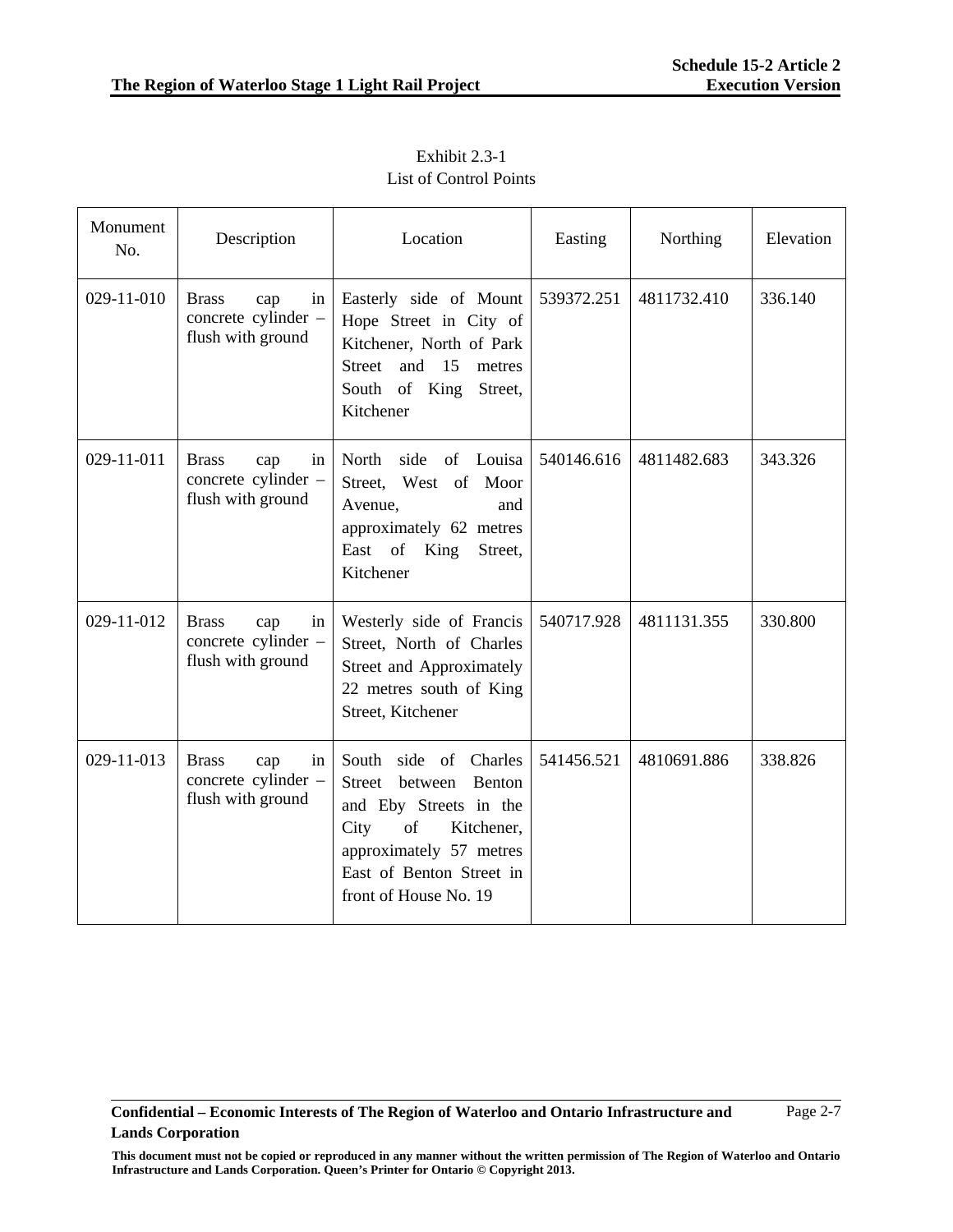Exhibit 2.3-1
List of Control Points

| Monument No. | Description | Location | Easting | Northing | Elevation |
| --- | --- | --- | --- | --- | --- |
| 029-11-010 | Brass cap in concrete cylinder – flush with ground | Easterly side of Mount Hope Street in City of Kitchener, North of Park Street and 15 metres South of King Street, Kitchener | 539372.251 | 4811732.410 | 336.140 |
| 029-11-011 | Brass cap in concrete cylinder – flush with ground | North side of Louisa Street, West of Moor Avenue, and approximately 62 metres East of King Street, Kitchener | 540146.616 | 4811482.683 | 343.326 |
| 029-11-012 | Brass cap in concrete cylinder – flush with ground | Westerly side of Francis Street, North of Charles Street and Approximately 22 metres south of King Street, Kitchener | 540717.928 | 4811131.355 | 330.800 |
| 029-11-013 | Brass cap in concrete cylinder – flush with ground | South side of Charles Street between Benton and Eby Streets in the City of Kitchener, approximately 57 metres East of Benton Street in front of House No. 19 | 541456.521 | 4810691.886 | 338.826 |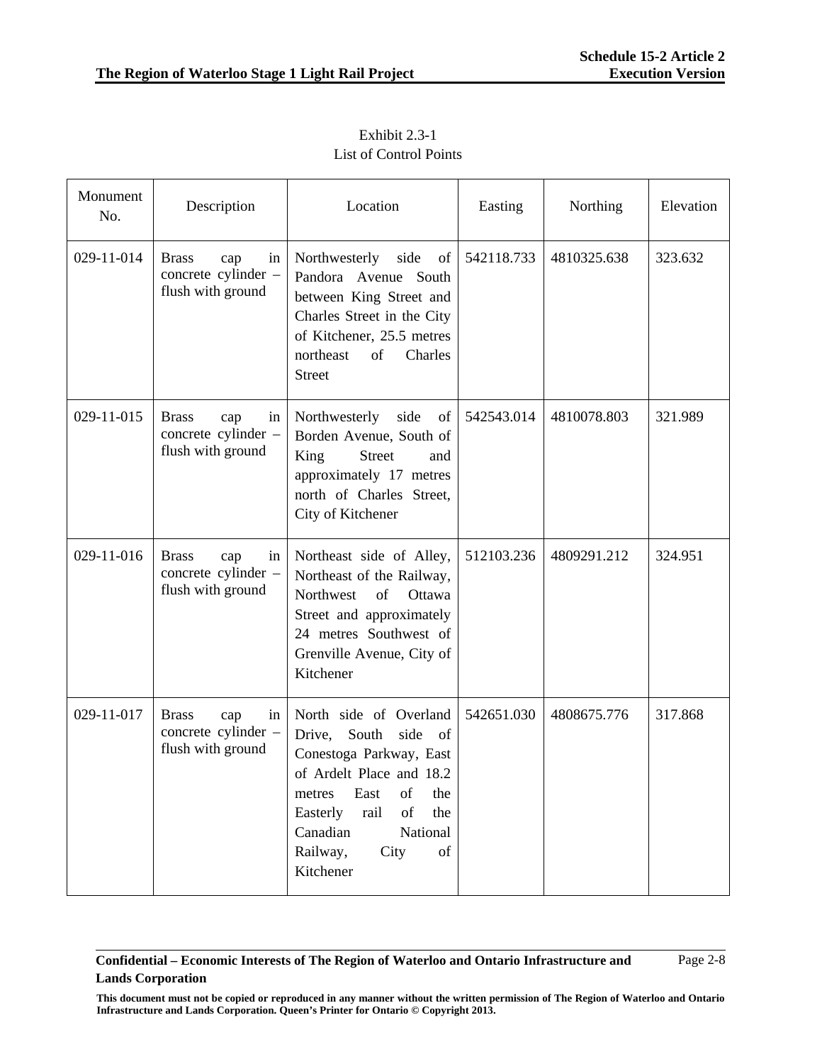Exhibit 2.3-1
List of Control Points

| Monument No. | Description | Location | Easting | Northing | Elevation |
|---|---|---|---|---|---|
| 029-11-014 | Brass cap in concrete cylinder – flush with ground | Northwesterly side of Pandora Avenue South between King Street and Charles Street in the City of Kitchener, 25.5 metres northeast of Charles Street | 542118.733 | 4810325.638 | 323.632 |
| 029-11-015 | Brass cap in concrete cylinder – flush with ground | Northwesterly side of Borden Avenue, South of King Street and approximately 17 metres north of Charles Street, City of Kitchener | 542543.014 | 4810078.803 | 321.989 |
| 029-11-016 | Brass cap in concrete cylinder – flush with ground | Northeast side of Alley, Northeast of the Railway, Northwest of Ottawa Street and approximately 24 metres Southwest of Grenville Avenue, City of Kitchener | 512103.236 | 4809291.212 | 324.951 |
| 029-11-017 | Brass cap in concrete cylinder – flush with ground | North side of Overland Drive, South side of Conestoga Parkway, East of Ardelt Place and 18.2 metres East of the Easterly rail of the Canadian National Railway, City of Kitchener | 542651.030 | 4808675.776 | 317.868 |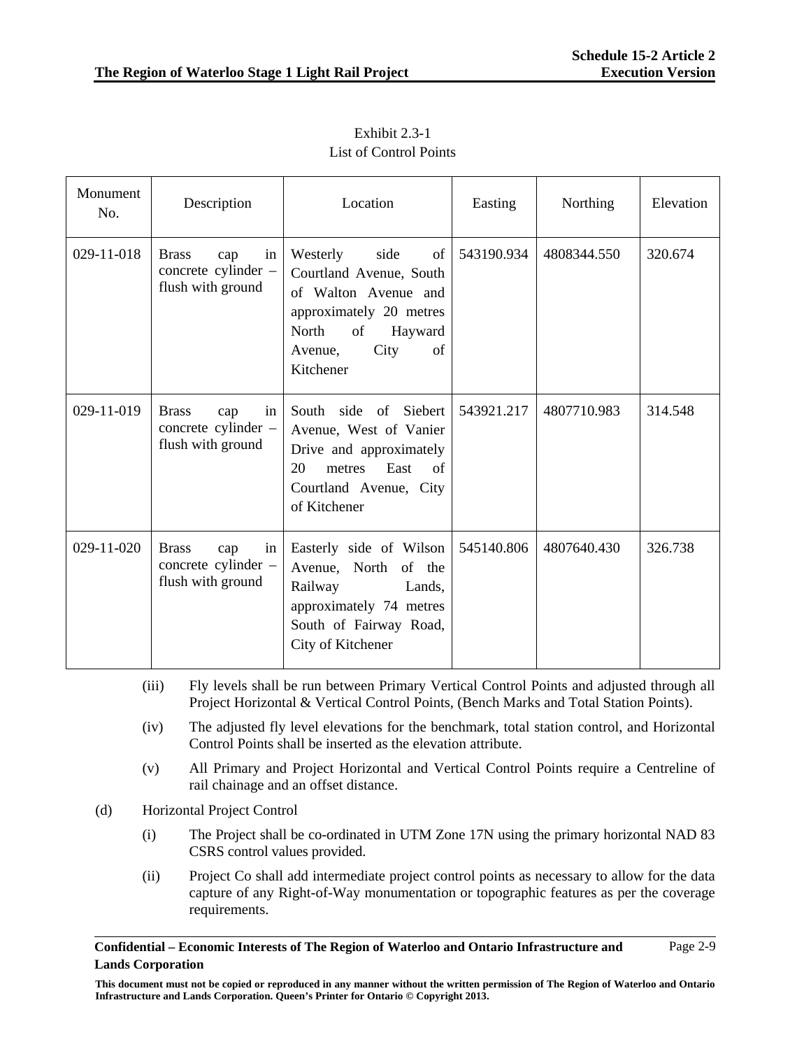Exhibit 2.3-1
List of Control Points

| Monument No. | Description | Location | Easting | Northing | Elevation |
|---|---|---|---|---|---|
| 029-11-018 | Brass cap in concrete cylinder – flush with ground | Westerly side of Courtland Avenue, South of Walton Avenue and approximately 20 metres North of Hayward Avenue, City of Kitchener | 543190.934 | 4808344.550 | 320.674 |
| 029-11-019 | Brass cap in concrete cylinder – flush with ground | South side of Siebert Avenue, West of Vanier Drive and approximately 20 metres East of Courtland Avenue, City of Kitchener | 543921.217 | 4807710.983 | 314.548 |
| 029-11-020 | Brass cap in concrete cylinder – flush with ground | Easterly side of Wilson Avenue, North of the Railway Lands, approximately 74 metres South of Fairway Road, City of Kitchener | 545140.806 | 4807640.430 | 326.738 |

(iii) Fly levels shall be run between Primary Vertical Control Points and adjusted through all Project Horizontal & Vertical Control Points, (Bench Marks and Total Station Points).

(iv) The adjusted fly level elevations for the benchmark, total station control, and Horizontal Control Points shall be inserted as the elevation attribute.

(v) All Primary and Project Horizontal and Vertical Control Points require a Centreline of rail chainage and an offset distance.

(d) Horizontal Project Control

(i) The Project shall be co-ordinated in UTM Zone 17N using the primary horizontal NAD 83 CSRS control values provided.

(ii) Project Co shall add intermediate project control points as necessary to allow for the data capture of any Right-of-Way monumentation or topographic features as per the coverage requirements.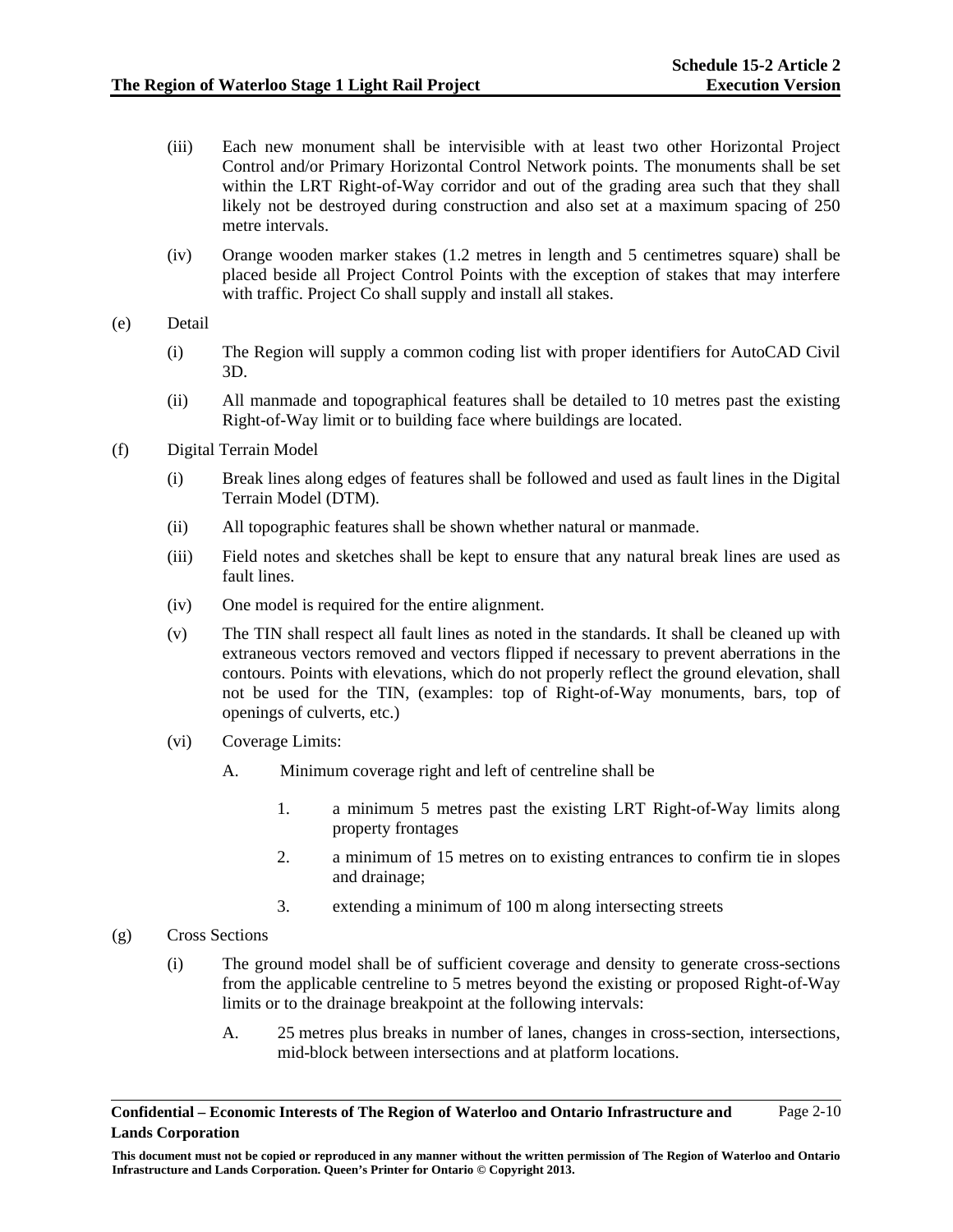(iii) Each new monument shall be intervisible with at least two other Horizontal Project Control and/or Primary Horizontal Control Network points. The monuments shall be set within the LRT Right-of-Way corridor and out of the grading area such that they shall likely not be destroyed during construction and also set at a maximum spacing of 250 metre intervals.

(iv) Orange wooden marker stakes (1.2 metres in length and 5 centimetres square) shall be placed beside all Project Control Points with the exception of stakes that may interfere with traffic. Project Co shall supply and install all stakes.

(e) Detail

(i) The Region will supply a common coding list with proper identifiers for AutoCAD Civil 3D.

(ii) All manmade and topographical features shall be detailed to 10 metres past the existing Right-of-Way limit or to building face where buildings are located.

(f) Digital Terrain Model

(i) Break lines along edges of features shall be followed and used as fault lines in the Digital Terrain Model (DTM).

(ii) All topographic features shall be shown whether natural or manmade.

(iii) Field notes and sketches shall be kept to ensure that any natural break lines are used as fault lines.

(iv) One model is required for the entire alignment.

(v) The TIN shall respect all fault lines as noted in the standards. It shall be cleaned up with extraneous vectors removed and vectors flipped if necessary to prevent aberrations in the contours. Points with elevations, which do not properly reflect the ground elevation, shall not be used for the TIN, (examples: top of Right-of-Way monuments, bars, top of openings of culverts, etc.)

(vi) Coverage Limits:

A. Minimum coverage right and left of centreline shall be

1. a minimum 5 metres past the existing LRT Right-of-Way limits along property frontages

2. a minimum of 15 metres on to existing entrances to confirm tie in slopes and drainage;

3. extending a minimum of 100 m along intersecting streets

(g) Cross Sections

(i) The ground model shall be of sufficient coverage and density to generate cross-sections from the applicable centreline to 5 metres beyond the existing or proposed Right-of-Way limits or to the drainage breakpoint at the following intervals:

A. 25 metres plus breaks in number of lanes, changes in cross-section, intersections, mid-block between intersections and at platform locations.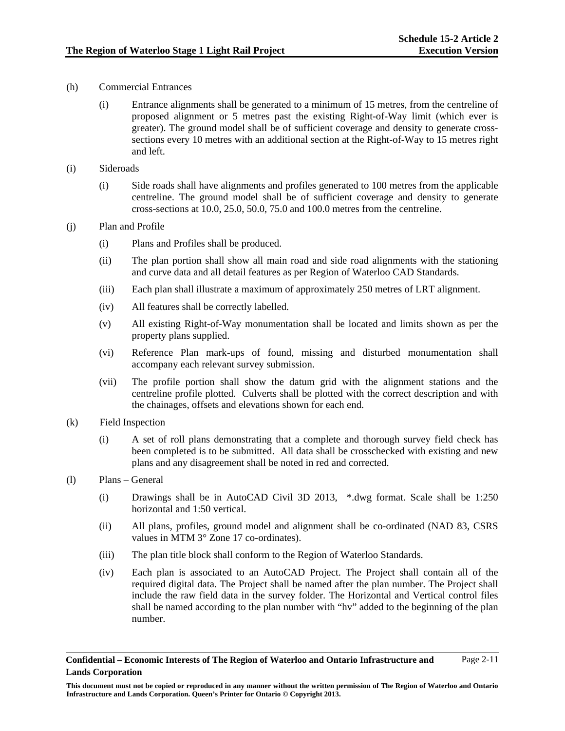(h) Commercial Entrances

(i) Entrance alignments shall be generated to a minimum of 15 metres, from the centreline of proposed alignment or 5 metres past the existing Right-of-Way limit (which ever is greater). The ground model shall be of sufficient coverage and density to generate cross-sections every 10 metres with an additional section at the Right-of-Way to 15 metres right and left.

(i) Sideroads

(i) Side roads shall have alignments and profiles generated to 100 metres from the applicable centreline. The ground model shall be of sufficient coverage and density to generate cross-sections at 10.0, 25.0, 50.0, 75.0 and 100.0 metres from the centreline.

(j) Plan and Profile

(i) Plans and Profiles shall be produced.

(ii) The plan portion shall show all main road and side road alignments with the stationing and curve data and all detail features as per Region of Waterloo CAD Standards.

(iii) Each plan shall illustrate a maximum of approximately 250 metres of LRT alignment.

(iv) All features shall be correctly labelled.

(v) All existing Right-of-Way monumentation shall be located and limits shown as per the property plans supplied.

(vi) Reference Plan mark-ups of found, missing and disturbed monumentation shall accompany each relevant survey submission.

(vii) The profile portion shall show the datum grid with the alignment stations and the centreline profile plotted. Culverts shall be plotted with the correct description and with the chainages, offsets and elevations shown for each end.

(k) Field Inspection

(i) A set of roll plans demonstrating that a complete and thorough survey field check has been completed is to be submitted. All data shall be crosschecked with existing and new plans and any disagreement shall be noted in red and corrected.

(l) Plans – General

(i) Drawings shall be in AutoCAD Civil 3D 2013, *.dwg format. Scale shall be 1:250 horizontal and 1:50 vertical.

(ii) All plans, profiles, ground model and alignment shall be co-ordinated (NAD 83, CSRS values in MTM 3° Zone 17 co-ordinates).

(iii) The plan title block shall conform to the Region of Waterloo Standards.

(iv) Each plan is associated to an AutoCAD Project. The Project shall contain all of the required digital data. The Project shall be named after the plan number. The Project shall include the raw field data in the survey folder. The Horizontal and Vertical control files shall be named according to the plan number with "hv" added to the beginning of the plan number.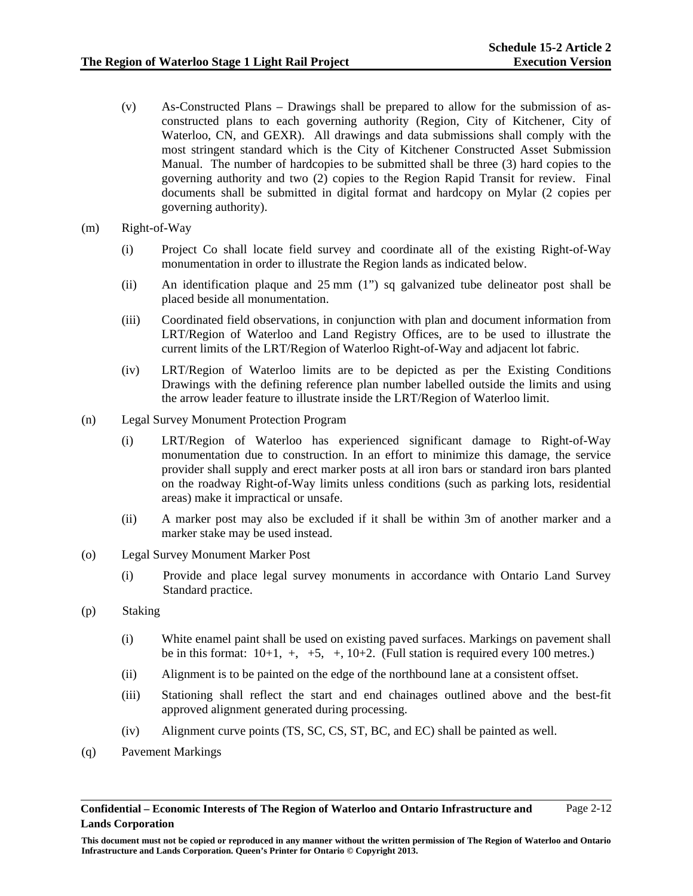(v) As-Constructed Plans – Drawings shall be prepared to allow for the submission of as-constructed plans to each governing authority (Region, City of Kitchener, City of Waterloo, CN, and GEXR). All drawings and data submissions shall comply with the most stringent standard which is the City of Kitchener Constructed Asset Submission Manual. The number of hardcopies to be submitted shall be three (3) hard copies to the governing authority and two (2) copies to the Region Rapid Transit for review. Final documents shall be submitted in digital format and hardcopy on Mylar (2 copies per governing authority).

(m) Right-of-Way

(i) Project Co shall locate field survey and coordinate all of the existing Right-of-Way monumentation in order to illustrate the Region lands as indicated below.

(ii) An identification plaque and 25 mm (1") sq galvanized tube delineator post shall be placed beside all monumentation.

(iii) Coordinated field observations, in conjunction with plan and document information from LRT/Region of Waterloo and Land Registry Offices, are to be used to illustrate the current limits of the LRT/Region of Waterloo Right-of-Way and adjacent lot fabric.

(iv) LRT/Region of Waterloo limits are to be depicted as per the Existing Conditions Drawings with the defining reference plan number labelled outside the limits and using the arrow leader feature to illustrate inside the LRT/Region of Waterloo limit.

(n) Legal Survey Monument Protection Program

(i) LRT/Region of Waterloo has experienced significant damage to Right-of-Way monumentation due to construction. In an effort to minimize this damage, the service provider shall supply and erect marker posts at all iron bars or standard iron bars planted on the roadway Right-of-Way limits unless conditions (such as parking lots, residential areas) make it impractical or unsafe.

(ii) A marker post may also be excluded if it shall be within 3m of another marker and a marker stake may be used instead.

(o) Legal Survey Monument Marker Post

(i) Provide and place legal survey monuments in accordance with Ontario Land Survey Standard practice.

(p) Staking

(i) White enamel paint shall be used on existing paved surfaces. Markings on pavement shall be in this format: 10+1, +, +5, +, 10+2. (Full station is required every 100 metres.)

(ii) Alignment is to be painted on the edge of the northbound lane at a consistent offset.

(iii) Stationing shall reflect the start and end chainages outlined above and the best-fit approved alignment generated during processing.

(iv) Alignment curve points (TS, SC, CS, ST, BC, and EC) shall be painted as well.

(q) Pavement Markings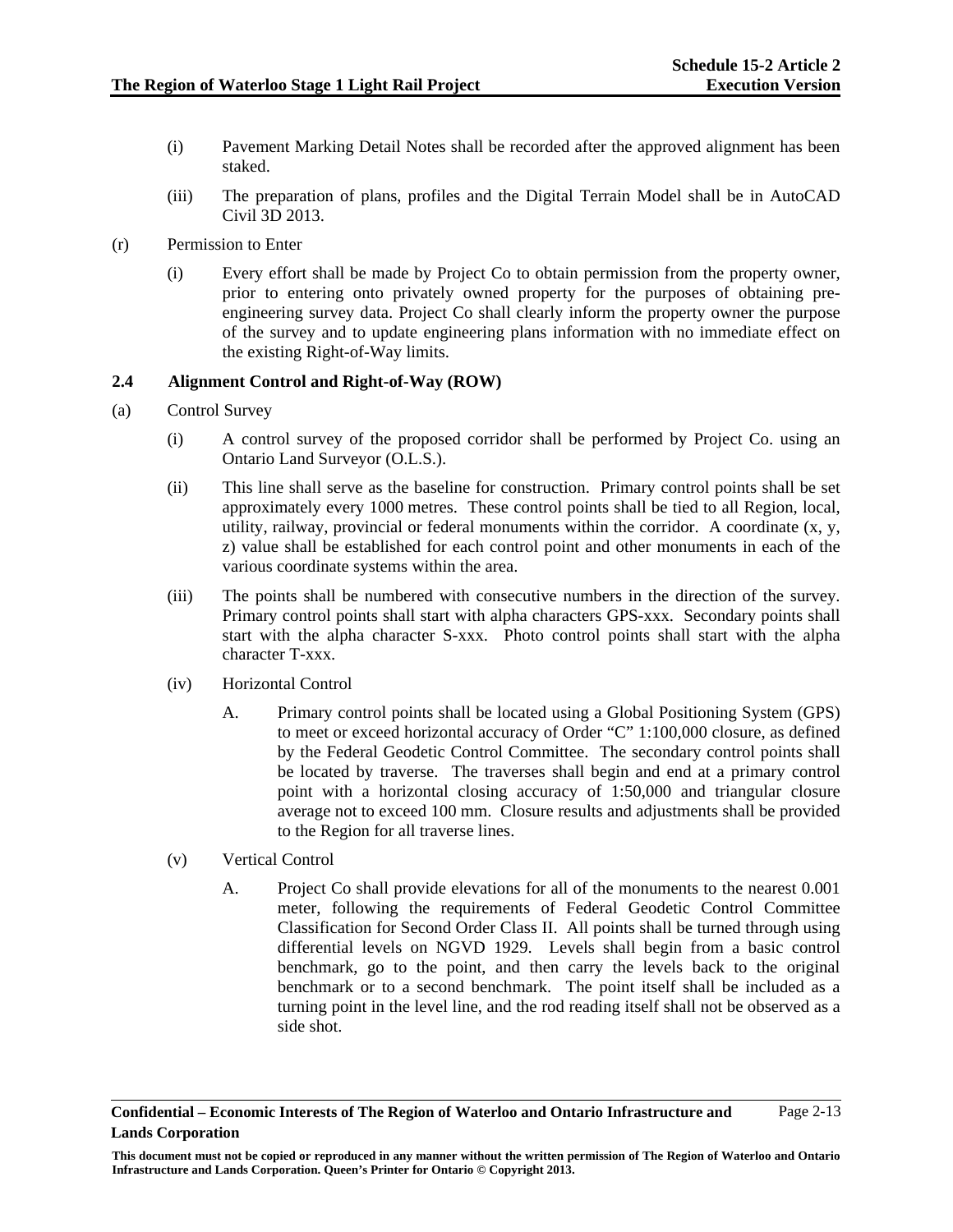(i) Pavement Marking Detail Notes shall be recorded after the approved alignment has been staked.

(iii) The preparation of plans, profiles and the Digital Terrain Model shall be in AutoCAD Civil 3D 2013.

(r) Permission to Enter

(i) Every effort shall be made by Project Co to obtain permission from the property owner, prior to entering onto privately owned property for the purposes of obtaining pre-engineering survey data. Project Co shall clearly inform the property owner the purpose of the survey and to update engineering plans information with no immediate effect on the existing Right-of-Way limits.

### 2.4 Alignment Control and Right-of-Way (ROW)

(a) Control Survey

(i) A control survey of the proposed corridor shall be performed by Project Co. using an Ontario Land Surveyor (O.L.S.).

(ii) This line shall serve as the baseline for construction. Primary control points shall be set approximately every 1000 metres. These control points shall be tied to all Region, local, utility, railway, provincial or federal monuments within the corridor. A coordinate (x, y, z) value shall be established for each control point and other monuments in each of the various coordinate systems within the area.

(iii) The points shall be numbered with consecutive numbers in the direction of the survey. Primary control points shall start with alpha characters GPS-xxx. Secondary points shall start with the alpha character S-xxx. Photo control points shall start with the alpha character T-xxx.

(iv) Horizontal Control

A. Primary control points shall be located using a Global Positioning System (GPS) to meet or exceed horizontal accuracy of Order "C" 1:100,000 closure, as defined by the Federal Geodetic Control Committee. The secondary control points shall be located by traverse. The traverses shall begin and end at a primary control point with a horizontal closing accuracy of 1:50,000 and triangular closure average not to exceed 100 mm. Closure results and adjustments shall be provided to the Region for all traverse lines.

(v) Vertical Control

A. Project Co shall provide elevations for all of the monuments to the nearest 0.001 meter, following the requirements of Federal Geodetic Control Committee Classification for Second Order Class II. All points shall be turned through using differential levels on NGVD 1929. Levels shall begin from a basic control benchmark, go to the point, and then carry the levels back to the original benchmark or to a second benchmark. The point itself shall be included as a turning point in the level line, and the rod reading itself shall not be observed as a side shot.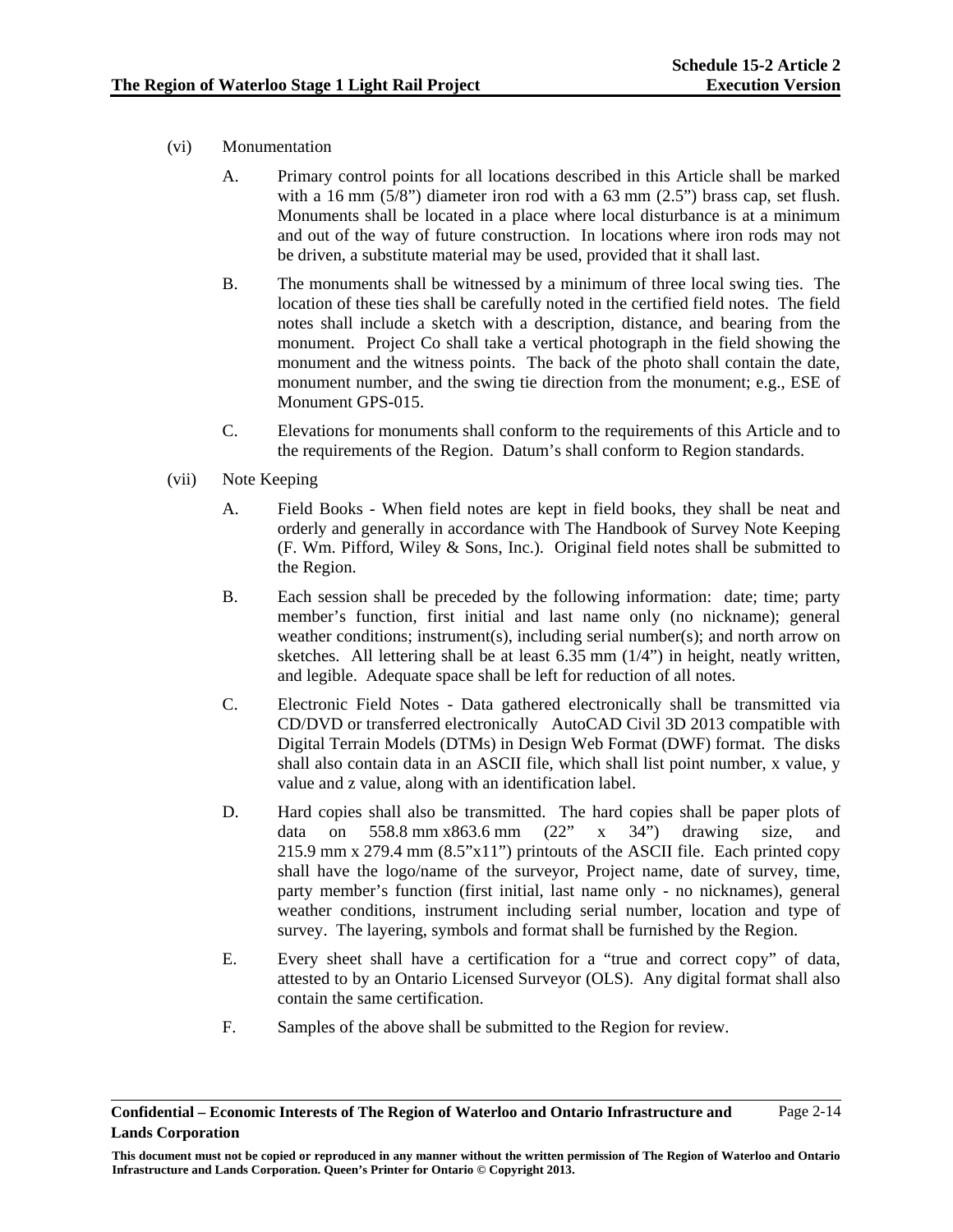(vi) Monumentation

A. Primary control points for all locations described in this Article shall be marked with a 16 mm (5/8") diameter iron rod with a 63 mm (2.5") brass cap, set flush. Monuments shall be located in a place where local disturbance is at a minimum and out of the way of future construction. In locations where iron rods may not be driven, a substitute material may be used, provided that it shall last.

B. The monuments shall be witnessed by a minimum of three local swing ties. The location of these ties shall be carefully noted in the certified field notes. The field notes shall include a sketch with a description, distance, and bearing from the monument. Project Co shall take a vertical photograph in the field showing the monument and the witness points. The back of the photo shall contain the date, monument number, and the swing tie direction from the monument; e.g., ESE of Monument GPS-015.

C. Elevations for monuments shall conform to the requirements of this Article and to the requirements of the Region. Datum's shall conform to Region standards.

(vii) Note Keeping

A. Field Books - When field notes are kept in field books, they shall be neat and orderly and generally in accordance with The Handbook of Survey Note Keeping (F. Wm. Pifford, Wiley & Sons, Inc.). Original field notes shall be submitted to the Region.

B. Each session shall be preceded by the following information: date; time; party member's function, first initial and last name only (no nickname); general weather conditions; instrument(s), including serial number(s); and north arrow on sketches. All lettering shall be at least 6.35 mm (1/4") in height, neatly written, and legible. Adequate space shall be left for reduction of all notes.

C. Electronic Field Notes - Data gathered electronically shall be transmitted via CD/DVD or transferred electronically AutoCAD Civil 3D 2013 compatible with Digital Terrain Models (DTMs) in Design Web Format (DWF) format. The disks shall also contain data in an ASCII file, which shall list point number, x value, y value and z value, along with an identification label.

D. Hard copies shall also be transmitted. The hard copies shall be paper plots of data on 558.8 mm x863.6 mm (22" x 34") drawing size, and 215.9 mm x 279.4 mm (8.5"x11") printouts of the ASCII file. Each printed copy shall have the logo/name of the surveyor, Project name, date of survey, time, party member's function (first initial, last name only - no nicknames), general weather conditions, instrument including serial number, location and type of survey. The layering, symbols and format shall be furnished by the Region.

E. Every sheet shall have a certification for a "true and correct copy" of data, attested to by an Ontario Licensed Surveyor (OLS). Any digital format shall also contain the same certification.

F. Samples of the above shall be submitted to the Region for review.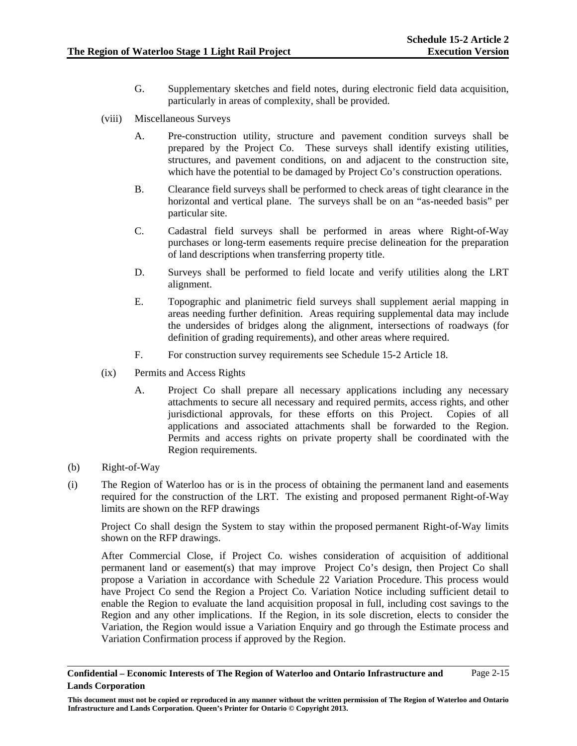G. Supplementary sketches and field notes, during electronic field data acquisition, particularly in areas of complexity, shall be provided.

(viii) Miscellaneous Surveys

A. Pre-construction utility, structure and pavement condition surveys shall be prepared by the Project Co. These surveys shall identify existing utilities, structures, and pavement conditions, on and adjacent to the construction site, which have the potential to be damaged by Project Co's construction operations.

B. Clearance field surveys shall be performed to check areas of tight clearance in the horizontal and vertical plane. The surveys shall be on an "as-needed basis" per particular site.

C. Cadastral field surveys shall be performed in areas where Right-of-Way purchases or long-term easements require precise delineation for the preparation of land descriptions when transferring property title.

D. Surveys shall be performed to field locate and verify utilities along the LRT alignment.

E. Topographic and planimetric field surveys shall supplement aerial mapping in areas needing further definition. Areas requiring supplemental data may include the undersides of bridges along the alignment, intersections of roadways (for definition of grading requirements), and other areas where required.

F. For construction survey requirements see Schedule 15-2 Article 18.

(ix) Permits and Access Rights

A. Project Co shall prepare all necessary applications including any necessary attachments to secure all necessary and required permits, access rights, and other jurisdictional approvals, for these efforts on this Project. Copies of all applications and associated attachments shall be forwarded to the Region. Permits and access rights on private property shall be coordinated with the Region requirements.

(b) Right-of-Way

(i) The Region of Waterloo has or is in the process of obtaining the permanent land and easements required for the construction of the LRT. The existing and proposed permanent Right-of-Way limits are shown on the RFP drawings

Project Co shall design the System to stay within the proposed permanent Right-of-Way limits shown on the RFP drawings.

After Commercial Close, if Project Co. wishes consideration of acquisition of additional permanent land or easement(s) that may improve Project Co's design, then Project Co shall propose a Variation in accordance with Schedule 22 Variation Procedure. This process would have Project Co send the Region a Project Co. Variation Notice including sufficient detail to enable the Region to evaluate the land acquisition proposal in full, including cost savings to the Region and any other implications. If the Region, in its sole discretion, elects to consider the Variation, the Region would issue a Variation Enquiry and go through the Estimate process and Variation Confirmation process if approved by the Region.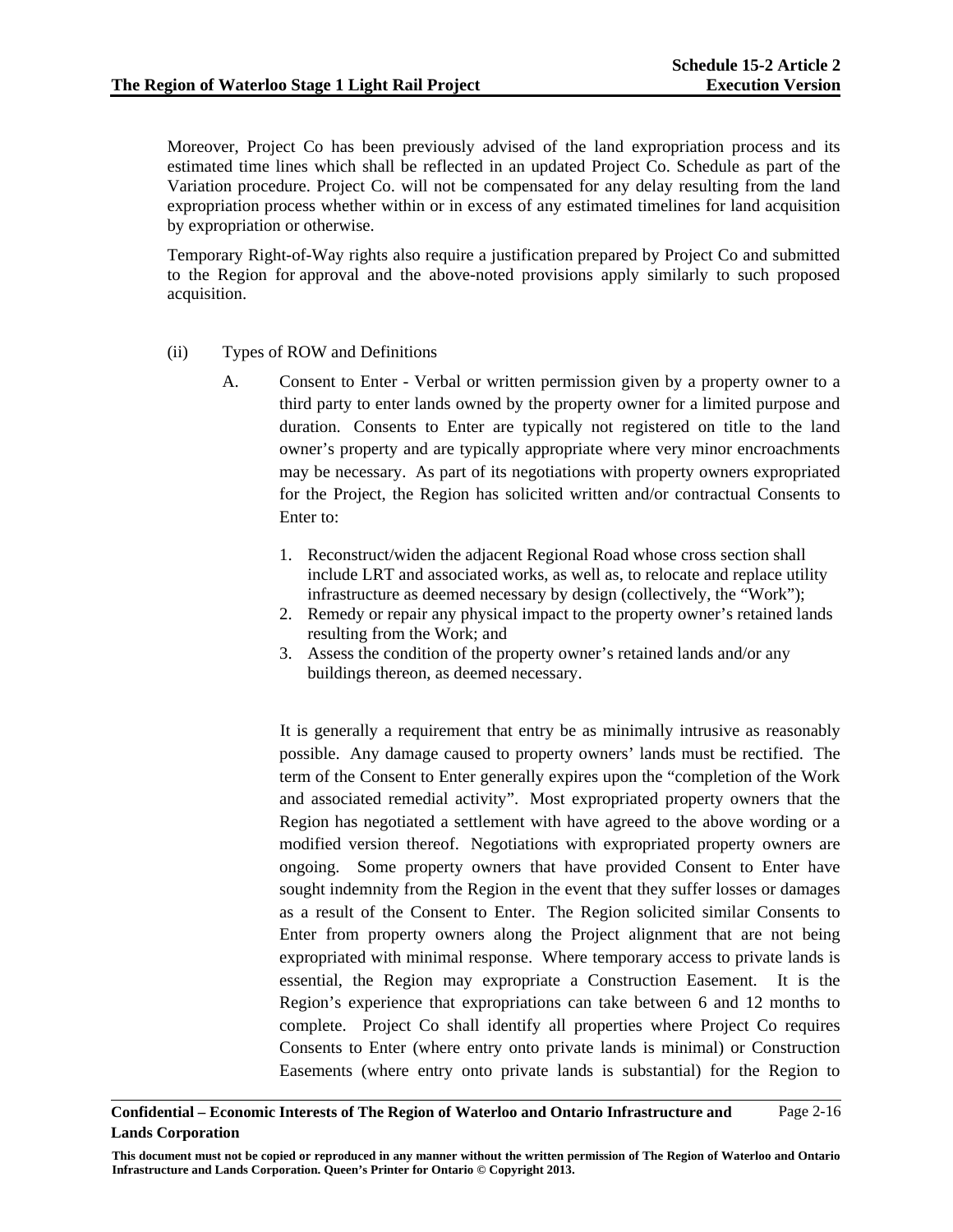Moreover, Project Co has been previously advised of the land expropriation process and its estimated time lines which shall be reflected in an updated Project Co. Schedule as part of the Variation procedure. Project Co. will not be compensated for any delay resulting from the land expropriation process whether within or in excess of any estimated timelines for land acquisition by expropriation or otherwise.

Temporary Right-of-Way rights also require a justification prepared by Project Co and submitted to the Region for approval and the above-noted provisions apply similarly to such proposed acquisition.

(ii) Types of ROW and Definitions

A. Consent to Enter - Verbal or written permission given by a property owner to a third party to enter lands owned by the property owner for a limited purpose and duration. Consents to Enter are typically not registered on title to the land owner's property and are typically appropriate where very minor encroachments may be necessary. As part of its negotiations with property owners expropriated for the Project, the Region has solicited written and/or contractual Consents to Enter to:

1. Reconstruct/widen the adjacent Regional Road whose cross section shall include LRT and associated works, as well as, to relocate and replace utility infrastructure as deemed necessary by design (collectively, the "Work");
2. Remedy or repair any physical impact to the property owner's retained lands resulting from the Work; and
3. Assess the condition of the property owner's retained lands and/or any buildings thereon, as deemed necessary.

It is generally a requirement that entry be as minimally intrusive as reasonably possible. Any damage caused to property owners' lands must be rectified. The term of the Consent to Enter generally expires upon the "completion of the Work and associated remedial activity". Most expropriated property owners that the Region has negotiated a settlement with have agreed to the above wording or a modified version thereof. Negotiations with expropriated property owners are ongoing. Some property owners that have provided Consent to Enter have sought indemnity from the Region in the event that they suffer losses or damages as a result of the Consent to Enter. The Region solicited similar Consents to Enter from property owners along the Project alignment that are not being expropriated with minimal response. Where temporary access to private lands is essential, the Region may expropriate a Construction Easement. It is the Region's experience that expropriations can take between 6 and 12 months to complete. Project Co shall identify all properties where Project Co requires Consents to Enter (where entry onto private lands is minimal) or Construction Easements (where entry onto private lands is substantial) for the Region to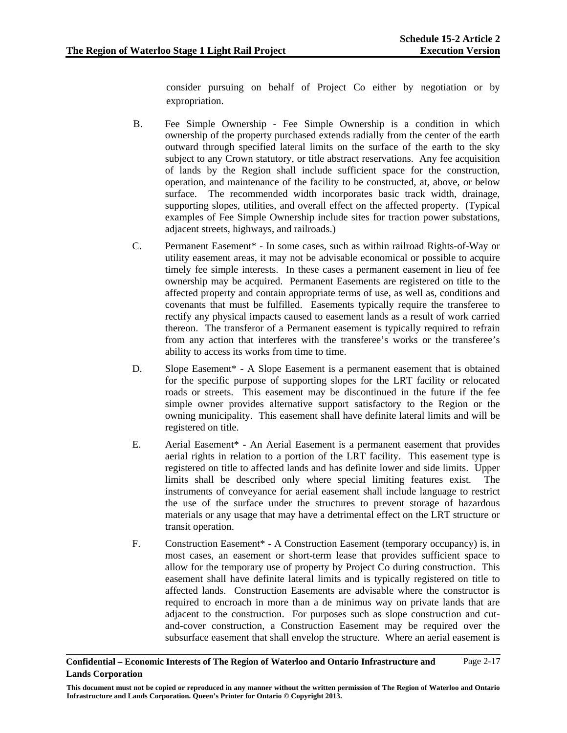consider pursuing on behalf of Project Co either by negotiation or by expropriation.

B. Fee Simple Ownership - Fee Simple Ownership is a condition in which ownership of the property purchased extends radially from the center of the earth outward through specified lateral limits on the surface of the earth to the sky subject to any Crown statutory, or title abstract reservations. Any fee acquisition of lands by the Region shall include sufficient space for the construction, operation, and maintenance of the facility to be constructed, at, above, or below surface. The recommended width incorporates basic track width, drainage, supporting slopes, utilities, and overall effect on the affected property. (Typical examples of Fee Simple Ownership include sites for traction power substations, adjacent streets, highways, and railroads.)

C. Permanent Easement* - In some cases, such as within railroad Rights-of-Way or utility easement areas, it may not be advisable economical or possible to acquire timely fee simple interests. In these cases a permanent easement in lieu of fee ownership may be acquired. Permanent Easements are registered on title to the affected property and contain appropriate terms of use, as well as, conditions and covenants that must be fulfilled. Easements typically require the transferee to rectify any physical impacts caused to easement lands as a result of work carried thereon. The transferor of a Permanent easement is typically required to refrain from any action that interferes with the transferee's works or the transferee's ability to access its works from time to time.

D. Slope Easement* - A Slope Easement is a permanent easement that is obtained for the specific purpose of supporting slopes for the LRT facility or relocated roads or streets. This easement may be discontinued in the future if the fee simple owner provides alternative support satisfactory to the Region or the owning municipality. This easement shall have definite lateral limits and will be registered on title.

E. Aerial Easement* - An Aerial Easement is a permanent easement that provides aerial rights in relation to a portion of the LRT facility. This easement type is registered on title to affected lands and has definite lower and side limits. Upper limits shall be described only where special limiting features exist. The instruments of conveyance for aerial easement shall include language to restrict the use of the surface under the structures to prevent storage of hazardous materials or any usage that may have a detrimental effect on the LRT structure or transit operation.

F. Construction Easement* - A Construction Easement (temporary occupancy) is, in most cases, an easement or short-term lease that provides sufficient space to allow for the temporary use of property by Project Co during construction. This easement shall have definite lateral limits and is typically registered on title to affected lands. Construction Easements are advisable where the constructor is required to encroach in more than a de minimus way on private lands that are adjacent to the construction. For purposes such as slope construction and cut-and-cover construction, a Construction Easement may be required over the subsurface easement that shall envelop the structure. Where an aerial easement is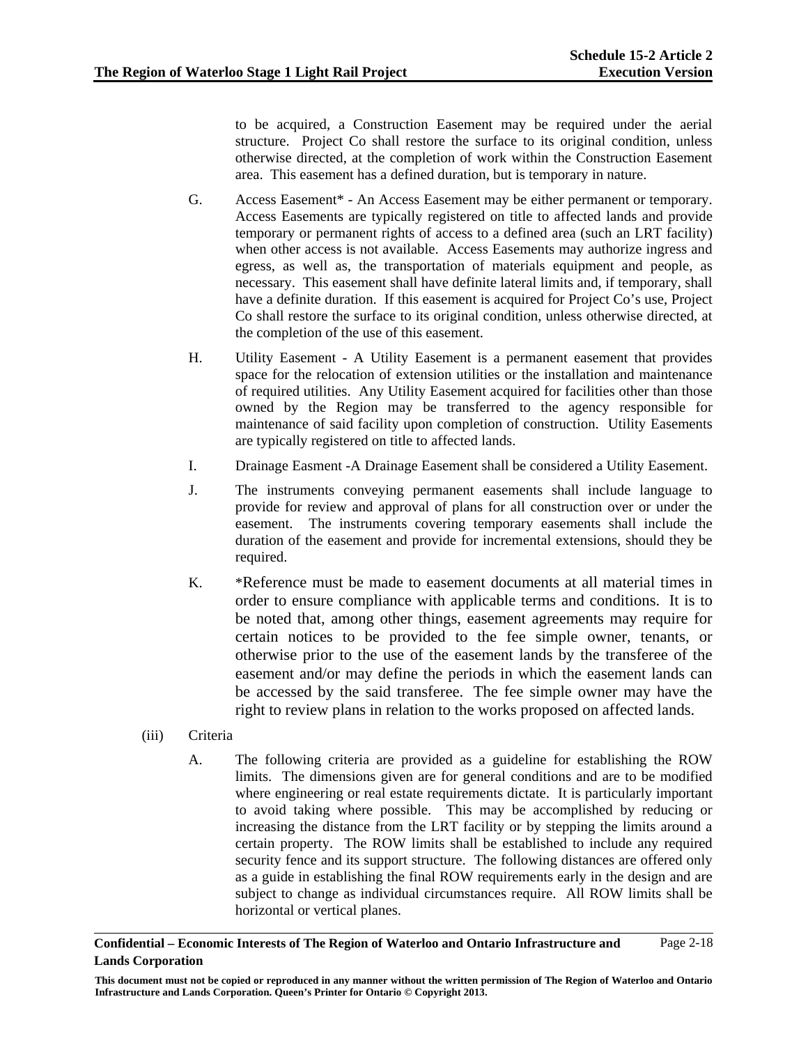to be acquired, a Construction Easement may be required under the aerial structure. Project Co shall restore the surface to its original condition, unless otherwise directed, at the completion of work within the Construction Easement area. This easement has a defined duration, but is temporary in nature.

G. Access Easement* - An Access Easement may be either permanent or temporary. Access Easements are typically registered on title to affected lands and provide temporary or permanent rights of access to a defined area (such an LRT facility) when other access is not available. Access Easements may authorize ingress and egress, as well as, the transportation of materials equipment and people, as necessary. This easement shall have definite lateral limits and, if temporary, shall have a definite duration. If this easement is acquired for Project Co's use, Project Co shall restore the surface to its original condition, unless otherwise directed, at the completion of the use of this easement.

H. Utility Easement - A Utility Easement is a permanent easement that provides space for the relocation of extension utilities or the installation and maintenance of required utilities. Any Utility Easement acquired for facilities other than those owned by the Region may be transferred to the agency responsible for maintenance of said facility upon completion of construction. Utility Easements are typically registered on title to affected lands.

I. Drainage Easment -A Drainage Easement shall be considered a Utility Easement.

J. The instruments conveying permanent easements shall include language to provide for review and approval of plans for all construction over or under the easement. The instruments covering temporary easements shall include the duration of the easement and provide for incremental extensions, should they be required.

K. *Reference must be made to easement documents at all material times in order to ensure compliance with applicable terms and conditions. It is to be noted that, among other things, easement agreements may require for certain notices to be provided to the fee simple owner, tenants, or otherwise prior to the use of the easement lands by the transferee of the easement and/or may define the periods in which the easement lands can be accessed by the said transferee. The fee simple owner may have the right to review plans in relation to the works proposed on affected lands.

(iii) Criteria

A. The following criteria are provided as a guideline for establishing the ROW limits. The dimensions given are for general conditions and are to be modified where engineering or real estate requirements dictate. It is particularly important to avoid taking where possible. This may be accomplished by reducing or increasing the distance from the LRT facility or by stepping the limits around a certain property. The ROW limits shall be established to include any required security fence and its support structure. The following distances are offered only as a guide in establishing the final ROW requirements early in the design and are subject to change as individual circumstances require. All ROW limits shall be horizontal or vertical planes.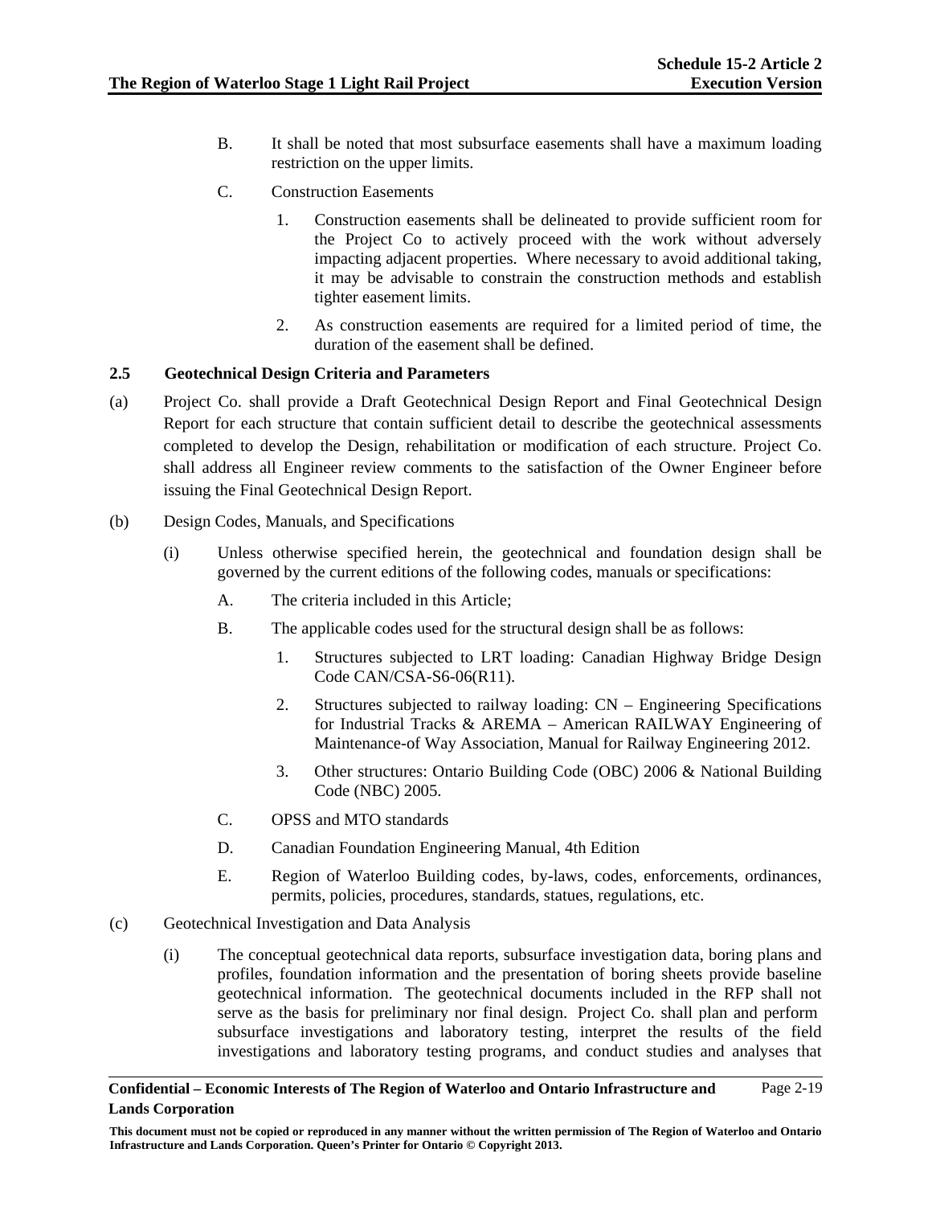B. It shall be noted that most subsurface easements shall have a maximum loading restriction on the upper limits.

C. Construction Easements

1. Construction easements shall be delineated to provide sufficient room for the Project Co to actively proceed with the work without adversely impacting adjacent properties. Where necessary to avoid additional taking, it may be advisable to constrain the construction methods and establish tighter easement limits.

2. As construction easements are required for a limited period of time, the duration of the easement shall be defined.

### 2.5 Geotechnical Design Criteria and Parameters

(a) Project Co. shall provide a Draft Geotechnical Design Report and Final Geotechnical Design Report for each structure that contain sufficient detail to describe the geotechnical assessments completed to develop the Design, rehabilitation or modification of each structure. Project Co. shall address all Engineer review comments to the satisfaction of the Owner Engineer before issuing the Final Geotechnical Design Report.

(b) Design Codes, Manuals, and Specifications

(i) Unless otherwise specified herein, the geotechnical and foundation design shall be governed by the current editions of the following codes, manuals or specifications:

A. The criteria included in this Article;

B. The applicable codes used for the structural design shall be as follows:

1. Structures subjected to LRT loading: Canadian Highway Bridge Design Code CAN/CSA-S6-06(R11).

2. Structures subjected to railway loading: CN – Engineering Specifications for Industrial Tracks & AREMA – American RAILWAY Engineering of Maintenance-of Way Association, Manual for Railway Engineering 2012.

3. Other structures: Ontario Building Code (OBC) 2006 & National Building Code (NBC) 2005.

C. OPSS and MTO standards

D. Canadian Foundation Engineering Manual, 4th Edition

E. Region of Waterloo Building codes, by-laws, codes, enforcements, ordinances, permits, policies, procedures, standards, statues, regulations, etc.

(c) Geotechnical Investigation and Data Analysis

(i) The conceptual geotechnical data reports, subsurface investigation data, boring plans and profiles, foundation information and the presentation of boring sheets provide baseline geotechnical information. The geotechnical documents included in the RFP shall not serve as the basis for preliminary nor final design. Project Co. shall plan and perform subsurface investigations and laboratory testing, interpret the results of the field investigations and laboratory testing programs, and conduct studies and analyses that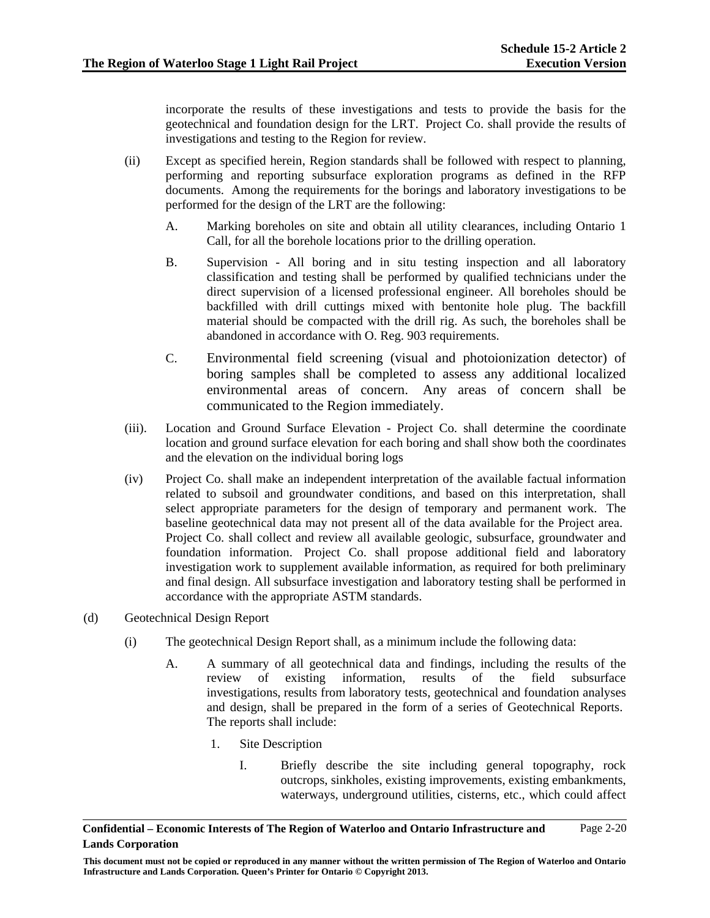incorporate the results of these investigations and tests to provide the basis for the geotechnical and foundation design for the LRT. Project Co. shall provide the results of investigations and testing to the Region for review.

(ii) Except as specified herein, Region standards shall be followed with respect to planning, performing and reporting subsurface exploration programs as defined in the RFP documents. Among the requirements for the borings and laboratory investigations to be performed for the design of the LRT are the following:

A. Marking boreholes on site and obtain all utility clearances, including Ontario 1 Call, for all the borehole locations prior to the drilling operation.

B. Supervision - All boring and in situ testing inspection and all laboratory classification and testing shall be performed by qualified technicians under the direct supervision of a licensed professional engineer. All boreholes should be backfilled with drill cuttings mixed with bentonite hole plug. The backfill material should be compacted with the drill rig. As such, the boreholes shall be abandoned in accordance with O. Reg. 903 requirements.

C. Environmental field screening (visual and photoionization detector) of boring samples shall be completed to assess any additional localized environmental areas of concern. Any areas of concern shall be communicated to the Region immediately.

(iii). Location and Ground Surface Elevation - Project Co. shall determine the coordinate location and ground surface elevation for each boring and shall show both the coordinates and the elevation on the individual boring logs

(iv) Project Co. shall make an independent interpretation of the available factual information related to subsoil and groundwater conditions, and based on this interpretation, shall select appropriate parameters for the design of temporary and permanent work. The baseline geotechnical data may not present all of the data available for the Project area. Project Co. shall collect and review all available geologic, subsurface, groundwater and foundation information. Project Co. shall propose additional field and laboratory investigation work to supplement available information, as required for both preliminary and final design. All subsurface investigation and laboratory testing shall be performed in accordance with the appropriate ASTM standards.

(d) Geotechnical Design Report

(i) The geotechnical Design Report shall, as a minimum include the following data:

A. A summary of all geotechnical data and findings, including the results of the review of existing information, results of the field subsurface investigations, results from laboratory tests, geotechnical and foundation analyses and design, shall be prepared in the form of a series of Geotechnical Reports. The reports shall include:

1. Site Description

I. Briefly describe the site including general topography, rock outcrops, sinkholes, existing improvements, existing embankments, waterways, underground utilities, cisterns, etc., which could affect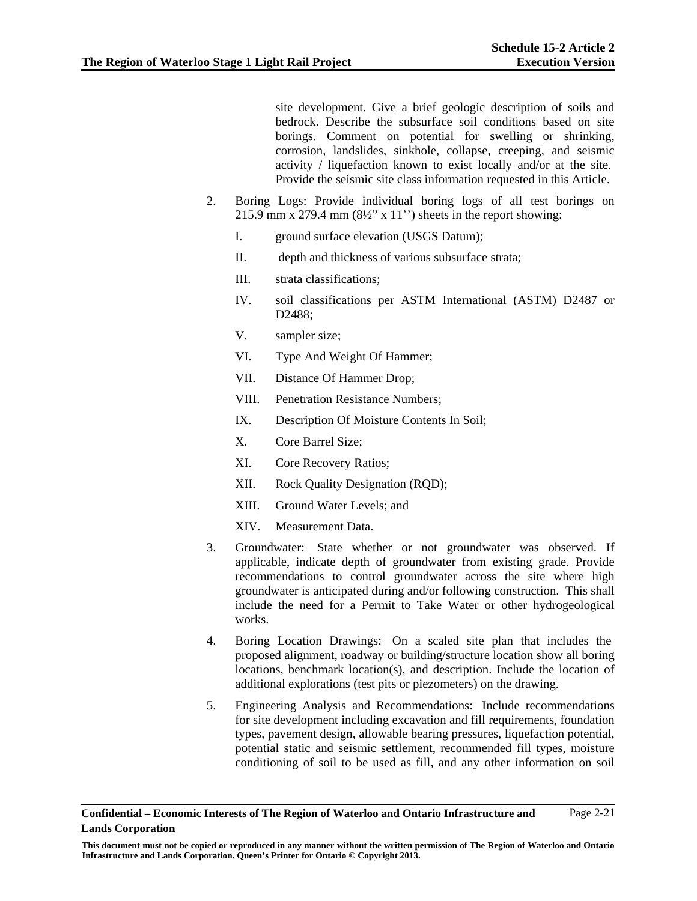site development. Give a brief geologic description of soils and bedrock. Describe the subsurface soil conditions based on site borings. Comment on potential for swelling or shrinking, corrosion, landslides, sinkhole, collapse, creeping, and seismic activity / liquefaction known to exist locally and/or at the site. Provide the seismic site class information requested in this Article.

2. Boring Logs: Provide individual boring logs of all test borings on 215.9 mm x 279.4 mm (8½" x 11'') sheets in the report showing:

   I. ground surface elevation (USGS Datum);

   II. depth and thickness of various subsurface strata;

   III. strata classifications;

   IV. soil classifications per ASTM International (ASTM) D2487 or D2488;

   V. sampler size;

   VI. Type And Weight Of Hammer;

   VII. Distance Of Hammer Drop;

   VIII. Penetration Resistance Numbers;

   IX. Description Of Moisture Contents In Soil;

   X. Core Barrel Size;

   XI. Core Recovery Ratios;

   XII. Rock Quality Designation (RQD);

   XIII. Ground Water Levels; and

   XIV. Measurement Data.

3. Groundwater: State whether or not groundwater was observed. If applicable, indicate depth of groundwater from existing grade. Provide recommendations to control groundwater across the site where high groundwater is anticipated during and/or following construction. This shall include the need for a Permit to Take Water or other hydrogeological works.

4. Boring Location Drawings: On a scaled site plan that includes the proposed alignment, roadway or building/structure location show all boring locations, benchmark location(s), and description. Include the location of additional explorations (test pits or piezometers) on the drawing.

5. Engineering Analysis and Recommendations: Include recommendations for site development including excavation and fill requirements, foundation types, pavement design, allowable bearing pressures, liquefaction potential, potential static and seismic settlement, recommended fill types, moisture conditioning of soil to be used as fill, and any other information on soil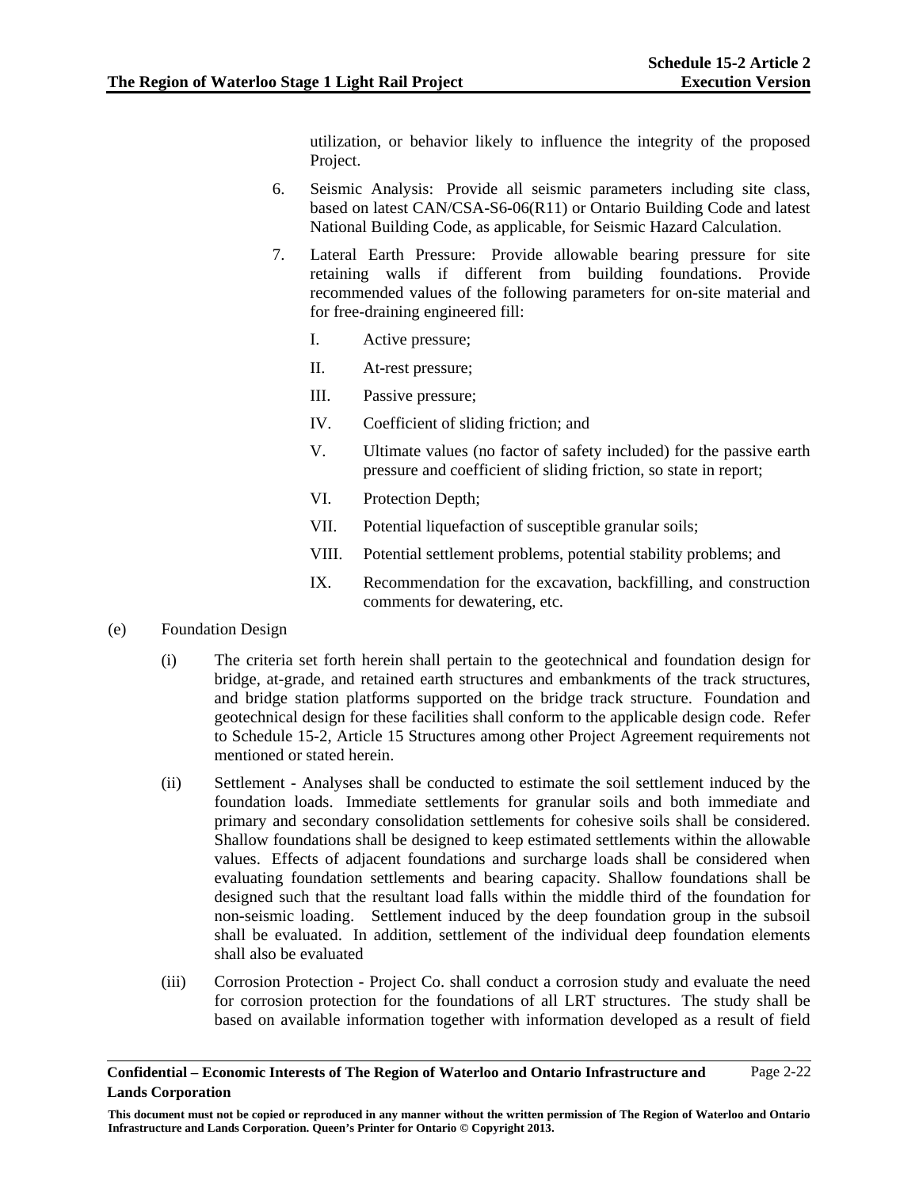utilization, or behavior likely to influence the integrity of the proposed Project.

6. Seismic Analysis: Provide all seismic parameters including site class, based on latest CAN/CSA-S6-06(R11) or Ontario Building Code and latest National Building Code, as applicable, for Seismic Hazard Calculation.

7. Lateral Earth Pressure: Provide allowable bearing pressure for site retaining walls if different from building foundations. Provide recommended values of the following parameters for on-site material and for free-draining engineered fill:

   I. Active pressure;

   II. At-rest pressure;

   III. Passive pressure;

   IV. Coefficient of sliding friction; and

   V. Ultimate values (no factor of safety included) for the passive earth pressure and coefficient of sliding friction, so state in report;

   VI. Protection Depth;

   VII. Potential liquefaction of susceptible granular soils;

   VIII. Potential settlement problems, potential stability problems; and

   IX. Recommendation for the excavation, backfilling, and construction comments for dewatering, etc.

(e) Foundation Design

(i) The criteria set forth herein shall pertain to the geotechnical and foundation design for bridge, at-grade, and retained earth structures and embankments of the track structures, and bridge station platforms supported on the bridge track structure. Foundation and geotechnical design for these facilities shall conform to the applicable design code. Refer to Schedule 15-2, Article 15 Structures among other Project Agreement requirements not mentioned or stated herein.

(ii) Settlement - Analyses shall be conducted to estimate the soil settlement induced by the foundation loads. Immediate settlements for granular soils and both immediate and primary and secondary consolidation settlements for cohesive soils shall be considered. Shallow foundations shall be designed to keep estimated settlements within the allowable values. Effects of adjacent foundations and surcharge loads shall be considered when evaluating foundation settlements and bearing capacity. Shallow foundations shall be designed such that the resultant load falls within the middle third of the foundation for non-seismic loading. Settlement induced by the deep foundation group in the subsoil shall be evaluated. In addition, settlement of the individual deep foundation elements shall also be evaluated

(iii) Corrosion Protection - Project Co. shall conduct a corrosion study and evaluate the need for corrosion protection for the foundations of all LRT structures. The study shall be based on available information together with information developed as a result of field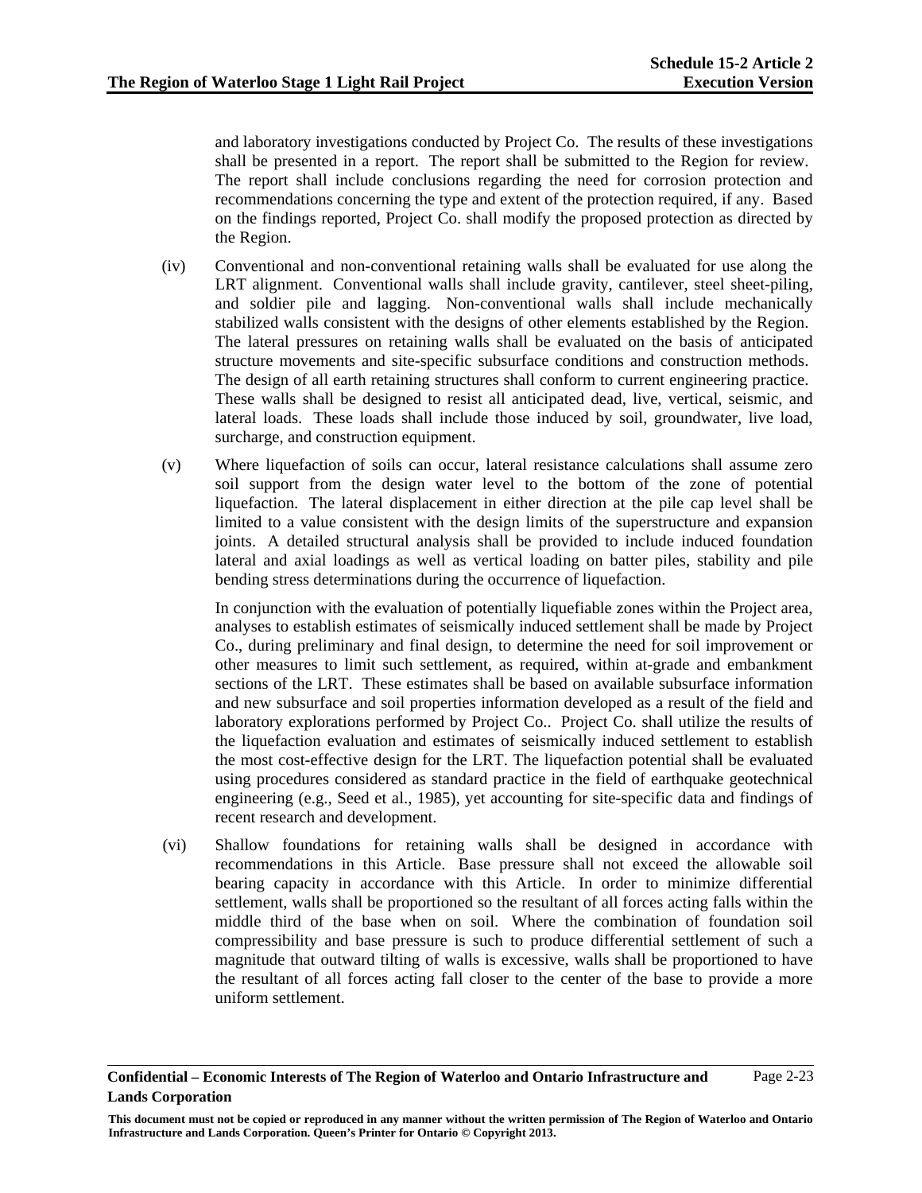and laboratory investigations conducted by Project Co. The results of these investigations shall be presented in a report. The report shall be submitted to the Region for review. The report shall include conclusions regarding the need for corrosion protection and recommendations concerning the type and extent of the protection required, if any. Based on the findings reported, Project Co. shall modify the proposed protection as directed by the Region.

(iv) Conventional and non-conventional retaining walls shall be evaluated for use along the LRT alignment. Conventional walls shall include gravity, cantilever, steel sheet-piling, and soldier pile and lagging. Non-conventional walls shall include mechanically stabilized walls consistent with the designs of other elements established by the Region. The lateral pressures on retaining walls shall be evaluated on the basis of anticipated structure movements and site-specific subsurface conditions and construction methods. The design of all earth retaining structures shall conform to current engineering practice. These walls shall be designed to resist all anticipated dead, live, vertical, seismic, and lateral loads. These loads shall include those induced by soil, groundwater, live load, surcharge, and construction equipment.

(v) Where liquefaction of soils can occur, lateral resistance calculations shall assume zero soil support from the design water level to the bottom of the zone of potential liquefaction. The lateral displacement in either direction at the pile cap level shall be limited to a value consistent with the design limits of the superstructure and expansion joints. A detailed structural analysis shall be provided to include induced foundation lateral and axial loadings as well as vertical loading on batter piles, stability and pile bending stress determinations during the occurrence of liquefaction.

In conjunction with the evaluation of potentially liquefiable zones within the Project area, analyses to establish estimates of seismically induced settlement shall be made by Project Co., during preliminary and final design, to determine the need for soil improvement or other measures to limit such settlement, as required, within at-grade and embankment sections of the LRT. These estimates shall be based on available subsurface information and new subsurface and soil properties information developed as a result of the field and laboratory explorations performed by Project Co.. Project Co. shall utilize the results of the liquefaction evaluation and estimates of seismically induced settlement to establish the most cost-effective design for the LRT. The liquefaction potential shall be evaluated using procedures considered as standard practice in the field of earthquake geotechnical engineering (e.g., Seed et al., 1985), yet accounting for site-specific data and findings of recent research and development.

(vi) Shallow foundations for retaining walls shall be designed in accordance with recommendations in this Article. Base pressure shall not exceed the allowable soil bearing capacity in accordance with this Article. In order to minimize differential settlement, walls shall be proportioned so the resultant of all forces acting falls within the middle third of the base when on soil. Where the combination of foundation soil compressibility and base pressure is such to produce differential settlement of such a magnitude that outward tilting of walls is excessive, walls shall be proportioned to have the resultant of all forces acting fall closer to the center of the base to provide a more uniform settlement.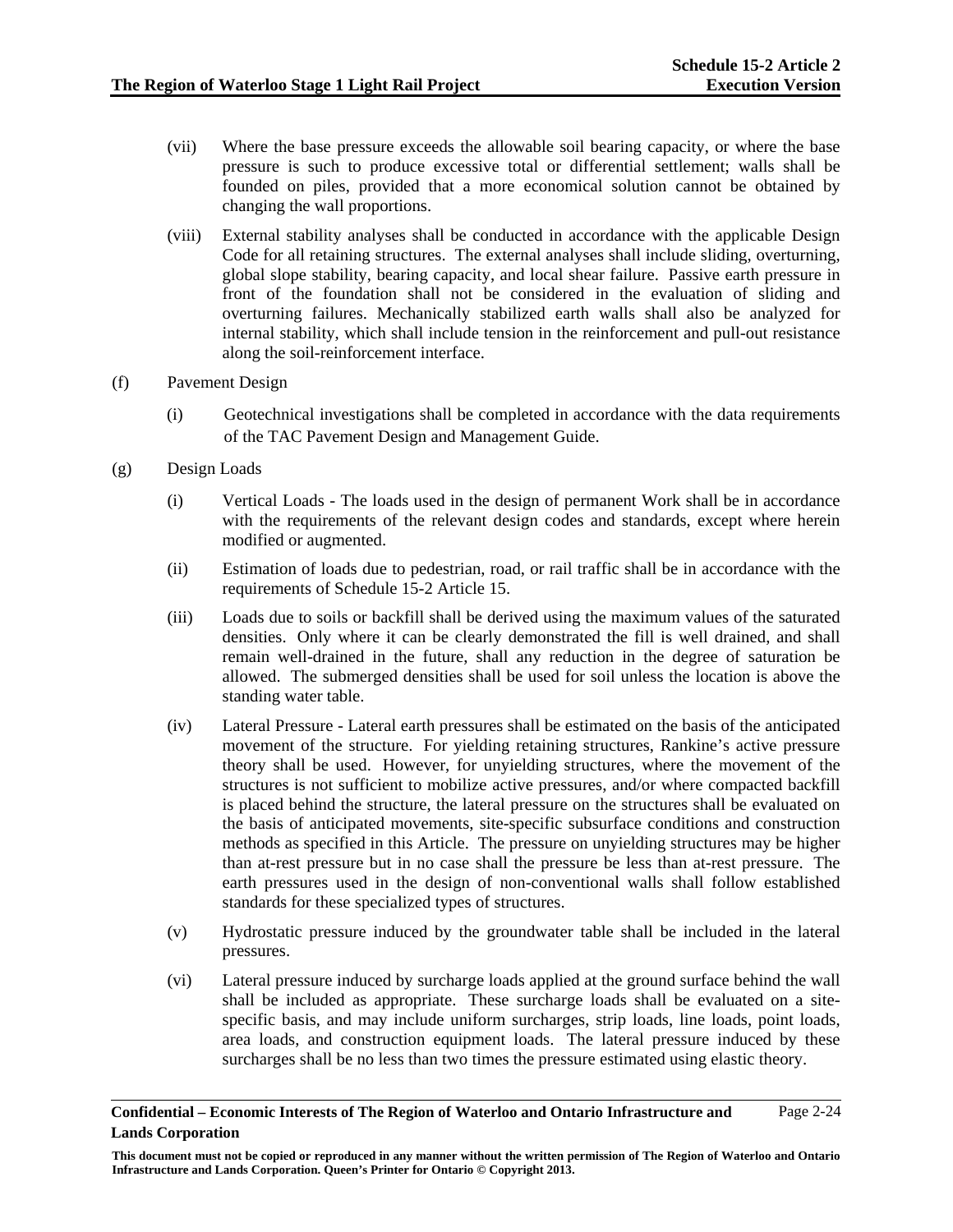(vii) Where the base pressure exceeds the allowable soil bearing capacity, or where the base pressure is such to produce excessive total or differential settlement; walls shall be founded on piles, provided that a more economical solution cannot be obtained by changing the wall proportions.

(viii) External stability analyses shall be conducted in accordance with the applicable Design Code for all retaining structures. The external analyses shall include sliding, overturning, global slope stability, bearing capacity, and local shear failure. Passive earth pressure in front of the foundation shall not be considered in the evaluation of sliding and overturning failures. Mechanically stabilized earth walls shall also be analyzed for internal stability, which shall include tension in the reinforcement and pull-out resistance along the soil-reinforcement interface.

(f) Pavement Design

(i) Geotechnical investigations shall be completed in accordance with the data requirements of the TAC Pavement Design and Management Guide.

(g) Design Loads

(i) Vertical Loads - The loads used in the design of permanent Work shall be in accordance with the requirements of the relevant design codes and standards, except where herein modified or augmented.

(ii) Estimation of loads due to pedestrian, road, or rail traffic shall be in accordance with the requirements of Schedule 15-2 Article 15.

(iii) Loads due to soils or backfill shall be derived using the maximum values of the saturated densities. Only where it can be clearly demonstrated the fill is well drained, and shall remain well-drained in the future, shall any reduction in the degree of saturation be allowed. The submerged densities shall be used for soil unless the location is above the standing water table.

(iv) Lateral Pressure - Lateral earth pressures shall be estimated on the basis of the anticipated movement of the structure. For yielding retaining structures, Rankine's active pressure theory shall be used. However, for unyielding structures, where the movement of the structures is not sufficient to mobilize active pressures, and/or where compacted backfill is placed behind the structure, the lateral pressure on the structures shall be evaluated on the basis of anticipated movements, site-specific subsurface conditions and construction methods as specified in this Article. The pressure on unyielding structures may be higher than at-rest pressure but in no case shall the pressure be less than at-rest pressure. The earth pressures used in the design of non-conventional walls shall follow established standards for these specialized types of structures.

(v) Hydrostatic pressure induced by the groundwater table shall be included in the lateral pressures.

(vi) Lateral pressure induced by surcharge loads applied at the ground surface behind the wall shall be included as appropriate. These surcharge loads shall be evaluated on a site-specific basis, and may include uniform surcharges, strip loads, line loads, point loads, area loads, and construction equipment loads. The lateral pressure induced by these surcharges shall be no less than two times the pressure estimated using elastic theory.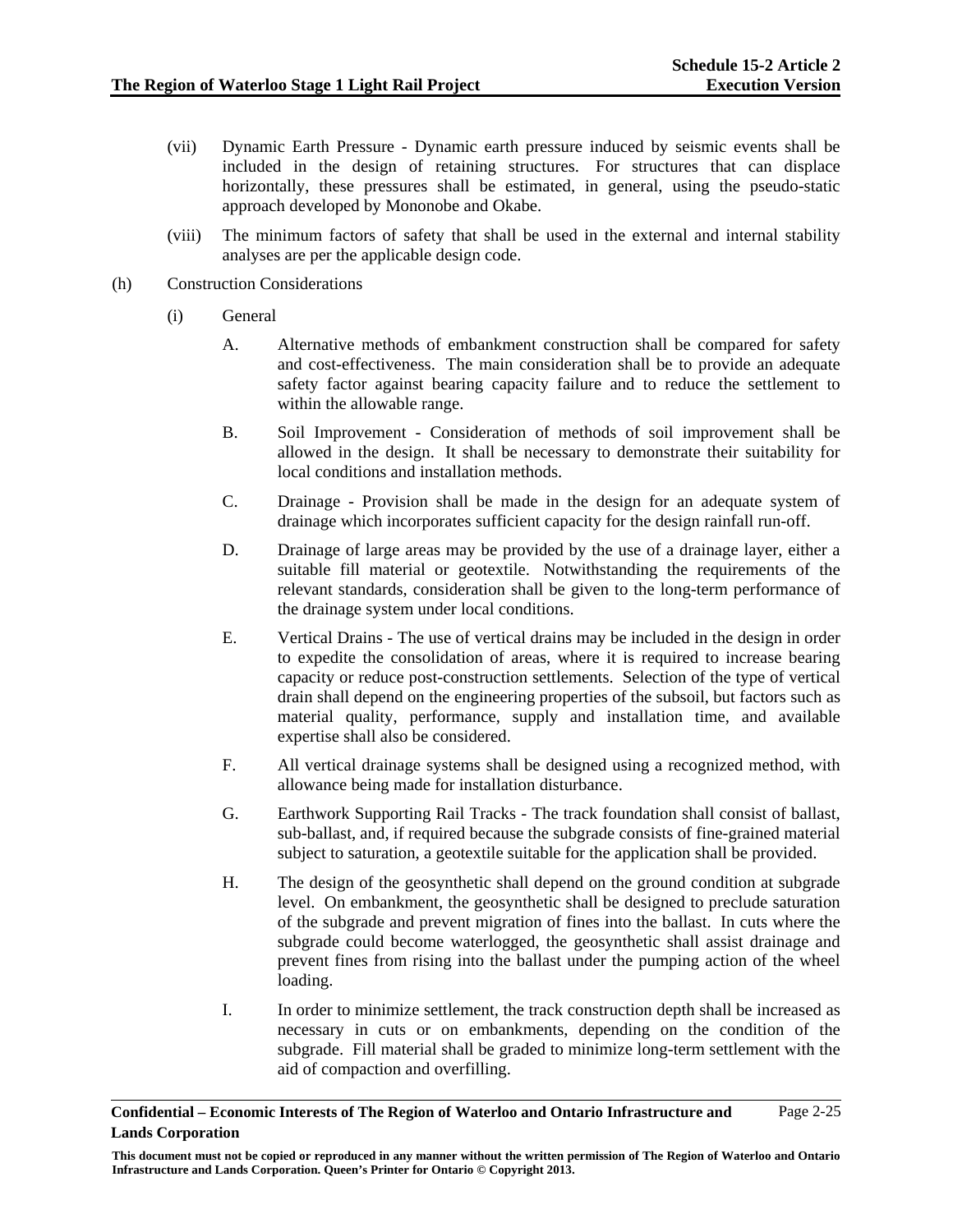(vii) Dynamic Earth Pressure - Dynamic earth pressure induced by seismic events shall be included in the design of retaining structures. For structures that can displace horizontally, these pressures shall be estimated, in general, using the pseudo-static approach developed by Mononobe and Okabe.

(viii) The minimum factors of safety that shall be used in the external and internal stability analyses are per the applicable design code.

(h) Construction Considerations

(i) General

A. Alternative methods of embankment construction shall be compared for safety and cost-effectiveness. The main consideration shall be to provide an adequate safety factor against bearing capacity failure and to reduce the settlement to within the allowable range.

B. Soil Improvement - Consideration of methods of soil improvement shall be allowed in the design. It shall be necessary to demonstrate their suitability for local conditions and installation methods.

C. Drainage - Provision shall be made in the design for an adequate system of drainage which incorporates sufficient capacity for the design rainfall run-off.

D. Drainage of large areas may be provided by the use of a drainage layer, either a suitable fill material or geotextile. Notwithstanding the requirements of the relevant standards, consideration shall be given to the long-term performance of the drainage system under local conditions.

E. Vertical Drains - The use of vertical drains may be included in the design in order to expedite the consolidation of areas, where it is required to increase bearing capacity or reduce post-construction settlements. Selection of the type of vertical drain shall depend on the engineering properties of the subsoil, but factors such as material quality, performance, supply and installation time, and available expertise shall also be considered.

F. All vertical drainage systems shall be designed using a recognized method, with allowance being made for installation disturbance.

G. Earthwork Supporting Rail Tracks - The track foundation shall consist of ballast, sub-ballast, and, if required because the subgrade consists of fine-grained material subject to saturation, a geotextile suitable for the application shall be provided.

H. The design of the geosynthetic shall depend on the ground condition at subgrade level. On embankment, the geosynthetic shall be designed to preclude saturation of the subgrade and prevent migration of fines into the ballast. In cuts where the subgrade could become waterlogged, the geosynthetic shall assist drainage and prevent fines from rising into the ballast under the pumping action of the wheel loading.

I. In order to minimize settlement, the track construction depth shall be increased as necessary in cuts or on embankments, depending on the condition of the subgrade. Fill material shall be graded to minimize long-term settlement with the aid of compaction and overfilling.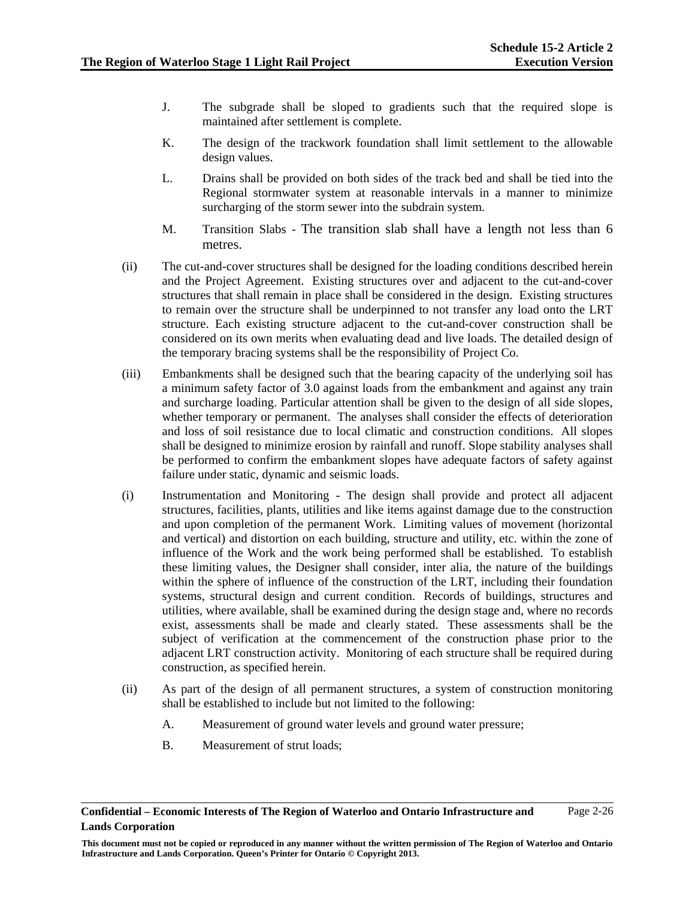J. The subgrade shall be sloped to gradients such that the required slope is maintained after settlement is complete.

K. The design of the trackwork foundation shall limit settlement to the allowable design values.

L. Drains shall be provided on both sides of the track bed and shall be tied into the Regional stormwater system at reasonable intervals in a manner to minimize surcharging of the storm sewer into the subdrain system.

M. Transition Slabs - The transition slab shall have a length not less than 6 metres.

(ii) The cut-and-cover structures shall be designed for the loading conditions described herein and the Project Agreement. Existing structures over and adjacent to the cut-and-cover structures that shall remain in place shall be considered in the design. Existing structures to remain over the structure shall be underpinned to not transfer any load onto the LRT structure. Each existing structure adjacent to the cut-and-cover construction shall be considered on its own merits when evaluating dead and live loads. The detailed design of the temporary bracing systems shall be the responsibility of Project Co.

(iii) Embankments shall be designed such that the bearing capacity of the underlying soil has a minimum safety factor of 3.0 against loads from the embankment and against any train and surcharge loading. Particular attention shall be given to the design of all side slopes, whether temporary or permanent. The analyses shall consider the effects of deterioration and loss of soil resistance due to local climatic and construction conditions. All slopes shall be designed to minimize erosion by rainfall and runoff. Slope stability analyses shall be performed to confirm the embankment slopes have adequate factors of safety against failure under static, dynamic and seismic loads.

(i) Instrumentation and Monitoring - The design shall provide and protect all adjacent structures, facilities, plants, utilities and like items against damage due to the construction and upon completion of the permanent Work. Limiting values of movement (horizontal and vertical) and distortion on each building, structure and utility, etc. within the zone of influence of the Work and the work being performed shall be established. To establish these limiting values, the Designer shall consider, inter alia, the nature of the buildings within the sphere of influence of the construction of the LRT, including their foundation systems, structural design and current condition. Records of buildings, structures and utilities, where available, shall be examined during the design stage and, where no records exist, assessments shall be made and clearly stated. These assessments shall be the subject of verification at the commencement of the construction phase prior to the adjacent LRT construction activity. Monitoring of each structure shall be required during construction, as specified herein.

(ii) As part of the design of all permanent structures, a system of construction monitoring shall be established to include but not limited to the following:

A. Measurement of ground water levels and ground water pressure;

B. Measurement of strut loads;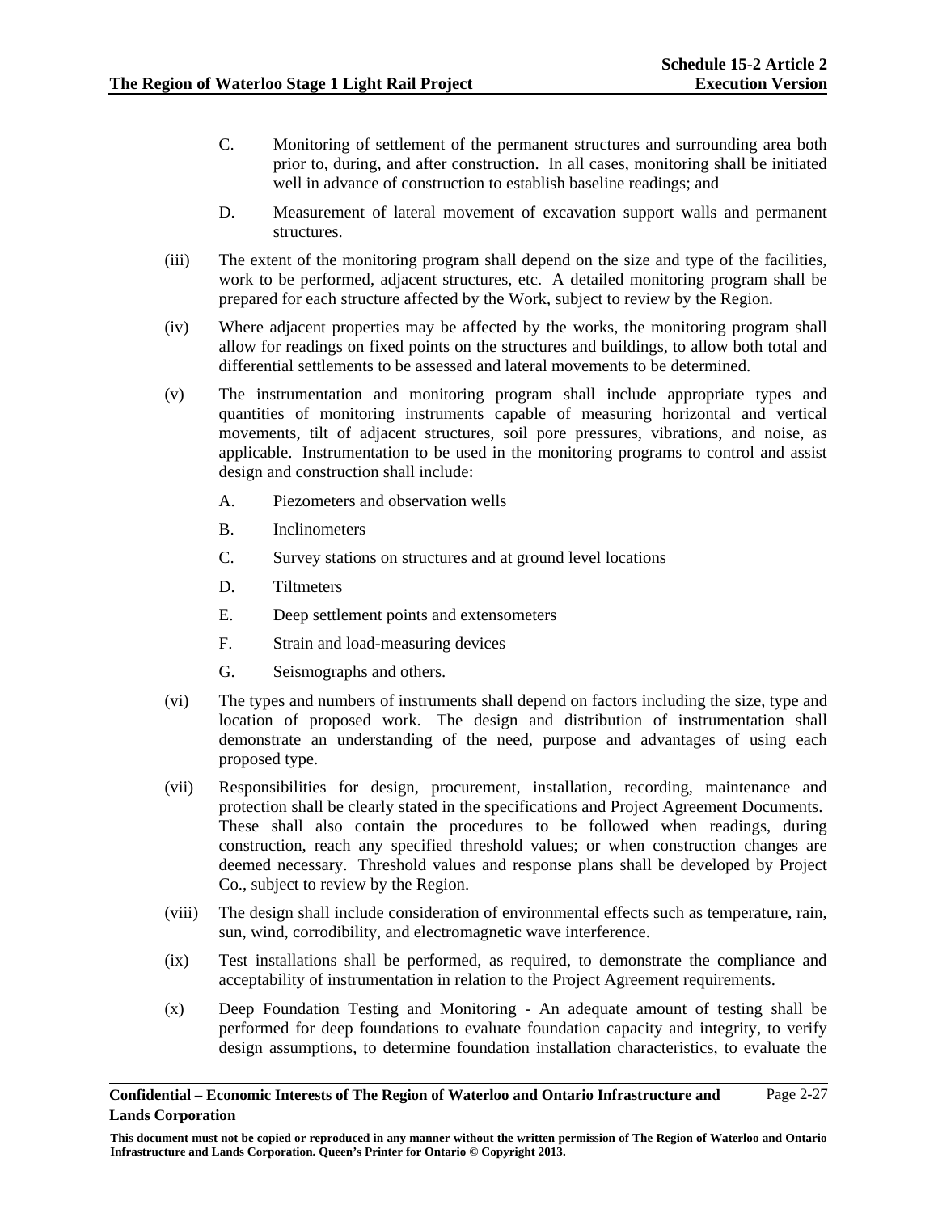C. Monitoring of settlement of the permanent structures and surrounding area both prior to, during, and after construction. In all cases, monitoring shall be initiated well in advance of construction to establish baseline readings; and

D. Measurement of lateral movement of excavation support walls and permanent structures.

(iii) The extent of the monitoring program shall depend on the size and type of the facilities, work to be performed, adjacent structures, etc. A detailed monitoring program shall be prepared for each structure affected by the Work, subject to review by the Region.

(iv) Where adjacent properties may be affected by the works, the monitoring program shall allow for readings on fixed points on the structures and buildings, to allow both total and differential settlements to be assessed and lateral movements to be determined.

(v) The instrumentation and monitoring program shall include appropriate types and quantities of monitoring instruments capable of measuring horizontal and vertical movements, tilt of adjacent structures, soil pore pressures, vibrations, and noise, as applicable. Instrumentation to be used in the monitoring programs to control and assist design and construction shall include:

A. Piezometers and observation wells

B. Inclinometers

C. Survey stations on structures and at ground level locations

D. Tiltmeters

E. Deep settlement points and extensometers

F. Strain and load-measuring devices

G. Seismographs and others.

(vi) The types and numbers of instruments shall depend on factors including the size, type and location of proposed work. The design and distribution of instrumentation shall demonstrate an understanding of the need, purpose and advantages of using each proposed type.

(vii) Responsibilities for design, procurement, installation, recording, maintenance and protection shall be clearly stated in the specifications and Project Agreement Documents. These shall also contain the procedures to be followed when readings, during construction, reach any specified threshold values; or when construction changes are deemed necessary. Threshold values and response plans shall be developed by Project Co., subject to review by the Region.

(viii) The design shall include consideration of environmental effects such as temperature, rain, sun, wind, corrodibility, and electromagnetic wave interference.

(ix) Test installations shall be performed, as required, to demonstrate the compliance and acceptability of instrumentation in relation to the Project Agreement requirements.

(x) Deep Foundation Testing and Monitoring - An adequate amount of testing shall be performed for deep foundations to evaluate foundation capacity and integrity, to verify design assumptions, to determine foundation installation characteristics, to evaluate the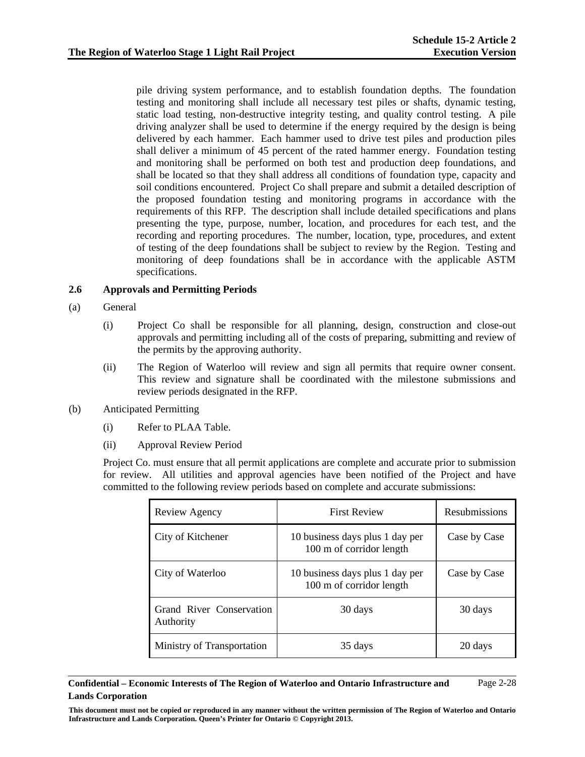pile driving system performance, and to establish foundation depths. The foundation testing and monitoring shall include all necessary test piles or shafts, dynamic testing, static load testing, non-destructive integrity testing, and quality control testing. A pile driving analyzer shall be used to determine if the energy required by the design is being delivered by each hammer. Each hammer used to drive test piles and production piles shall deliver a minimum of 45 percent of the rated hammer energy. Foundation testing and monitoring shall be performed on both test and production deep foundations, and shall be located so that they shall address all conditions of foundation type, capacity and soil conditions encountered. Project Co shall prepare and submit a detailed description of the proposed foundation testing and monitoring programs in accordance with the requirements of this RFP. The description shall include detailed specifications and plans presenting the type, purpose, number, location, and procedures for each test, and the recording and reporting procedures. The number, location, type, procedures, and extent of testing of the deep foundations shall be subject to review by the Region. Testing and monitoring of deep foundations shall be in accordance with the applicable ASTM specifications.

### 2.6 Approvals and Permitting Periods

(a) General

(i) Project Co shall be responsible for all planning, design, construction and close-out approvals and permitting including all of the costs of preparing, submitting and review of the permits by the approving authority.

(ii) The Region of Waterloo will review and sign all permits that require owner consent. This review and signature shall be coordinated with the milestone submissions and review periods designated in the RFP.

(b) Anticipated Permitting

(i) Refer to PLAA Table.

(ii) Approval Review Period

Project Co. must ensure that all permit applications are complete and accurate prior to submission for review. All utilities and approval agencies have been notified of the Project and have committed to the following review periods based on complete and accurate submissions:

| Review Agency | First Review | Resubmissions |
|---|---|---|
| City of Kitchener | 10 business days plus 1 day per 100 m of corridor length | Case by Case |
| City of Waterloo | 10 business days plus 1 day per 100 m of corridor length | Case by Case |
| Grand River Conservation Authority | 30 days | 30 days |
| Ministry of Transportation | 35 days | 20 days |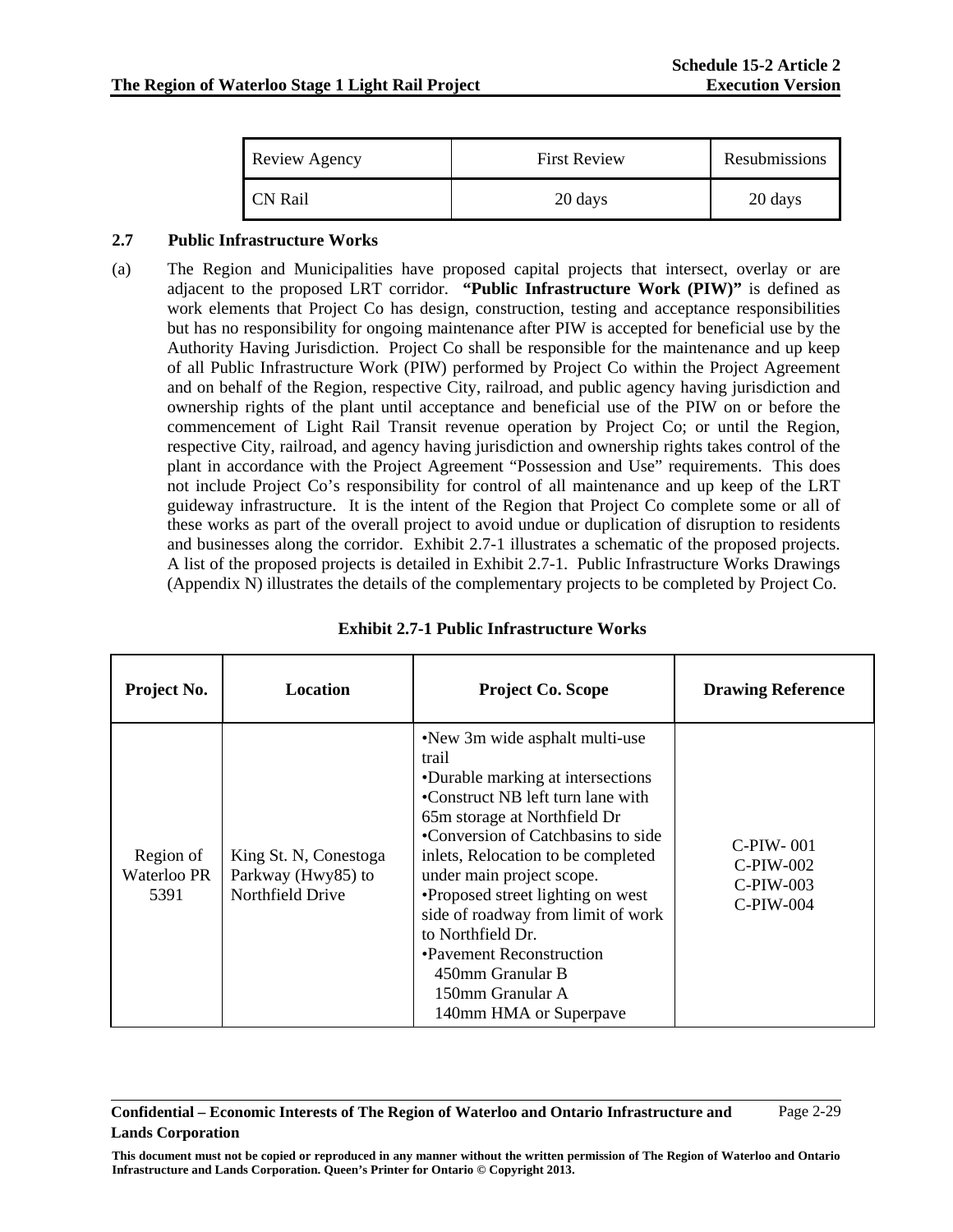| Review Agency | First Review | Resubmissions |
|---|---|---|
| CN Rail | 20 days | 20 days |

## 2.7 Public Infrastructure Works

(a) The Region and Municipalities have proposed capital projects that intersect, overlay or are adjacent to the proposed LRT corridor. **"Public Infrastructure Work (PIW)"** is defined as work elements that Project Co has design, construction, testing and acceptance responsibilities but has no responsibility for ongoing maintenance after PIW is accepted for beneficial use by the Authority Having Jurisdiction. Project Co shall be responsible for the maintenance and up keep of all Public Infrastructure Work (PIW) performed by Project Co within the Project Agreement and on behalf of the Region, respective City, railroad, and public agency having jurisdiction and ownership rights of the plant until acceptance and beneficial use of the PIW on or before the commencement of Light Rail Transit revenue operation by Project Co; or until the Region, respective City, railroad, and agency having jurisdiction and ownership rights takes control of the plant in accordance with the Project Agreement "Possession and Use" requirements. This does not include Project Co's responsibility for control of all maintenance and up keep of the LRT guideway infrastructure. It is the intent of the Region that Project Co complete some or all of these works as part of the overall project to avoid undue or duplication of disruption to residents and businesses along the corridor. Exhibit 2.7-1 illustrates a schematic of the proposed projects. A list of the proposed projects is detailed in Exhibit 2.7-1. Public Infrastructure Works Drawings (Appendix N) illustrates the details of the complementary projects to be completed by Project Co.

**Exhibit 2.7-1 Public Infrastructure Works**

| Project No. | Location | Project Co. Scope | Drawing Reference |
|---|---|---|---|
| Region of Waterloo PR 5391 | King St. N, Conestoga Parkway (Hwy85) to Northfield Drive | •New 3m wide asphalt multi-use trail<br>•Durable marking at intersections<br>•Construct NB left turn lane with 65m storage at Northfield Dr<br>•Conversion of Catchbasins to side inlets, Relocation to be completed under main project scope.<br>•Proposed street lighting on west side of roadway from limit of work to Northfield Dr.<br>•Pavement Reconstruction<br>450mm Granular B<br>150mm Granular A<br>140mm HMA or Superpave | C-PIW- 001<br>C-PIW-002<br>C-PIW-003<br>C-PIW-004 |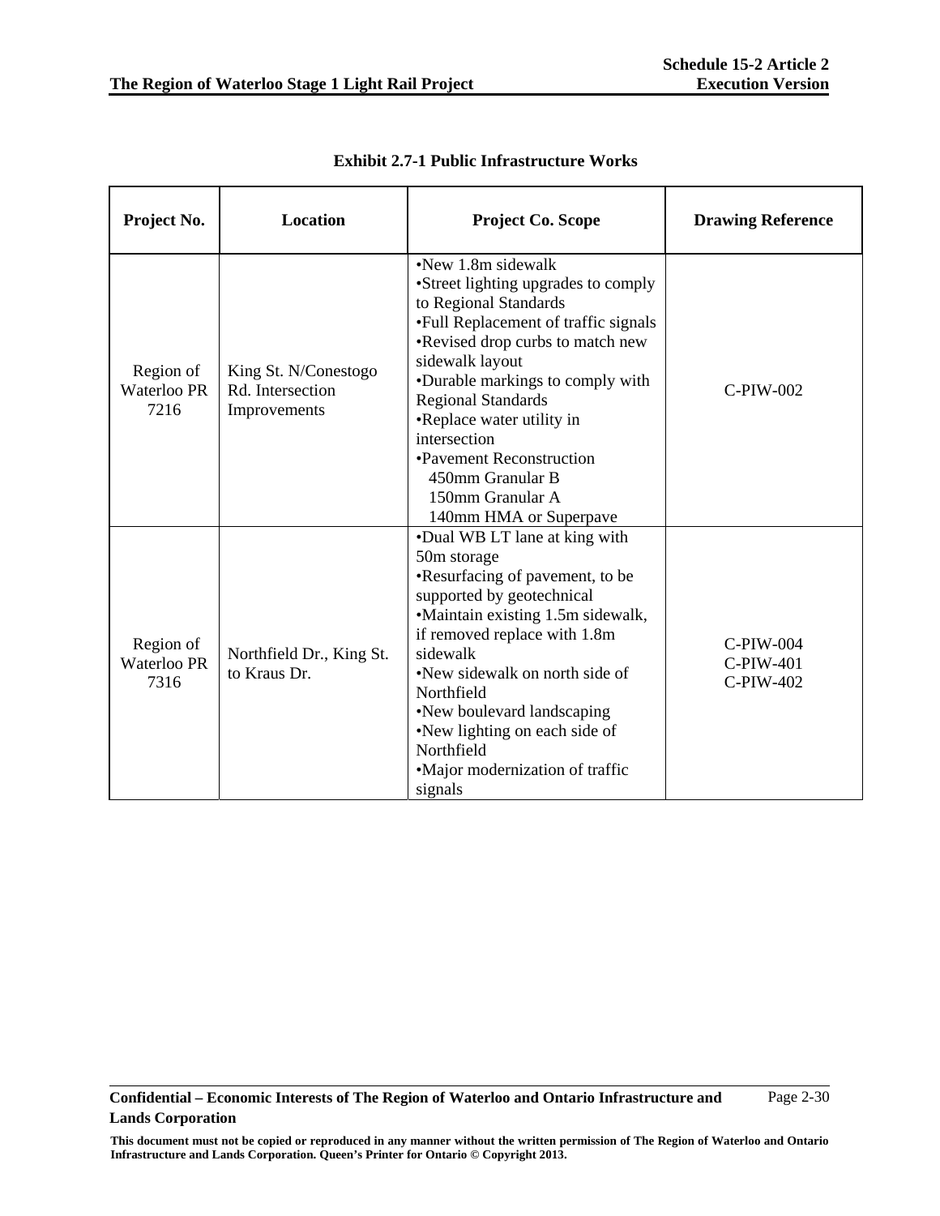**Exhibit 2.7-1 Public Infrastructure Works**

| Project No. | Location | Project Co. Scope | Drawing Reference |
|---|---|---|---|
| Region of Waterloo PR 7216 | King St. N/Conestogo Rd. Intersection Improvements | •New 1.8m sidewalk<br>•Street lighting upgrades to comply to Regional Standards<br>•Full Replacement of traffic signals<br>•Revised drop curbs to match new sidewalk layout<br>•Durable markings to comply with Regional Standards<br>•Replace water utility in intersection<br>•Pavement Reconstruction<br>450mm Granular B<br>150mm Granular A<br>140mm HMA or Superpave | C-PIW-002 |
| Region of Waterloo PR 7316 | Northfield Dr., King St. to Kraus Dr. | •Dual WB LT lane at king with 50m storage<br>•Resurfacing of pavement, to be supported by geotechnical<br>•Maintain existing 1.5m sidewalk, if removed replace with 1.8m sidewalk<br>•New sidewalk on north side of Northfield<br>•New boulevard landscaping<br>•New lighting on each side of Northfield<br>•Major modernization of traffic signals | C-PIW-004<br>C-PIW-401<br>C-PIW-402 |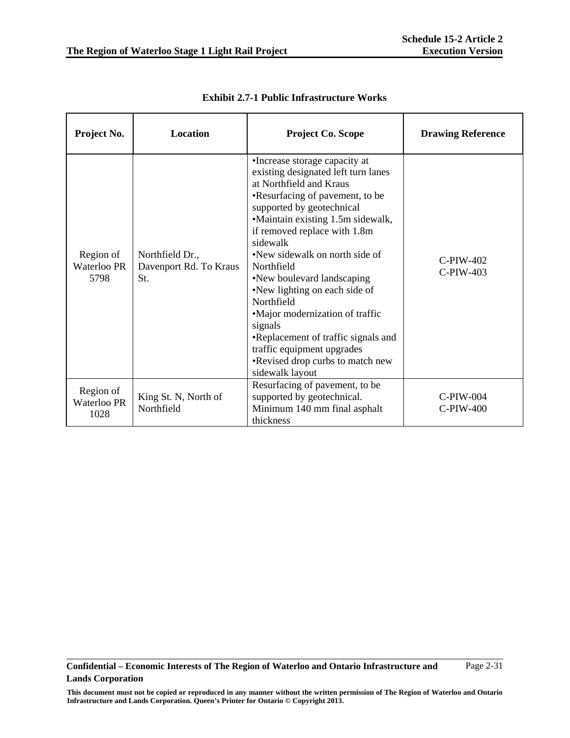**Exhibit 2.7-1 Public Infrastructure Works**

| Project No. | Location | Project Co. Scope | Drawing Reference |
|---|---|---|---|
| Region of Waterloo PR 5798 | Northfield Dr., Davenport Rd. To Kraus St. | •Increase storage capacity at existing designated left turn lanes at Northfield and Kraus<br>•Resurfacing of pavement, to be supported by geotechnical<br>•Maintain existing 1.5m sidewalk, if removed replace with 1.8m sidewalk<br>•New sidewalk on north side of Northfield<br>•New boulevard landscaping<br>•New lighting on each side of Northfield<br>•Major modernization of traffic signals<br>•Replacement of traffic signals and traffic equipment upgrades<br>•Revised drop curbs to match new sidewalk layout | C-PIW-402<br>C-PIW-403 |
| Region of Waterloo PR 1028 | King St. N, North of Northfield | Resurfacing of pavement, to be supported by geotechnical. Minimum 140 mm final asphalt thickness | C-PIW-004<br>C-PIW-400 |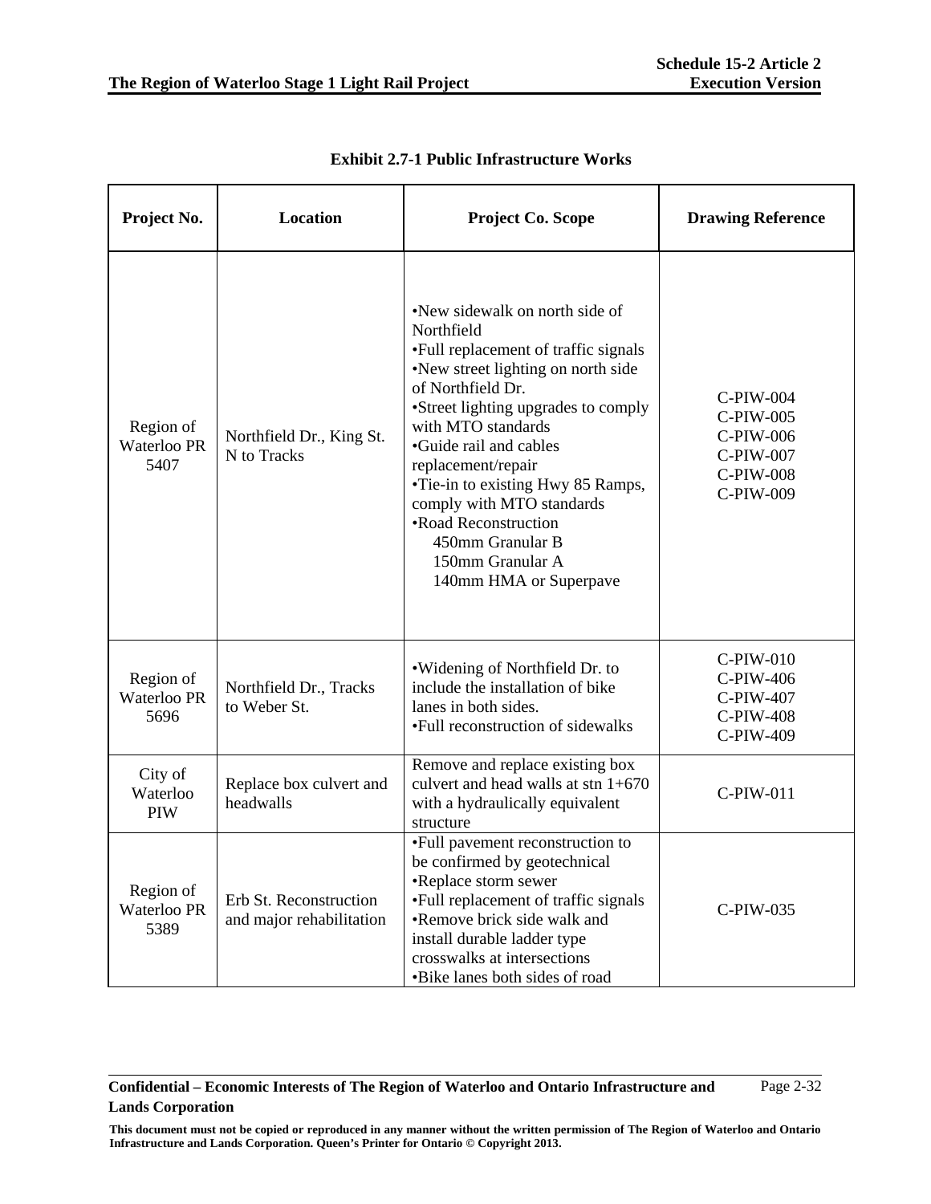**Exhibit 2.7-1 Public Infrastructure Works**

| Project No. | Location | Project Co. Scope | Drawing Reference |
|---|---|---|---|
| Region of Waterloo PR 5407 | Northfield Dr., King St. N to Tracks | •New sidewalk on north side of Northfield<br>•Full replacement of traffic signals<br>•New street lighting on north side of Northfield Dr.<br>•Street lighting upgrades to comply with MTO standards<br>•Guide rail and cables replacement/repair<br>•Tie-in to existing Hwy 85 Ramps, comply with MTO standards<br>•Road Reconstruction<br>450mm Granular B<br>150mm Granular A<br>140mm HMA or Superpave | C-PIW-004<br>C-PIW-005<br>C-PIW-006<br>C-PIW-007<br>C-PIW-008<br>C-PIW-009 |
| Region of Waterloo PR 5696 | Northfield Dr., Tracks to Weber St. | •Widening of Northfield Dr. to include the installation of bike lanes in both sides.<br>•Full reconstruction of sidewalks | C-PIW-010<br>C-PIW-406<br>C-PIW-407<br>C-PIW-408<br>C-PIW-409 |
| City of Waterloo PIW | Replace box culvert and headwalls | Remove and replace existing box culvert and head walls at stn 1+670 with a hydraulically equivalent structure | C-PIW-011 |
| Region of Waterloo PR 5389 | Erb St. Reconstruction and major rehabilitation | •Full pavement reconstruction to be confirmed by geotechnical<br>•Replace storm sewer<br>•Full replacement of traffic signals<br>•Remove brick side walk and install durable ladder type crosswalks at intersections<br>•Bike lanes both sides of road | C-PIW-035 |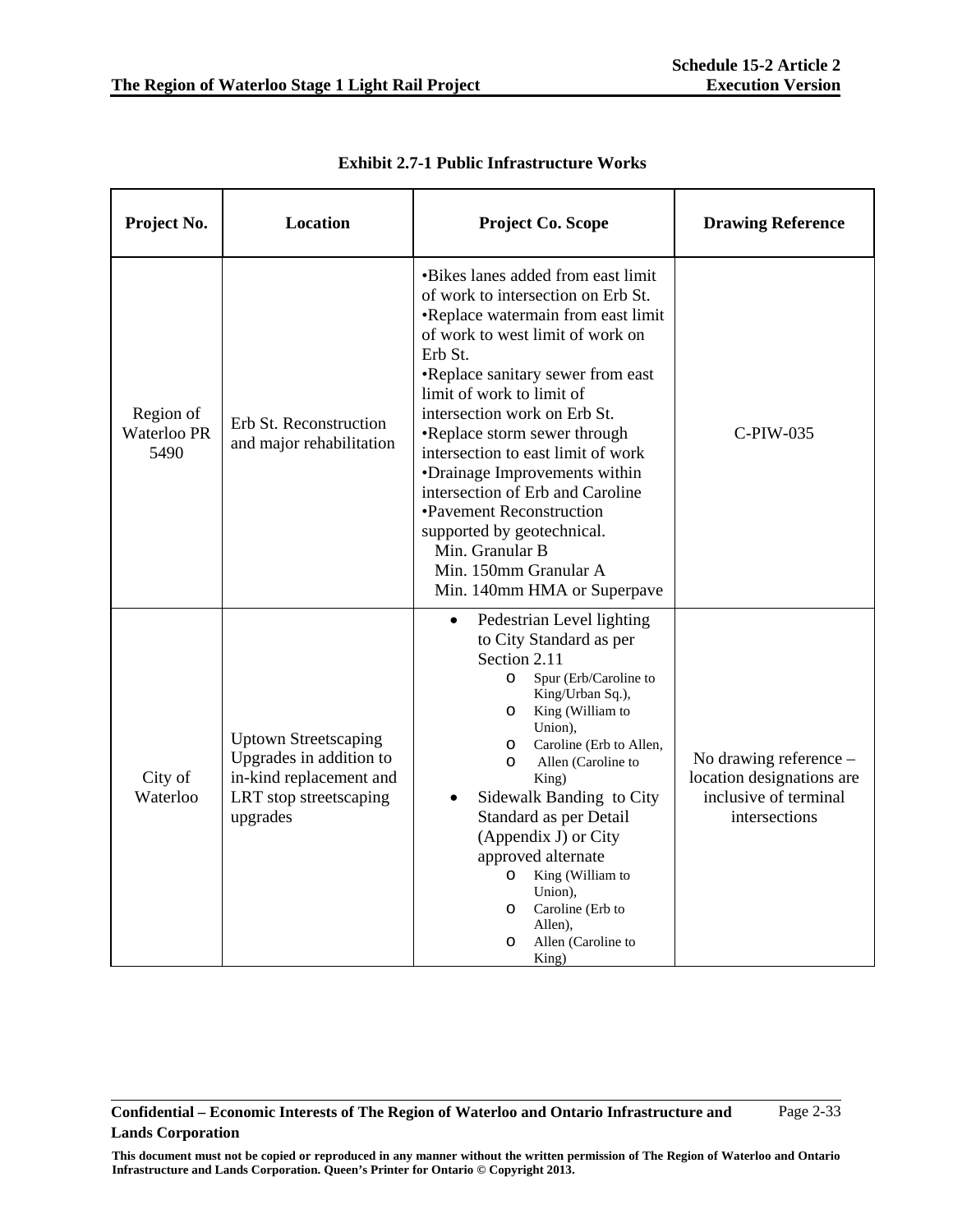**Exhibit 2.7-1 Public Infrastructure Works**

| Project No. | Location | Project Co. Scope | Drawing Reference |
|---|---|---|---|
| Region of Waterloo PR 5490 | Erb St. Reconstruction and major rehabilitation | •Bikes lanes added from east limit of work to intersection on Erb St.<br>•Replace watermain from east limit of work to west limit of work on Erb St.<br>•Replace sanitary sewer from east limit of work to limit of intersection work on Erb St.<br>•Replace storm sewer through intersection to east limit of work<br>•Drainage Improvements within intersection of Erb and Caroline<br>•Pavement Reconstruction supported by geotechnical.<br>Min. Granular B<br>Min. 150mm Granular A<br>Min. 140mm HMA or Superpave | C-PIW-035 |
| City of Waterloo | Uptown Streetscaping Upgrades in addition to in-kind replacement and LRT stop streetscaping upgrades | • Pedestrian Level lighting to City Standard as per Section 2.11<br>o Spur (Erb/Caroline to King/Urban Sq.),<br>o King (William to Union),<br>o Caroline (Erb to Allen,<br>o Allen (Caroline to King)<br>• Sidewalk Banding to City Standard as per Detail (Appendix J) or City approved alternate<br>o King (William to Union),<br>o Caroline (Erb to Allen),<br>o Allen (Caroline to King) | No drawing reference – location designations are inclusive of terminal intersections |

**Confidential – Economic Interests of The Region of Waterloo and Ontario Infrastructure and Lands Corporation**

This document must not be copied or reproduced in any manner without the written permission of The Region of Waterloo and Ontario Infrastructure and Lands Corporation. Queen's Printer for Ontario © Copyright 2013.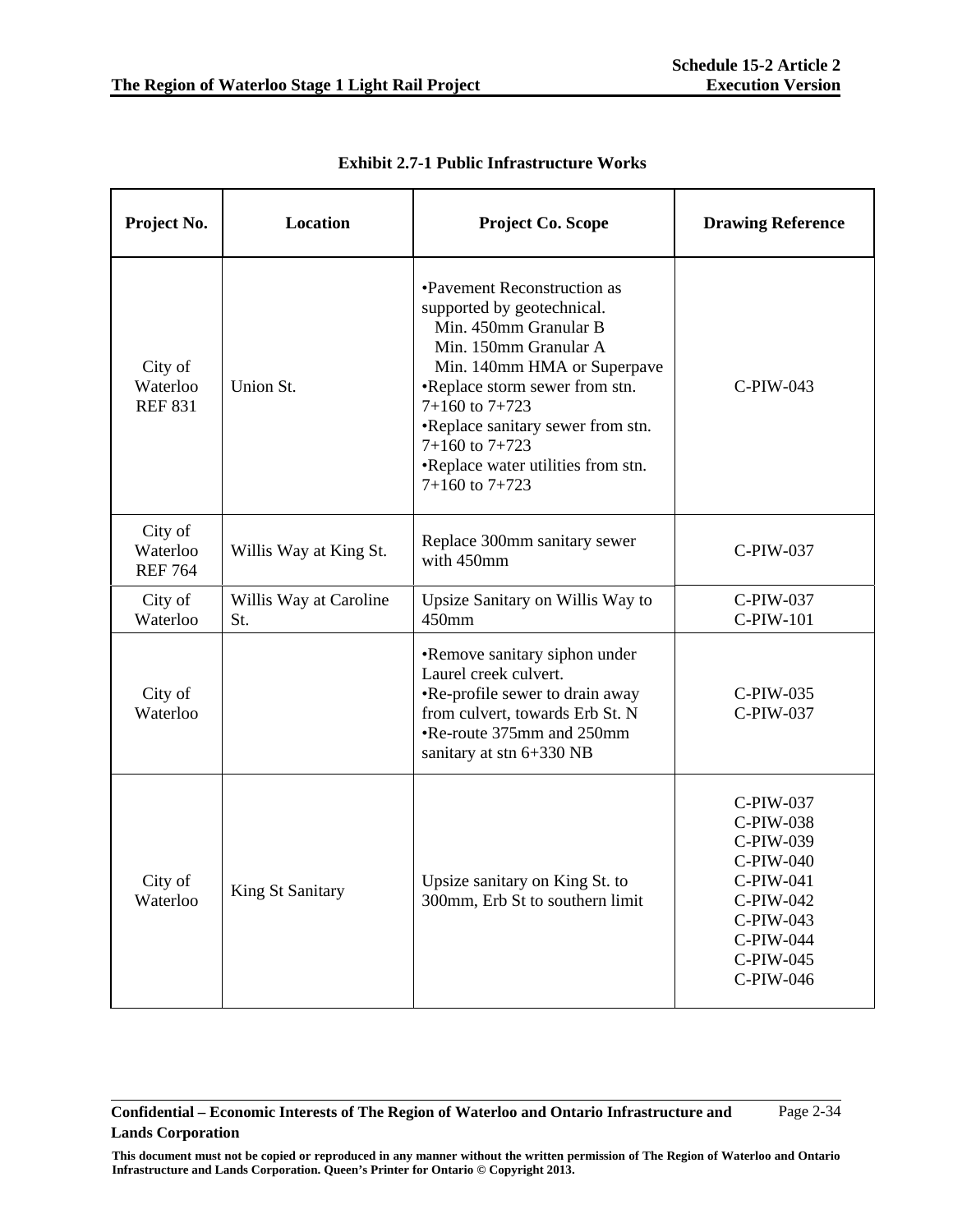**Exhibit 2.7-1 Public Infrastructure Works**

| Project No. | Location | Project Co. Scope | Drawing Reference |
|---|---|---|---|
| City of Waterloo REF 831 | Union St. | •Pavement Reconstruction as supported by geotechnical.<br>Min. 450mm Granular B<br>Min. 150mm Granular A<br>Min. 140mm HMA or Superpave<br>•Replace storm sewer from stn. 7+160 to 7+723<br>•Replace sanitary sewer from stn. 7+160 to 7+723<br>•Replace water utilities from stn. 7+160 to 7+723 | C-PIW-043 |
| City of Waterloo REF 764 | Willis Way at King St. | Replace 300mm sanitary sewer with 450mm | C-PIW-037 |
| City of Waterloo | Willis Way at Caroline St. | Upsize Sanitary on Willis Way to 450mm | C-PIW-037<br>C-PIW-101 |
| City of Waterloo | | •Remove sanitary siphon under Laurel creek culvert.<br>•Re-profile sewer to drain away from culvert, towards Erb St. N<br>•Re-route 375mm and 250mm sanitary at stn 6+330 NB | C-PIW-035<br>C-PIW-037 |
| City of Waterloo | King St Sanitary | Upsize sanitary on King St. to 300mm, Erb St to southern limit | C-PIW-037<br>C-PIW-038<br>C-PIW-039<br>C-PIW-040<br>C-PIW-041<br>C-PIW-042<br>C-PIW-043<br>C-PIW-044<br>C-PIW-045<br>C-PIW-046 |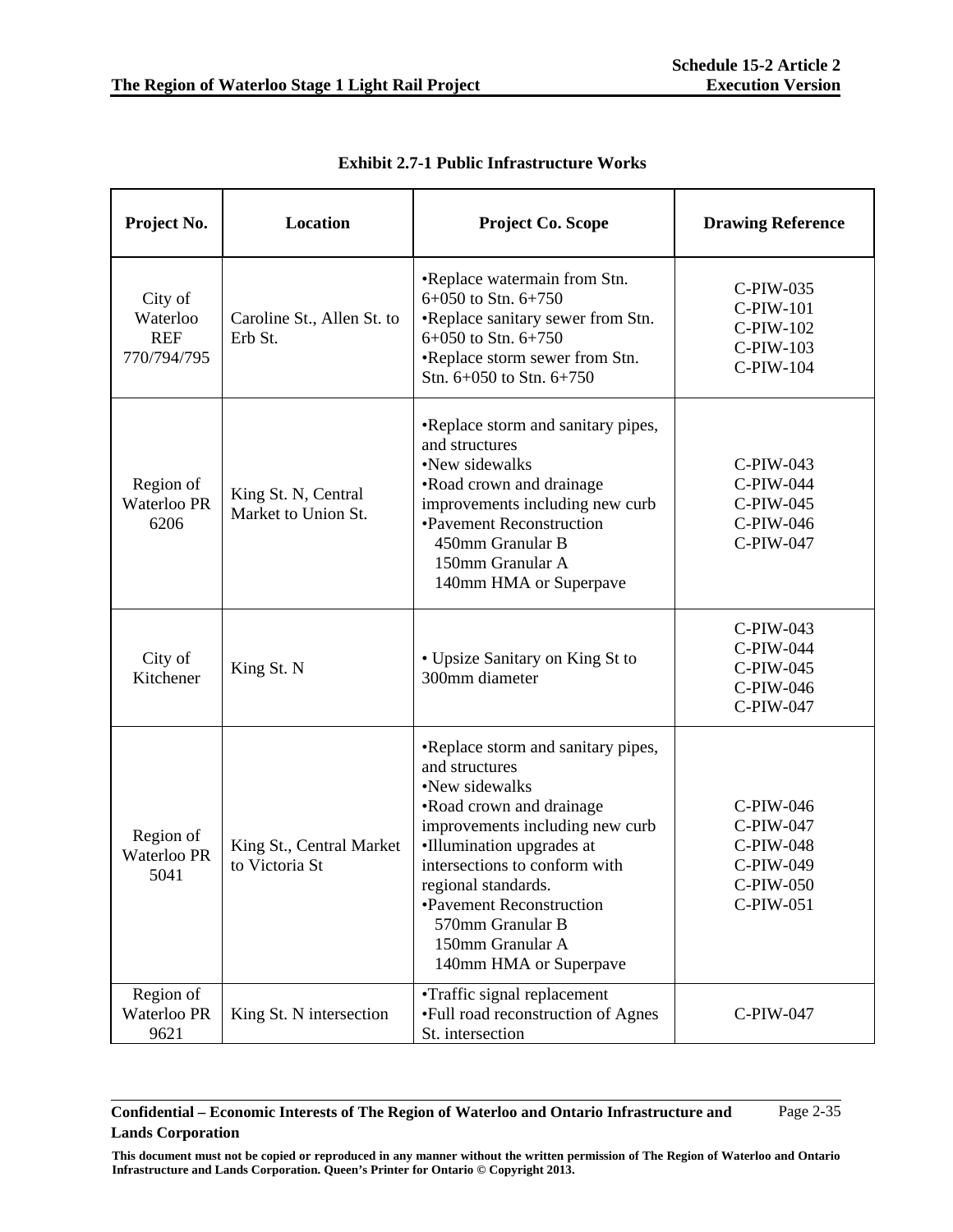**Exhibit 2.7-1 Public Infrastructure Works**

| Project No. | Location | Project Co. Scope | Drawing Reference |
|---|---|---|---|
| City of Waterloo REF 770/794/795 | Caroline St., Allen St. to Erb St. | •Replace watermain from Stn. 6+050 to Stn. 6+750<br>•Replace sanitary sewer from Stn. 6+050 to Stn. 6+750<br>•Replace storm sewer from Stn. Stn. 6+050 to Stn. 6+750 | C-PIW-035<br>C-PIW-101<br>C-PIW-102<br>C-PIW-103<br>C-PIW-104 |
| Region of Waterloo PR 6206 | King St. N, Central Market to Union St. | •Replace storm and sanitary pipes, and structures<br>•New sidewalks<br>•Road crown and drainage improvements including new curb<br>•Pavement Reconstruction<br>450mm Granular B<br>150mm Granular A<br>140mm HMA or Superpave | C-PIW-043<br>C-PIW-044<br>C-PIW-045<br>C-PIW-046<br>C-PIW-047 |
| City of Kitchener | King St. N | • Upsize Sanitary on King St to 300mm diameter | C-PIW-043<br>C-PIW-044<br>C-PIW-045<br>C-PIW-046<br>C-PIW-047 |
| Region of Waterloo PR 5041 | King St., Central Market to Victoria St | •Replace storm and sanitary pipes, and structures<br>•New sidewalks<br>•Road crown and drainage improvements including new curb<br>•Illumination upgrades at intersections to conform with regional standards.<br>•Pavement Reconstruction<br>570mm Granular B<br>150mm Granular A<br>140mm HMA or Superpave | C-PIW-046<br>C-PIW-047<br>C-PIW-048<br>C-PIW-049<br>C-PIW-050<br>C-PIW-051 |
| Region of Waterloo PR 9621 | King St. N intersection | •Traffic signal replacement<br>•Full road reconstruction of Agnes St. intersection | C-PIW-047 |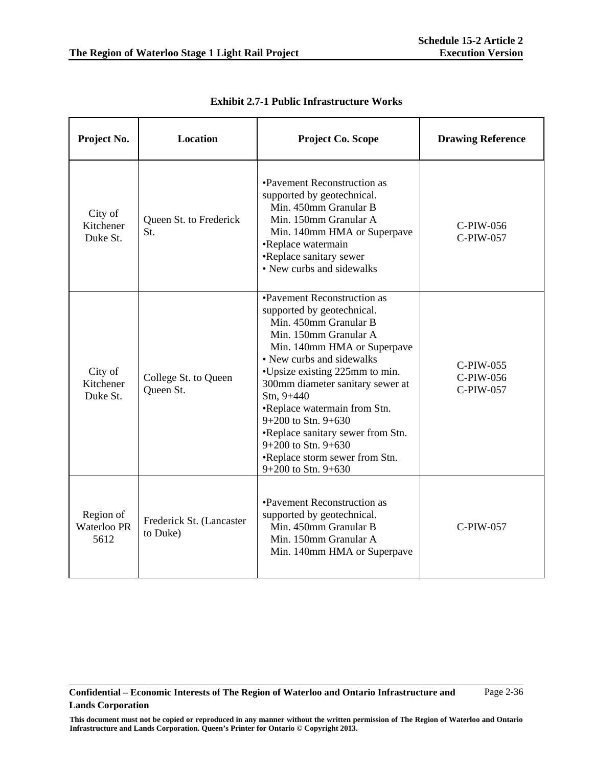**Exhibit 2.7-1 Public Infrastructure Works**

| Project No. | Location | Project Co. Scope | Drawing Reference |
|---|---|---|---|
| City of Kitchener Duke St. | Queen St. to Frederick St. | •Pavement Reconstruction as supported by geotechnical.<br>Min. 450mm Granular B<br>Min. 150mm Granular A<br>Min. 140mm HMA or Superpave<br>•Replace watermain<br>•Replace sanitary sewer<br>• New curbs and sidewalks | C-PIW-056<br>C-PIW-057 |
| City of Kitchener Duke St. | College St. to Queen Queen St. | •Pavement Reconstruction as supported by geotechnical.<br>Min. 450mm Granular B<br>Min. 150mm Granular A<br>Min. 140mm HMA or Superpave<br>• New curbs and sidewalks<br>•Upsize existing 225mm to min. 300mm diameter sanitary sewer at Stn, 9+440<br>•Replace watermain from Stn. 9+200 to Stn. 9+630<br>•Replace sanitary sewer from Stn. 9+200 to Stn. 9+630<br>•Replace storm sewer from Stn. 9+200 to Stn. 9+630 | C-PIW-055<br>C-PIW-056<br>C-PIW-057 |
| Region of Waterloo PR 5612 | Frederick St. (Lancaster to Duke) | •Pavement Reconstruction as supported by geotechnical.<br>Min. 450mm Granular B<br>Min. 150mm Granular A<br>Min. 140mm HMA or Superpave | C-PIW-057 |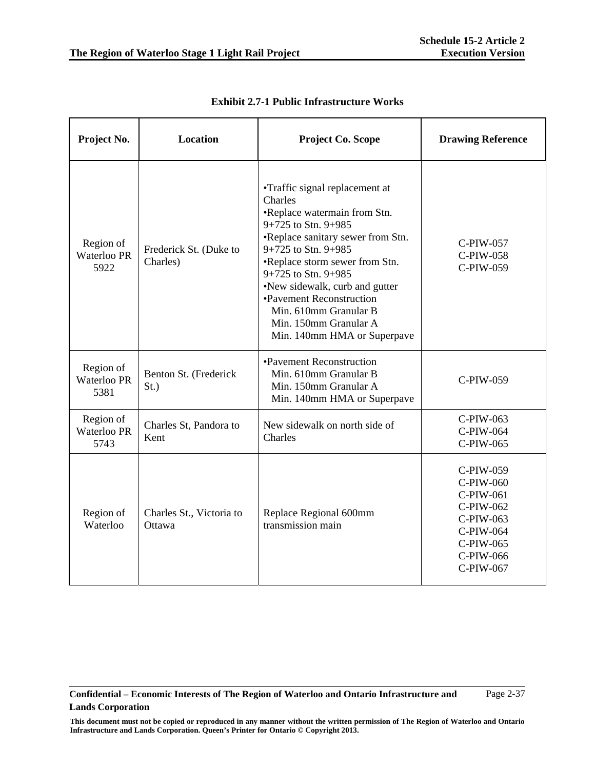**Exhibit 2.7-1 Public Infrastructure Works**

| Project No. | Location | Project Co. Scope | Drawing Reference |
|---|---|---|---|
| Region of Waterloo PR 5922 | Frederick St. (Duke to Charles) | •Traffic signal replacement at Charles<br>•Replace watermain from Stn. 9+725 to Stn. 9+985<br>•Replace sanitary sewer from Stn. 9+725 to Stn. 9+985<br>•Replace storm sewer from Stn. 9+725 to Stn. 9+985<br>•New sidewalk, curb and gutter<br>•Pavement Reconstruction<br>Min. 610mm Granular B<br>Min. 150mm Granular A<br>Min. 140mm HMA or Superpave | C-PIW-057<br>C-PIW-058<br>C-PIW-059 |
| Region of Waterloo PR 5381 | Benton St. (Frederick St.) | •Pavement Reconstruction<br>Min. 610mm Granular B<br>Min. 150mm Granular A<br>Min. 140mm HMA or Superpave | C-PIW-059 |
| Region of Waterloo PR 5743 | Charles St, Pandora to Kent | New sidewalk on north side of Charles | C-PIW-063<br>C-PIW-064<br>C-PIW-065 |
| Region of Waterloo | Charles St., Victoria to Ottawa | Replace Regional 600mm transmission main | C-PIW-059<br>C-PIW-060<br>C-PIW-061<br>C-PIW-062<br>C-PIW-063<br>C-PIW-064<br>C-PIW-065<br>C-PIW-066<br>C-PIW-067 |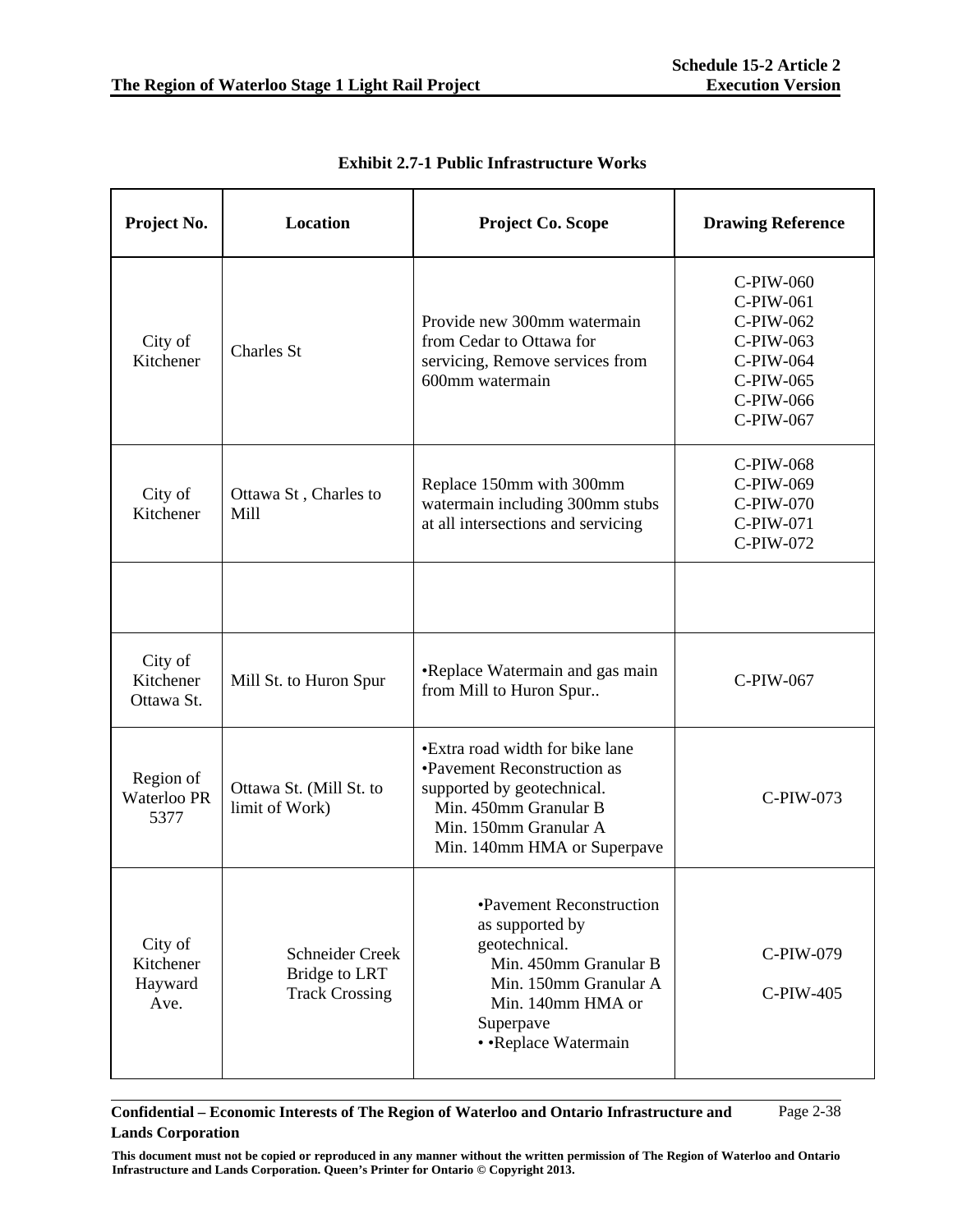**Exhibit 2.7-1 Public Infrastructure Works**

| Project No. | Location | Project Co. Scope | Drawing Reference |
|---|---|---|---|
| City of Kitchener | Charles St | Provide new 300mm watermain from Cedar to Ottawa for servicing, Remove services from 600mm watermain | C-PIW-060<br>C-PIW-061<br>C-PIW-062<br>C-PIW-063<br>C-PIW-064<br>C-PIW-065<br>C-PIW-066<br>C-PIW-067 |
| City of Kitchener | Ottawa St , Charles to Mill | Replace 150mm with 300mm watermain including 300mm stubs at all intersections and servicing | C-PIW-068<br>C-PIW-069<br>C-PIW-070<br>C-PIW-071<br>C-PIW-072 |
| | | | |
| City of Kitchener Ottawa St. | Mill St. to Huron Spur | •Replace Watermain and gas main from Mill to Huron Spur.. | C-PIW-067 |
| Region of Waterloo PR 5377 | Ottawa St. (Mill St. to limit of Work) | •Extra road width for bike lane<br>•Pavement Reconstruction as supported by geotechnical.<br>Min. 450mm Granular B<br>Min. 150mm Granular A<br>Min. 140mm HMA or Superpave | C-PIW-073 |
| City of Kitchener Hayward Ave. | Schneider Creek Bridge to LRT Track Crossing | •Pavement Reconstruction as supported by geotechnical.<br>Min. 450mm Granular B<br>Min. 150mm Granular A<br>Min. 140mm HMA or Superpave<br>• •Replace Watermain | C-PIW-079<br>C-PIW-405 |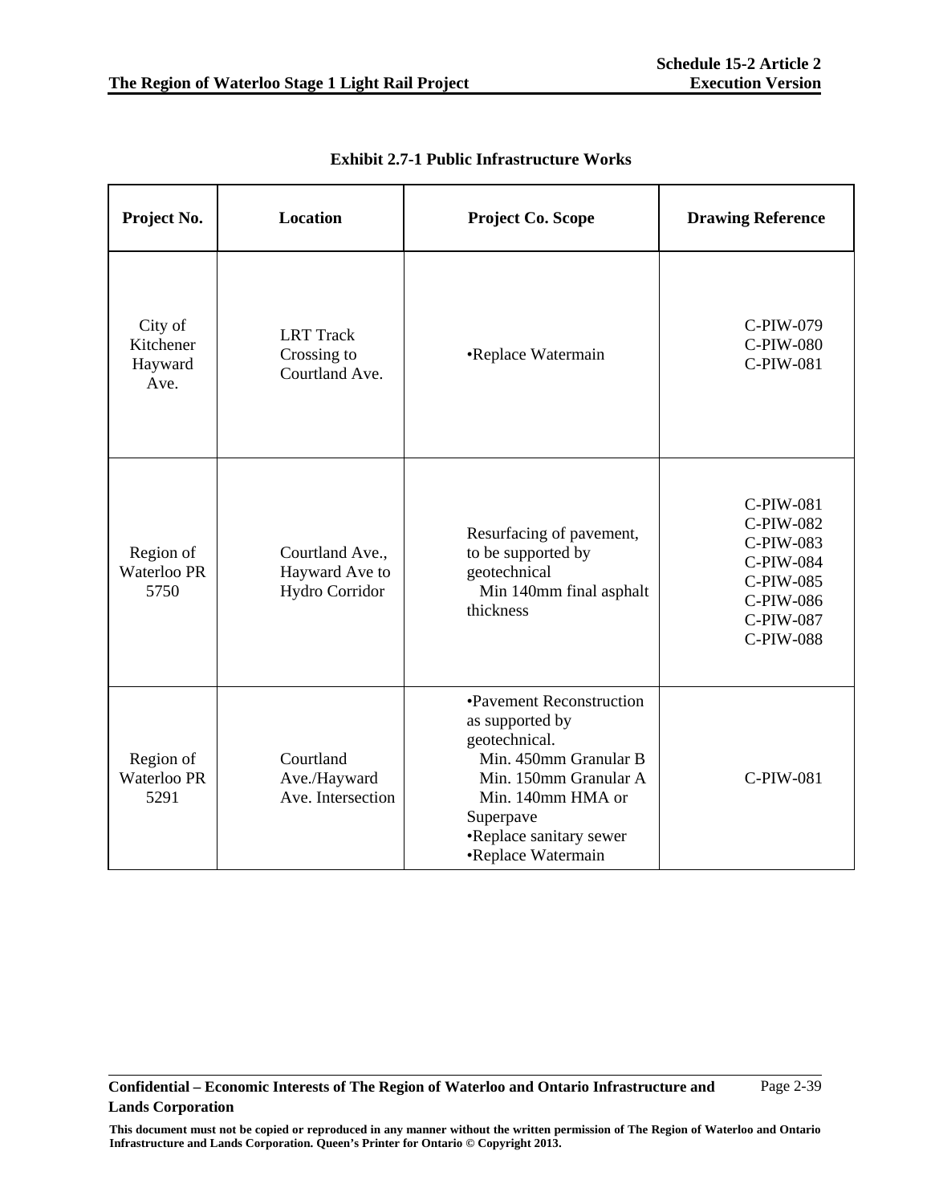**Exhibit 2.7-1 Public Infrastructure Works**

| Project No. | Location | Project Co. Scope | Drawing Reference |
|---|---|---|---|
| City of Kitchener Hayward Ave. | LRT Track Crossing to Courtland Ave. | •Replace Watermain | C-PIW-079<br>C-PIW-080<br>C-PIW-081 |
| Region of Waterloo PR 5750 | Courtland Ave., Hayward Ave to Hydro Corridor | Resurfacing of pavement, to be supported by geotechnical<br>Min 140mm final asphalt thickness | C-PIW-081<br>C-PIW-082<br>C-PIW-083<br>C-PIW-084<br>C-PIW-085<br>C-PIW-086<br>C-PIW-087<br>C-PIW-088 |
| Region of Waterloo PR 5291 | Courtland Ave./Hayward Ave. Intersection | •Pavement Reconstruction as supported by geotechnical.<br>Min. 450mm Granular B<br>Min. 150mm Granular A<br>Min. 140mm HMA or Superpave<br>•Replace sanitary sewer<br>•Replace Watermain | C-PIW-081 |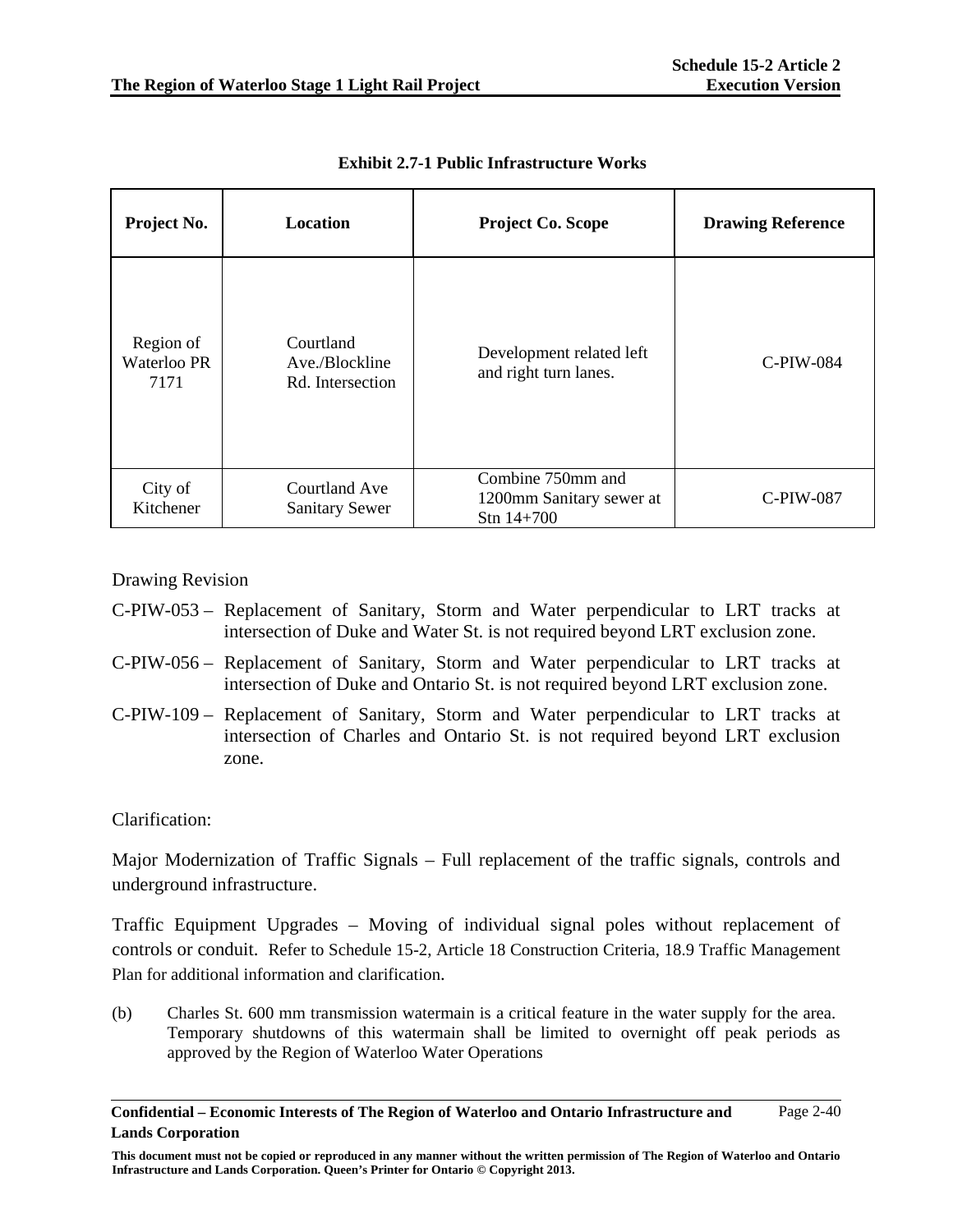**Exhibit 2.7-1 Public Infrastructure Works**

| Project No. | Location | Project Co. Scope | Drawing Reference |
|---|---|---|---|
| Region of Waterloo PR 7171 | Courtland Ave./Blockline Rd. Intersection | Development related left and right turn lanes. | C-PIW-084 |
| City of Kitchener | Courtland Ave Sanitary Sewer | Combine 750mm and 1200mm Sanitary sewer at Stn 14+700 | C-PIW-087 |

Drawing Revision

C-PIW-053 – Replacement of Sanitary, Storm and Water perpendicular to LRT tracks at intersection of Duke and Water St. is not required beyond LRT exclusion zone.

C-PIW-056 – Replacement of Sanitary, Storm and Water perpendicular to LRT tracks at intersection of Duke and Ontario St. is not required beyond LRT exclusion zone.

C-PIW-109 – Replacement of Sanitary, Storm and Water perpendicular to LRT tracks at intersection of Charles and Ontario St. is not required beyond LRT exclusion zone.

Clarification:

Major Modernization of Traffic Signals – Full replacement of the traffic signals, controls and underground infrastructure.

Traffic Equipment Upgrades – Moving of individual signal poles without replacement of controls or conduit. Refer to Schedule 15-2, Article 18 Construction Criteria, 18.9 Traffic Management Plan for additional information and clarification.

(b) Charles St. 600 mm transmission watermain is a critical feature in the water supply for the area. Temporary shutdowns of this watermain shall be limited to overnight off peak periods as approved by the Region of Waterloo Water Operations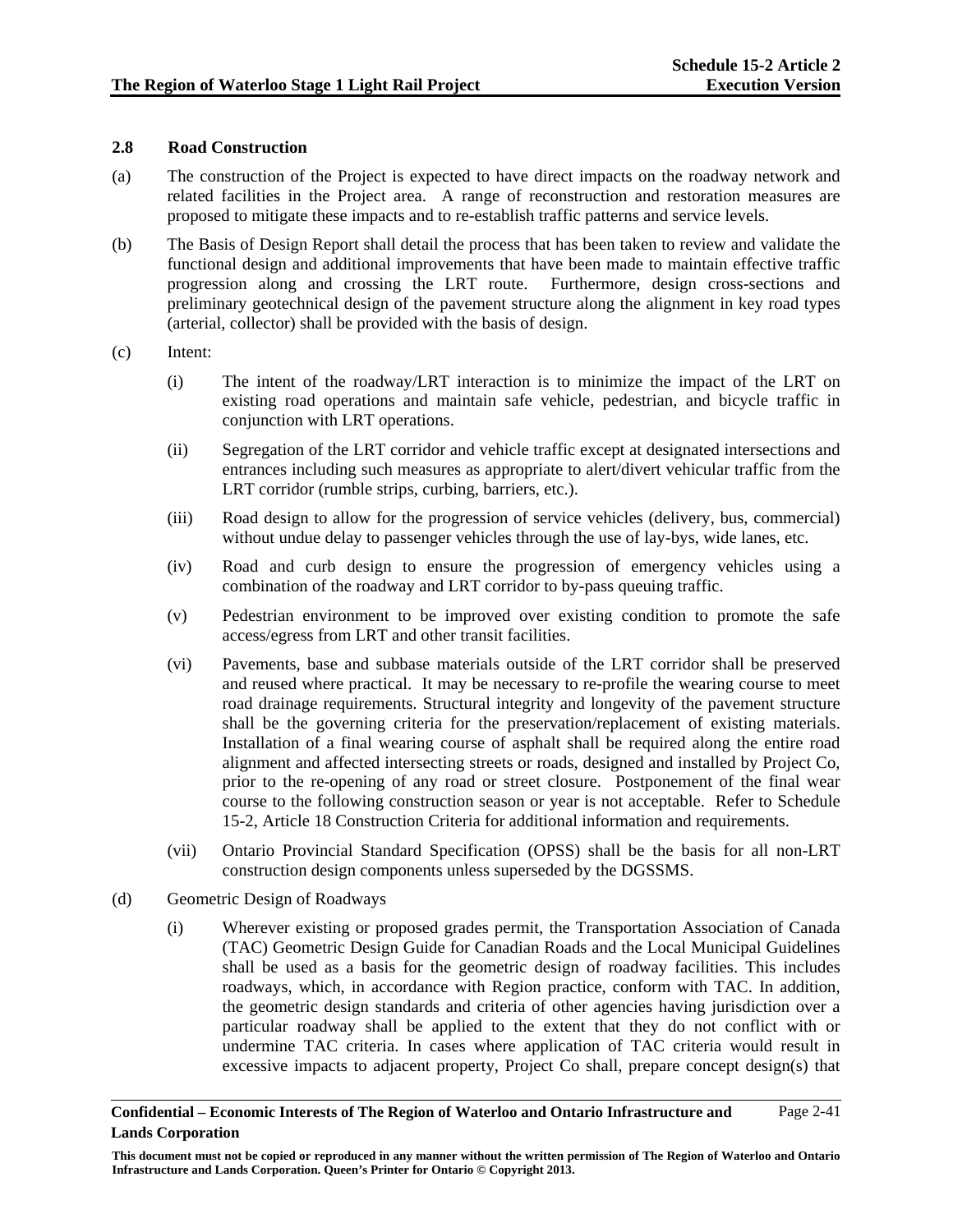## 2.8 Road Construction

(a) The construction of the Project is expected to have direct impacts on the roadway network and related facilities in the Project area. A range of reconstruction and restoration measures are proposed to mitigate these impacts and to re-establish traffic patterns and service levels.

(b) The Basis of Design Report shall detail the process that has been taken to review and validate the functional design and additional improvements that have been made to maintain effective traffic progression along and crossing the LRT route. Furthermore, design cross-sections and preliminary geotechnical design of the pavement structure along the alignment in key road types (arterial, collector) shall be provided with the basis of design.

(c) Intent:

(i) The intent of the roadway/LRT interaction is to minimize the impact of the LRT on existing road operations and maintain safe vehicle, pedestrian, and bicycle traffic in conjunction with LRT operations.

(ii) Segregation of the LRT corridor and vehicle traffic except at designated intersections and entrances including such measures as appropriate to alert/divert vehicular traffic from the LRT corridor (rumble strips, curbing, barriers, etc.).

(iii) Road design to allow for the progression of service vehicles (delivery, bus, commercial) without undue delay to passenger vehicles through the use of lay-bys, wide lanes, etc.

(iv) Road and curb design to ensure the progression of emergency vehicles using a combination of the roadway and LRT corridor to by-pass queuing traffic.

(v) Pedestrian environment to be improved over existing condition to promote the safe access/egress from LRT and other transit facilities.

(vi) Pavements, base and subbase materials outside of the LRT corridor shall be preserved and reused where practical. It may be necessary to re-profile the wearing course to meet road drainage requirements. Structural integrity and longevity of the pavement structure shall be the governing criteria for the preservation/replacement of existing materials. Installation of a final wearing course of asphalt shall be required along the entire road alignment and affected intersecting streets or roads, designed and installed by Project Co, prior to the re-opening of any road or street closure. Postponement of the final wear course to the following construction season or year is not acceptable. Refer to Schedule 15-2, Article 18 Construction Criteria for additional information and requirements.

(vii) Ontario Provincial Standard Specification (OPSS) shall be the basis for all non-LRT construction design components unless superseded by the DGSSMS.

(d) Geometric Design of Roadways

(i) Wherever existing or proposed grades permit, the Transportation Association of Canada (TAC) Geometric Design Guide for Canadian Roads and the Local Municipal Guidelines shall be used as a basis for the geometric design of roadway facilities. This includes roadways, which, in accordance with Region practice, conform with TAC. In addition, the geometric design standards and criteria of other agencies having jurisdiction over a particular roadway shall be applied to the extent that they do not conflict with or undermine TAC criteria. In cases where application of TAC criteria would result in excessive impacts to adjacent property, Project Co shall, prepare concept design(s) that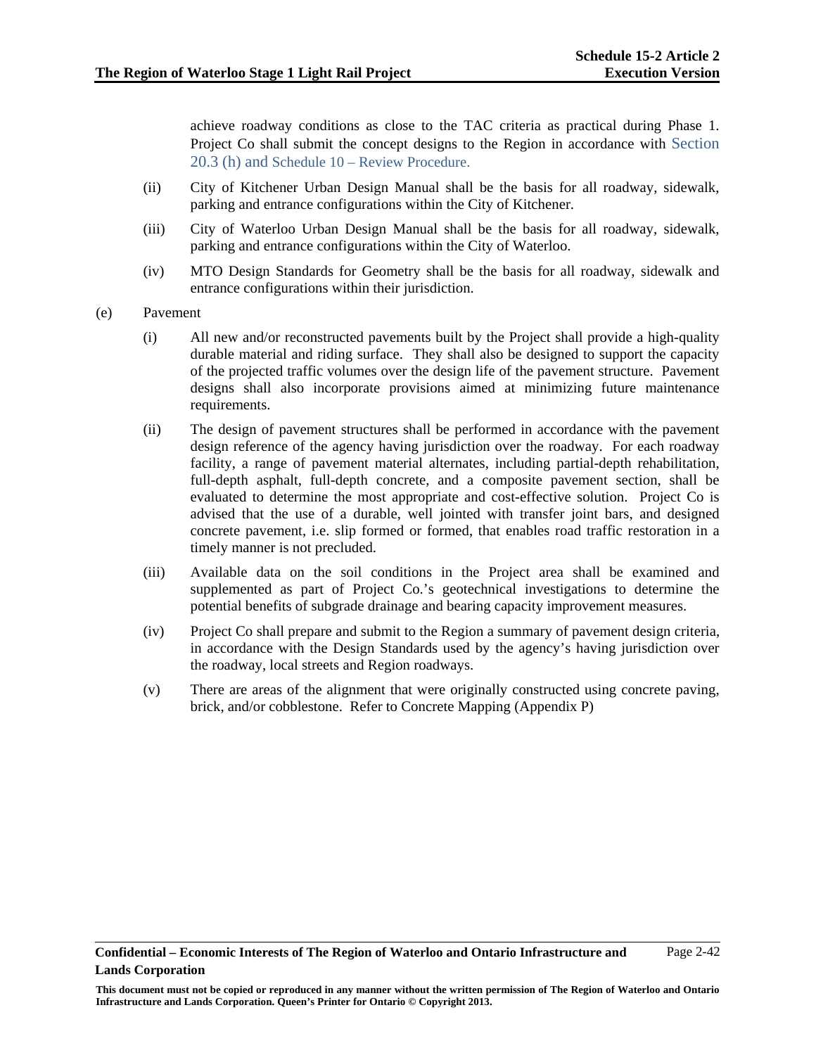achieve roadway conditions as close to the TAC criteria as practical during Phase 1. Project Co shall submit the concept designs to the Region in accordance with Section 20.3 (h) and Schedule 10 – Review Procedure.

(ii) City of Kitchener Urban Design Manual shall be the basis for all roadway, sidewalk, parking and entrance configurations within the City of Kitchener.

(iii) City of Waterloo Urban Design Manual shall be the basis for all roadway, sidewalk, parking and entrance configurations within the City of Waterloo.

(iv) MTO Design Standards for Geometry shall be the basis for all roadway, sidewalk and entrance configurations within their jurisdiction.

(e) Pavement

(i) All new and/or reconstructed pavements built by the Project shall provide a high-quality durable material and riding surface. They shall also be designed to support the capacity of the projected traffic volumes over the design life of the pavement structure. Pavement designs shall also incorporate provisions aimed at minimizing future maintenance requirements.

(ii) The design of pavement structures shall be performed in accordance with the pavement design reference of the agency having jurisdiction over the roadway. For each roadway facility, a range of pavement material alternates, including partial-depth rehabilitation, full-depth asphalt, full-depth concrete, and a composite pavement section, shall be evaluated to determine the most appropriate and cost-effective solution. Project Co is advised that the use of a durable, well jointed with transfer joint bars, and designed concrete pavement, i.e. slip formed or formed, that enables road traffic restoration in a timely manner is not precluded.

(iii) Available data on the soil conditions in the Project area shall be examined and supplemented as part of Project Co.'s geotechnical investigations to determine the potential benefits of subgrade drainage and bearing capacity improvement measures.

(iv) Project Co shall prepare and submit to the Region a summary of pavement design criteria, in accordance with the Design Standards used by the agency's having jurisdiction over the roadway, local streets and Region roadways.

(v) There are areas of the alignment that were originally constructed using concrete paving, brick, and/or cobblestone. Refer to Concrete Mapping (Appendix P)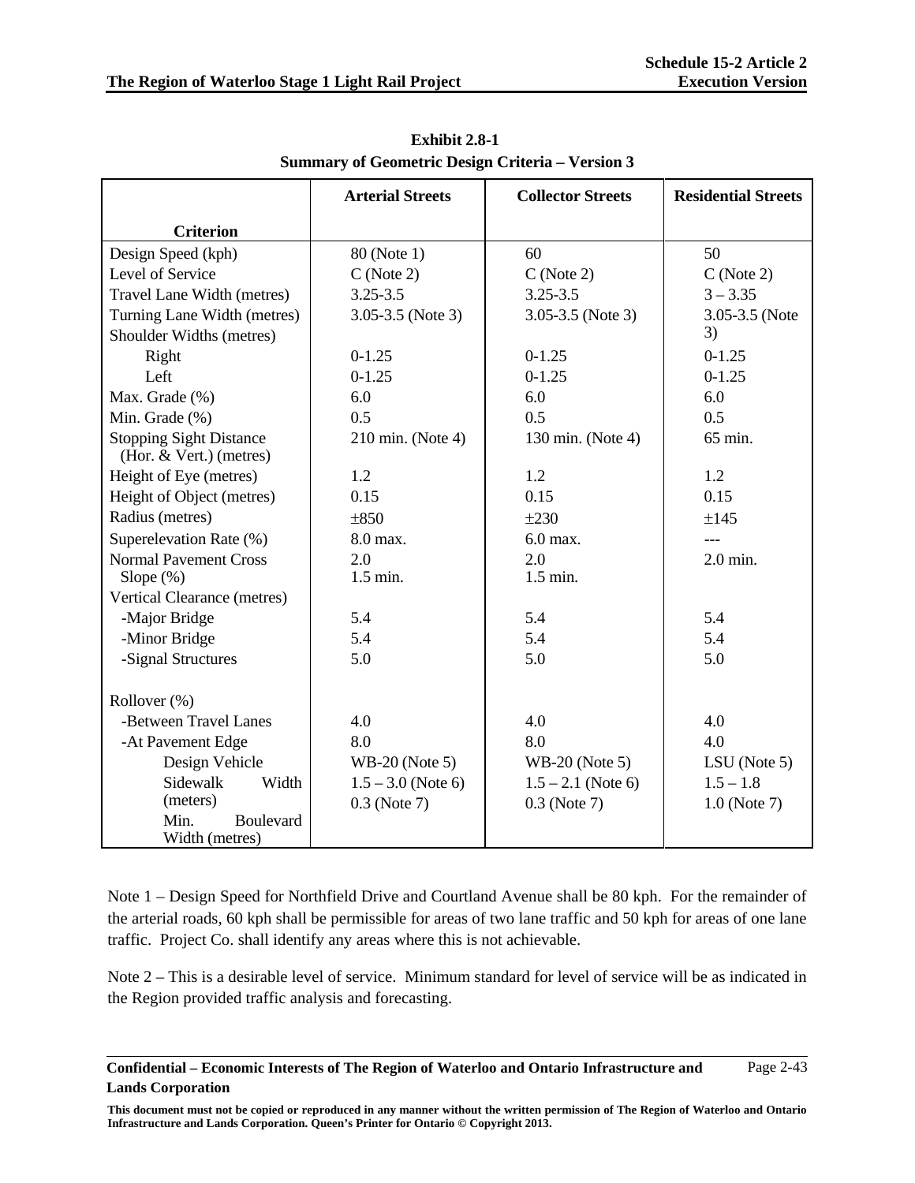**Exhibit 2.8-1**
**Summary of Geometric Design Criteria – Version 3**

| Criterion | Arterial Streets | Collector Streets | Residential Streets |
|---|---|---|---|
| Design Speed (kph) | 80 (Note 1) | 60 | 50 |
| Level of Service | C (Note 2) | C (Note 2) | C (Note 2) |
| Travel Lane Width (metres) | 3.25-3.5 | 3.25-3.5 | 3 – 3.35 |
| Turning Lane Width (metres) | 3.05-3.5 (Note 3) | 3.05-3.5 (Note 3) | 3.05-3.5 (Note 3) |
| Shoulder Widths (metres) | | | |
| Right | 0-1.25 | 0-1.25 | 0-1.25 |
| Left | 0-1.25 | 0-1.25 | 0-1.25 |
| Max. Grade (%) | 6.0 | 6.0 | 6.0 |
| Min. Grade (%) | 0.5 | 0.5 | 0.5 |
| Stopping Sight Distance (Hor. & Vert.) (metres) | 210 min. (Note 4) | 130 min. (Note 4) | 65 min. |
| Height of Eye (metres) | 1.2 | 1.2 | 1.2 |
| Height of Object (metres) | 0.15 | 0.15 | 0.15 |
| Radius (metres) | ±850 | ±230 | ±145 |
| Superelevation Rate (%) | 8.0 max. | 6.0 max. | --- |
| Normal Pavement Cross Slope (%) | 2.0<br>1.5 min. | 2.0<br>1.5 min. | 2.0 min. |
| Vertical Clearance (metres) | | | |
| -Major Bridge | 5.4 | 5.4 | 5.4 |
| -Minor Bridge | 5.4 | 5.4 | 5.4 |
| -Signal Structures | 5.0 | 5.0 | 5.0 |
| Rollover (%) | | | |
| -Between Travel Lanes | 4.0 | 4.0 | 4.0 |
| -At Pavement Edge | 8.0 | 8.0 | 4.0 |
| Design Vehicle | WB-20 (Note 5) | WB-20 (Note 5) | LSU (Note 5) |
| Sidewalk Width (meters) | 1.5 – 3.0 (Note 6) | 1.5 – 2.1 (Note 6) | 1.5 – 1.8 |
| Min. Boulevard Width (metres) | 0.3 (Note 7) | 0.3 (Note 7) | 1.0 (Note 7) |

Note 1 – Design Speed for Northfield Drive and Courtland Avenue shall be 80 kph. For the remainder of the arterial roads, 60 kph shall be permissible for areas of two lane traffic and 50 kph for areas of one lane traffic. Project Co. shall identify any areas where this is not achievable.

Note 2 – This is a desirable level of service. Minimum standard for level of service will be as indicated in the Region provided traffic analysis and forecasting.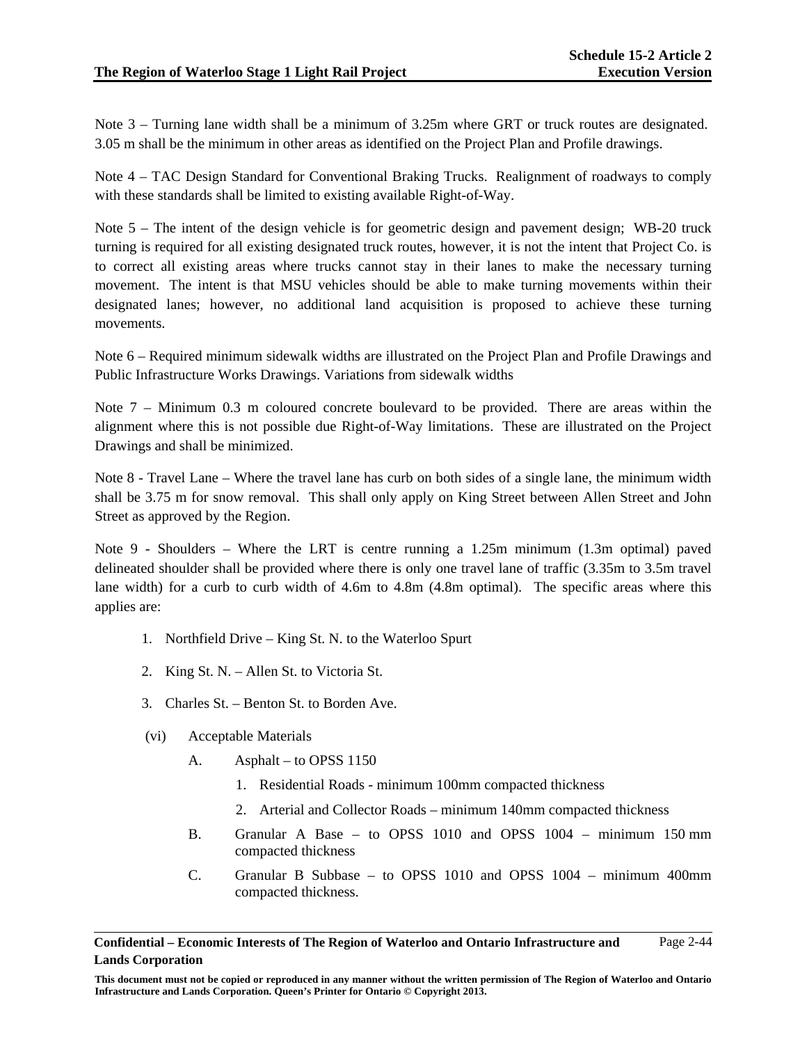Note 3 – Turning lane width shall be a minimum of 3.25m where GRT or truck routes are designated. 3.05 m shall be the minimum in other areas as identified on the Project Plan and Profile drawings.

Note 4 – TAC Design Standard for Conventional Braking Trucks. Realignment of roadways to comply with these standards shall be limited to existing available Right-of-Way.

Note 5 – The intent of the design vehicle is for geometric design and pavement design; WB-20 truck turning is required for all existing designated truck routes, however, it is not the intent that Project Co. is to correct all existing areas where trucks cannot stay in their lanes to make the necessary turning movement. The intent is that MSU vehicles should be able to make turning movements within their designated lanes; however, no additional land acquisition is proposed to achieve these turning movements.

Note 6 – Required minimum sidewalk widths are illustrated on the Project Plan and Profile Drawings and Public Infrastructure Works Drawings. Variations from sidewalk widths

Note 7 – Minimum 0.3 m coloured concrete boulevard to be provided. There are areas within the alignment where this is not possible due Right-of-Way limitations. These are illustrated on the Project Drawings and shall be minimized.

Note 8 - Travel Lane – Where the travel lane has curb on both sides of a single lane, the minimum width shall be 3.75 m for snow removal. This shall only apply on King Street between Allen Street and John Street as approved by the Region.

Note 9 - Shoulders – Where the LRT is centre running a 1.25m minimum (1.3m optimal) paved delineated shoulder shall be provided where there is only one travel lane of traffic (3.35m to 3.5m travel lane width) for a curb to curb width of 4.6m to 4.8m (4.8m optimal). The specific areas where this applies are:

1. Northfield Drive – King St. N. to the Waterloo Spurt
2. King St. N. – Allen St. to Victoria St.
3. Charles St. – Benton St. to Borden Ave.

(vi) Acceptable Materials

A. Asphalt – to OPSS 1150
   1. Residential Roads - minimum 100mm compacted thickness
   2. Arterial and Collector Roads – minimum 140mm compacted thickness

B. Granular A Base – to OPSS 1010 and OPSS 1004 – minimum 150 mm compacted thickness

C. Granular B Subbase – to OPSS 1010 and OPSS 1004 – minimum 400mm compacted thickness.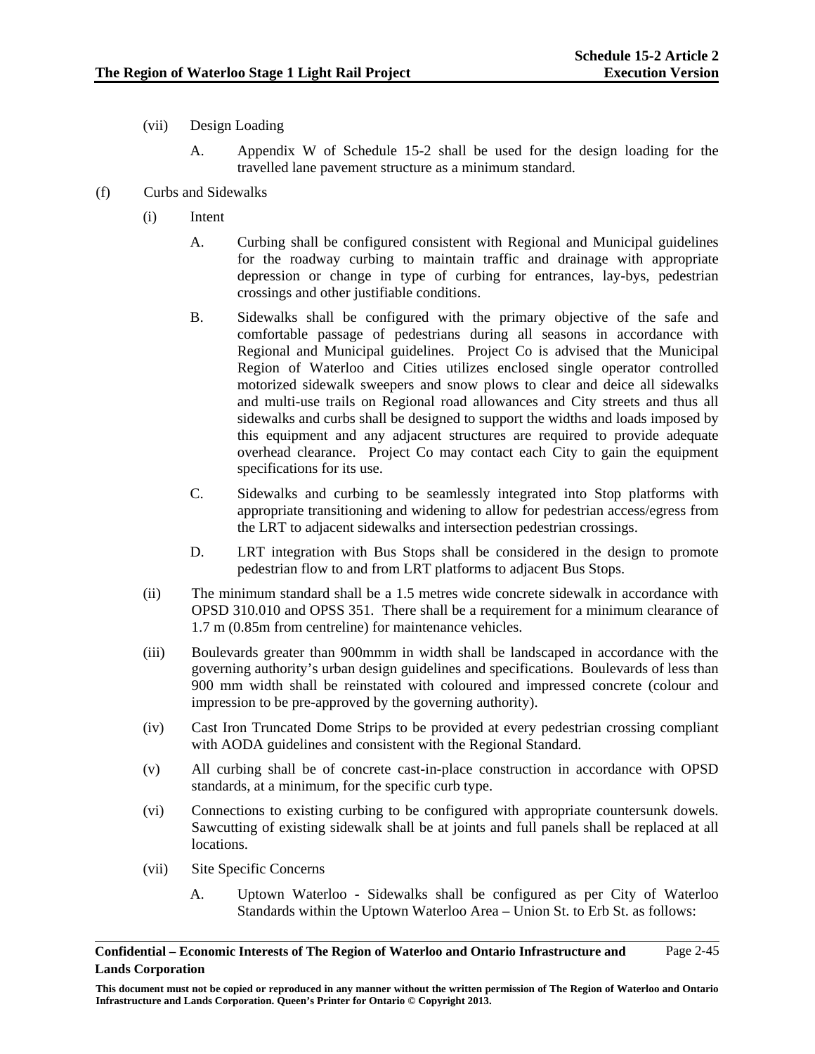(vii) Design Loading

A. Appendix W of Schedule 15-2 shall be used for the design loading for the travelled lane pavement structure as a minimum standard.

(f) Curbs and Sidewalks

(i) Intent

A. Curbing shall be configured consistent with Regional and Municipal guidelines for the roadway curbing to maintain traffic and drainage with appropriate depression or change in type of curbing for entrances, lay-bys, pedestrian crossings and other justifiable conditions.

B. Sidewalks shall be configured with the primary objective of the safe and comfortable passage of pedestrians during all seasons in accordance with Regional and Municipal guidelines. Project Co is advised that the Municipal Region of Waterloo and Cities utilizes enclosed single operator controlled motorized sidewalk sweepers and snow plows to clear and deice all sidewalks and multi-use trails on Regional road allowances and City streets and thus all sidewalks and curbs shall be designed to support the widths and loads imposed by this equipment and any adjacent structures are required to provide adequate overhead clearance. Project Co may contact each City to gain the equipment specifications for its use.

C. Sidewalks and curbing to be seamlessly integrated into Stop platforms with appropriate transitioning and widening to allow for pedestrian access/egress from the LRT to adjacent sidewalks and intersection pedestrian crossings.

D. LRT integration with Bus Stops shall be considered in the design to promote pedestrian flow to and from LRT platforms to adjacent Bus Stops.

(ii) The minimum standard shall be a 1.5 metres wide concrete sidewalk in accordance with OPSD 310.010 and OPSS 351. There shall be a requirement for a minimum clearance of 1.7 m (0.85m from centreline) for maintenance vehicles.

(iii) Boulevards greater than 900mmm in width shall be landscaped in accordance with the governing authority's urban design guidelines and specifications. Boulevards of less than 900 mm width shall be reinstated with coloured and impressed concrete (colour and impression to be pre-approved by the governing authority).

(iv) Cast Iron Truncated Dome Strips to be provided at every pedestrian crossing compliant with AODA guidelines and consistent with the Regional Standard.

(v) All curbing shall be of concrete cast-in-place construction in accordance with OPSD standards, at a minimum, for the specific curb type.

(vi) Connections to existing curbing to be configured with appropriate countersunk dowels. Sawcutting of existing sidewalk shall be at joints and full panels shall be replaced at all locations.

(vii) Site Specific Concerns

A. Uptown Waterloo - Sidewalks shall be configured as per City of Waterloo Standards within the Uptown Waterloo Area – Union St. to Erb St. as follows: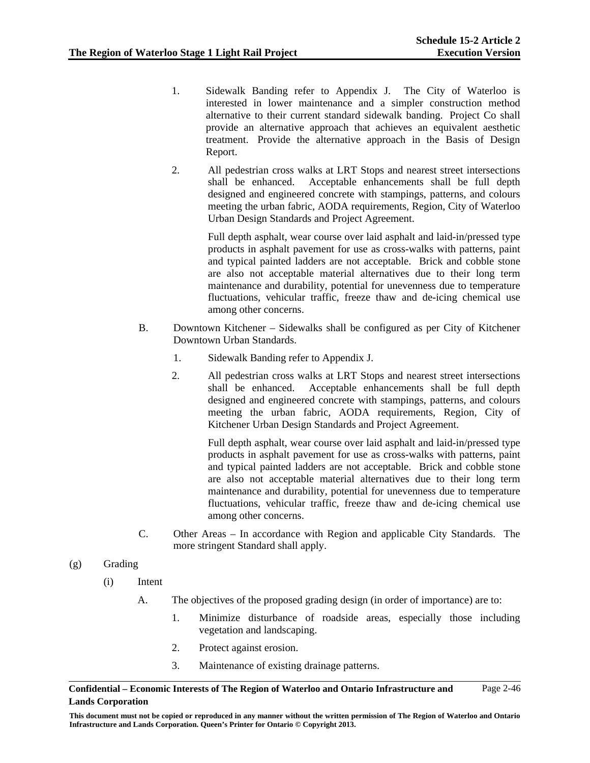1. Sidewalk Banding refer to Appendix J. The City of Waterloo is interested in lower maintenance and a simpler construction method alternative to their current standard sidewalk banding. Project Co shall provide an alternative approach that achieves an equivalent aesthetic treatment. Provide the alternative approach in the Basis of Design Report.

2. All pedestrian cross walks at LRT Stops and nearest street intersections shall be enhanced. Acceptable enhancements shall be full depth designed and engineered concrete with stampings, patterns, and colours meeting the urban fabric, AODA requirements, Region, City of Waterloo Urban Design Standards and Project Agreement.

   Full depth asphalt, wear course over laid asphalt and laid-in/pressed type products in asphalt pavement for use as cross-walks with patterns, paint and typical painted ladders are not acceptable. Brick and cobble stone are also not acceptable material alternatives due to their long term maintenance and durability, potential for unevenness due to temperature fluctuations, vehicular traffic, freeze thaw and de-icing chemical use among other concerns.

B. Downtown Kitchener – Sidewalks shall be configured as per City of Kitchener Downtown Urban Standards.

1. Sidewalk Banding refer to Appendix J.

2. All pedestrian cross walks at LRT Stops and nearest street intersections shall be enhanced. Acceptable enhancements shall be full depth designed and engineered concrete with stampings, patterns, and colours meeting the urban fabric, AODA requirements, Region, City of Kitchener Urban Design Standards and Project Agreement.

   Full depth asphalt, wear course over laid asphalt and laid-in/pressed type products in asphalt pavement for use as cross-walks with patterns, paint and typical painted ladders are not acceptable. Brick and cobble stone are also not acceptable material alternatives due to their long term maintenance and durability, potential for unevenness due to temperature fluctuations, vehicular traffic, freeze thaw and de-icing chemical use among other concerns.

C. Other Areas – In accordance with Region and applicable City Standards. The more stringent Standard shall apply.

(g) Grading

(i) Intent

A. The objectives of the proposed grading design (in order of importance) are to:

1. Minimize disturbance of roadside areas, especially those including vegetation and landscaping.

2. Protect against erosion.

3. Maintenance of existing drainage patterns.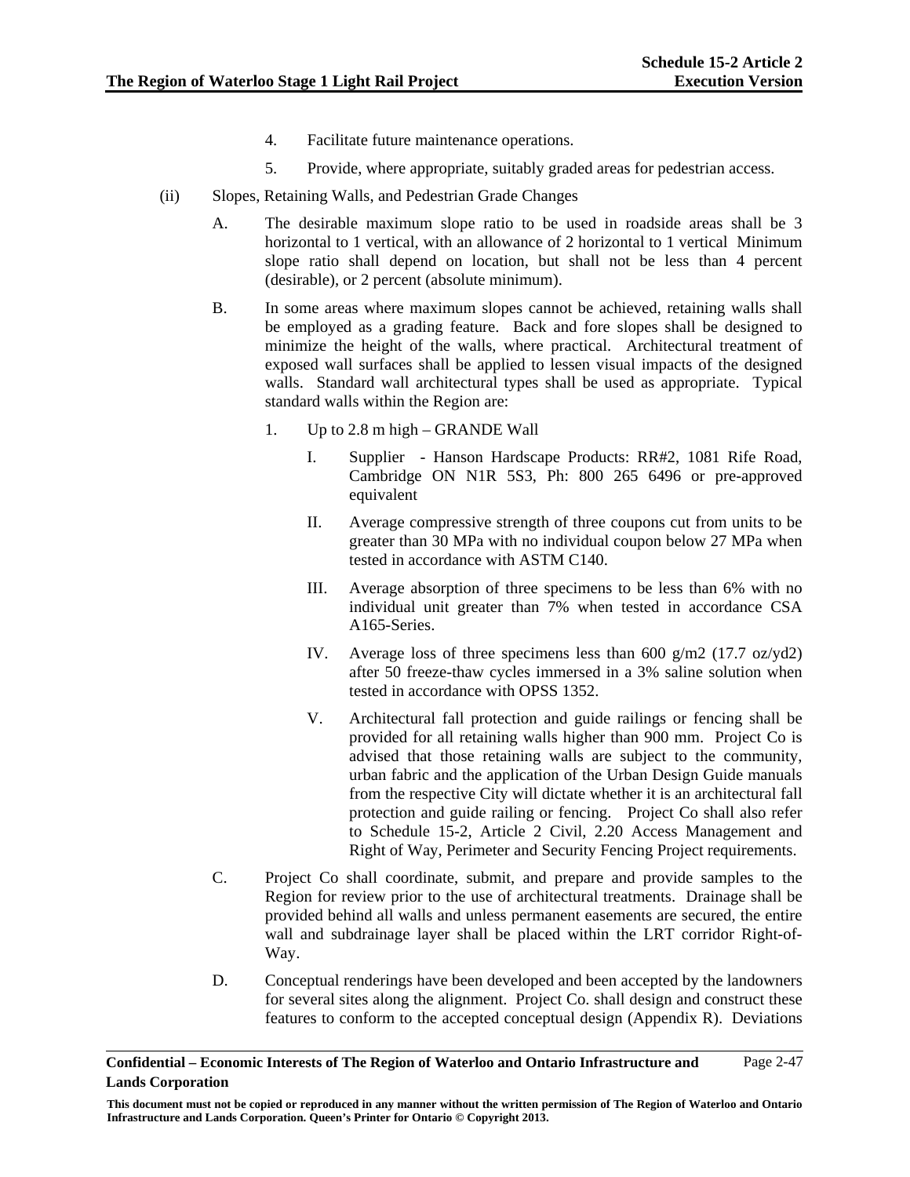4. Facilitate future maintenance operations.

5. Provide, where appropriate, suitably graded areas for pedestrian access.

(ii) Slopes, Retaining Walls, and Pedestrian Grade Changes

A. The desirable maximum slope ratio to be used in roadside areas shall be 3 horizontal to 1 vertical, with an allowance of 2 horizontal to 1 vertical Minimum slope ratio shall depend on location, but shall not be less than 4 percent (desirable), or 2 percent (absolute minimum).

B. In some areas where maximum slopes cannot be achieved, retaining walls shall be employed as a grading feature. Back and fore slopes shall be designed to minimize the height of the walls, where practical. Architectural treatment of exposed wall surfaces shall be applied to lessen visual impacts of the designed walls. Standard wall architectural types shall be used as appropriate. Typical standard walls within the Region are:

1. Up to 2.8 m high – GRANDE Wall

I. Supplier - Hanson Hardscape Products: RR#2, 1081 Rife Road, Cambridge ON N1R 5S3, Ph: 800 265 6496 or pre-approved equivalent

II. Average compressive strength of three coupons cut from units to be greater than 30 MPa with no individual coupon below 27 MPa when tested in accordance with ASTM C140.

III. Average absorption of three specimens to be less than 6% with no individual unit greater than 7% when tested in accordance CSA A165-Series.

IV. Average loss of three specimens less than 600 g/m2 (17.7 oz/yd2) after 50 freeze-thaw cycles immersed in a 3% saline solution when tested in accordance with OPSS 1352.

V. Architectural fall protection and guide railings or fencing shall be provided for all retaining walls higher than 900 mm. Project Co is advised that those retaining walls are subject to the community, urban fabric and the application of the Urban Design Guide manuals from the respective City will dictate whether it is an architectural fall protection and guide railing or fencing. Project Co shall also refer to Schedule 15-2, Article 2 Civil, 2.20 Access Management and Right of Way, Perimeter and Security Fencing Project requirements.

C. Project Co shall coordinate, submit, and prepare and provide samples to the Region for review prior to the use of architectural treatments. Drainage shall be provided behind all walls and unless permanent easements are secured, the entire wall and subdrainage layer shall be placed within the LRT corridor Right-of-Way.

D. Conceptual renderings have been developed and been accepted by the landowners for several sites along the alignment. Project Co. shall design and construct these features to conform to the accepted conceptual design (Appendix R). Deviations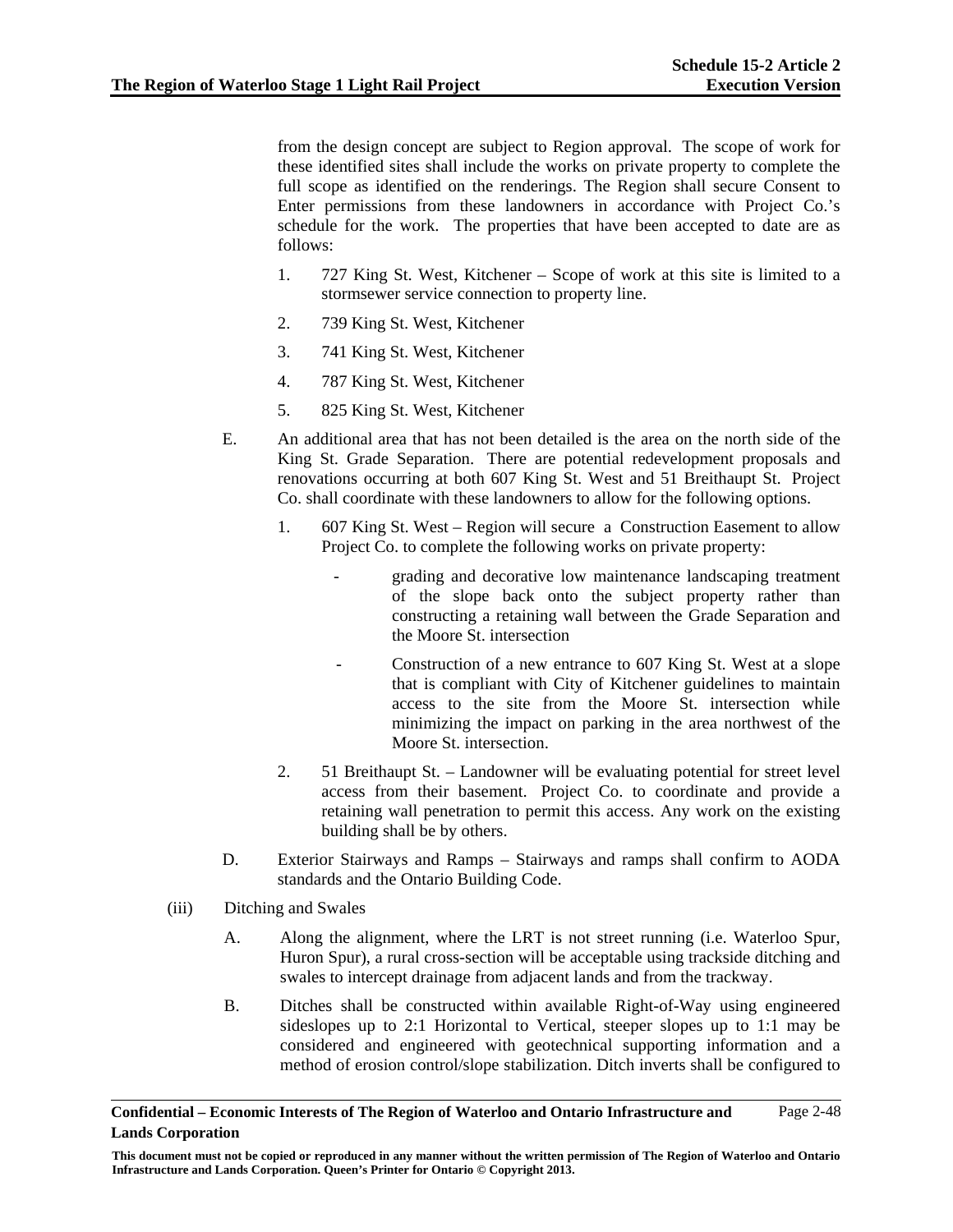from the design concept are subject to Region approval. The scope of work for these identified sites shall include the works on private property to complete the full scope as identified on the renderings. The Region shall secure Consent to Enter permissions from these landowners in accordance with Project Co.'s schedule for the work. The properties that have been accepted to date are as follows:

1. 727 King St. West, Kitchener – Scope of work at this site is limited to a stormsewer service connection to property line.
2. 739 King St. West, Kitchener
3. 741 King St. West, Kitchener
4. 787 King St. West, Kitchener
5. 825 King St. West, Kitchener

E. An additional area that has not been detailed is the area on the north side of the King St. Grade Separation. There are potential redevelopment proposals and renovations occurring at both 607 King St. West and 51 Breithaupt St. Project Co. shall coordinate with these landowners to allow for the following options.

1. 607 King St. West – Region will secure a Construction Easement to allow Project Co. to complete the following works on private property:
   - grading and decorative low maintenance landscaping treatment of the slope back onto the subject property rather than constructing a retaining wall between the Grade Separation and the Moore St. intersection
   - Construction of a new entrance to 607 King St. West at a slope that is compliant with City of Kitchener guidelines to maintain access to the site from the Moore St. intersection while minimizing the impact on parking in the area northwest of the Moore St. intersection.
2. 51 Breithaupt St. – Landowner will be evaluating potential for street level access from their basement. Project Co. to coordinate and provide a retaining wall penetration to permit this access. Any work on the existing building shall be by others.

D. Exterior Stairways and Ramps – Stairways and ramps shall confirm to AODA standards and the Ontario Building Code.

(iii) Ditching and Swales

A. Along the alignment, where the LRT is not street running (i.e. Waterloo Spur, Huron Spur), a rural cross-section will be acceptable using trackside ditching and swales to intercept drainage from adjacent lands and from the trackway.

B. Ditches shall be constructed within available Right-of-Way using engineered sideslopes up to 2:1 Horizontal to Vertical, steeper slopes up to 1:1 may be considered and engineered with geotechnical supporting information and a method of erosion control/slope stabilization. Ditch inverts shall be configured to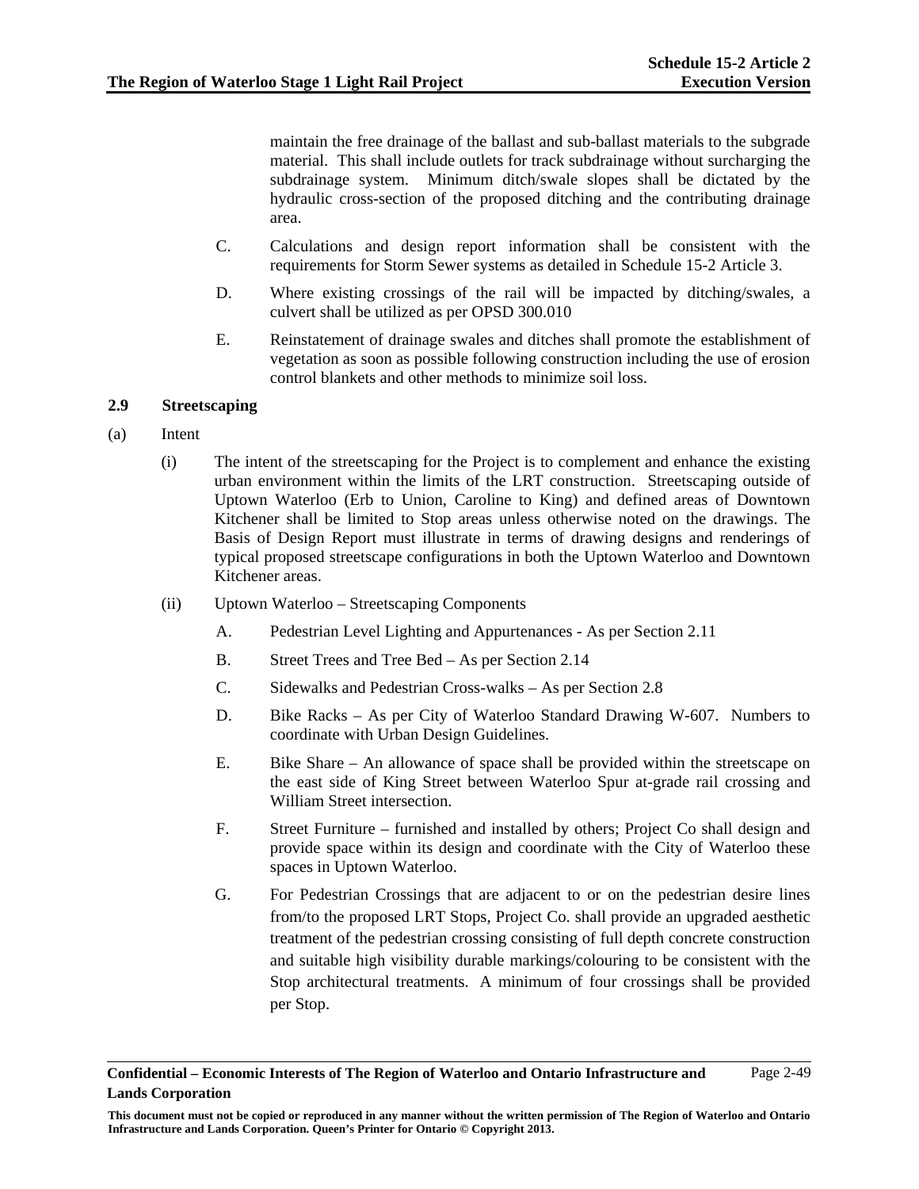maintain the free drainage of the ballast and sub-ballast materials to the subgrade material. This shall include outlets for track subdrainage without surcharging the subdrainage system. Minimum ditch/swale slopes shall be dictated by the hydraulic cross-section of the proposed ditching and the contributing drainage area.

C. Calculations and design report information shall be consistent with the requirements for Storm Sewer systems as detailed in Schedule 15-2 Article 3.

D. Where existing crossings of the rail will be impacted by ditching/swales, a culvert shall be utilized as per OPSD 300.010

E. Reinstatement of drainage swales and ditches shall promote the establishment of vegetation as soon as possible following construction including the use of erosion control blankets and other methods to minimize soil loss.

### 2.9 Streetscaping

(a) Intent

(i) The intent of the streetscaping for the Project is to complement and enhance the existing urban environment within the limits of the LRT construction. Streetscaping outside of Uptown Waterloo (Erb to Union, Caroline to King) and defined areas of Downtown Kitchener shall be limited to Stop areas unless otherwise noted on the drawings. The Basis of Design Report must illustrate in terms of drawing designs and renderings of typical proposed streetscape configurations in both the Uptown Waterloo and Downtown Kitchener areas.

(ii) Uptown Waterloo – Streetscaping Components

A. Pedestrian Level Lighting and Appurtenances - As per Section 2.11

B. Street Trees and Tree Bed – As per Section 2.14

C. Sidewalks and Pedestrian Cross-walks – As per Section 2.8

D. Bike Racks – As per City of Waterloo Standard Drawing W-607. Numbers to coordinate with Urban Design Guidelines.

E. Bike Share – An allowance of space shall be provided within the streetscape on the east side of King Street between Waterloo Spur at-grade rail crossing and William Street intersection.

F. Street Furniture – furnished and installed by others; Project Co shall design and provide space within its design and coordinate with the City of Waterloo these spaces in Uptown Waterloo.

G. For Pedestrian Crossings that are adjacent to or on the pedestrian desire lines from/to the proposed LRT Stops, Project Co. shall provide an upgraded aesthetic treatment of the pedestrian crossing consisting of full depth concrete construction and suitable high visibility durable markings/colouring to be consistent with the Stop architectural treatments. A minimum of four crossings shall be provided per Stop.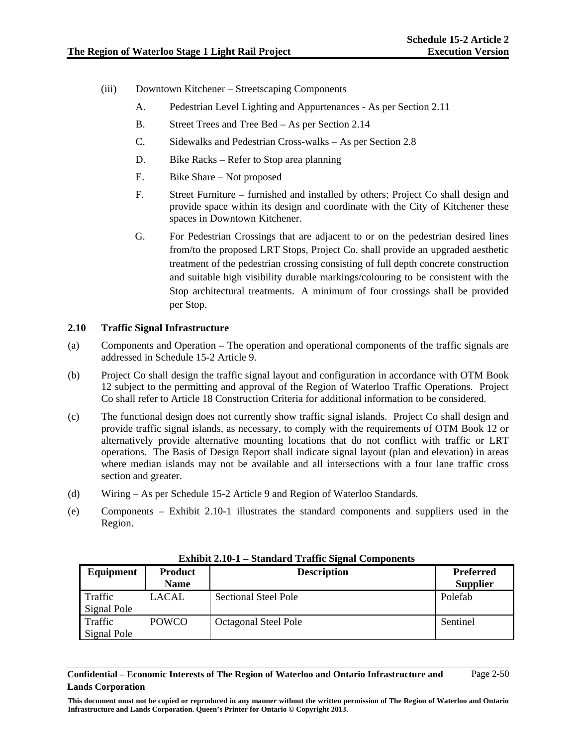(iii) Downtown Kitchener – Streetscaping Components

A. Pedestrian Level Lighting and Appurtenances - As per Section 2.11

B. Street Trees and Tree Bed – As per Section 2.14

C. Sidewalks and Pedestrian Cross-walks – As per Section 2.8

D. Bike Racks – Refer to Stop area planning

E. Bike Share – Not proposed

F. Street Furniture – furnished and installed by others; Project Co shall design and provide space within its design and coordinate with the City of Kitchener these spaces in Downtown Kitchener.

G. For Pedestrian Crossings that are adjacent to or on the pedestrian desired lines from/to the proposed LRT Stops, Project Co. shall provide an upgraded aesthetic treatment of the pedestrian crossing consisting of full depth concrete construction and suitable high visibility durable markings/colouring to be consistent with the Stop architectural treatments. A minimum of four crossings shall be provided per Stop.

## 2.10 Traffic Signal Infrastructure

(a) Components and Operation – The operation and operational components of the traffic signals are addressed in Schedule 15-2 Article 9.

(b) Project Co shall design the traffic signal layout and configuration in accordance with OTM Book 12 subject to the permitting and approval of the Region of Waterloo Traffic Operations. Project Co shall refer to Article 18 Construction Criteria for additional information to be considered.

(c) The functional design does not currently show traffic signal islands. Project Co shall design and provide traffic signal islands, as necessary, to comply with the requirements of OTM Book 12 or alternatively provide alternative mounting locations that do not conflict with traffic or LRT operations. The Basis of Design Report shall indicate signal layout (plan and elevation) in areas where median islands may not be available and all intersections with a four lane traffic cross section and greater.

(d) Wiring – As per Schedule 15-2 Article 9 and Region of Waterloo Standards.

(e) Components – Exhibit 2.10-1 illustrates the standard components and suppliers used in the Region.

**Exhibit 2.10-1 – Standard Traffic Signal Components**

| Equipment | Product Name | Description | Preferred Supplier |
|---|---|---|---|
| Traffic Signal Pole | LACAL | Sectional Steel Pole | Polefab |
| Traffic Signal Pole | POWCO | Octagonal Steel Pole | Sentinel |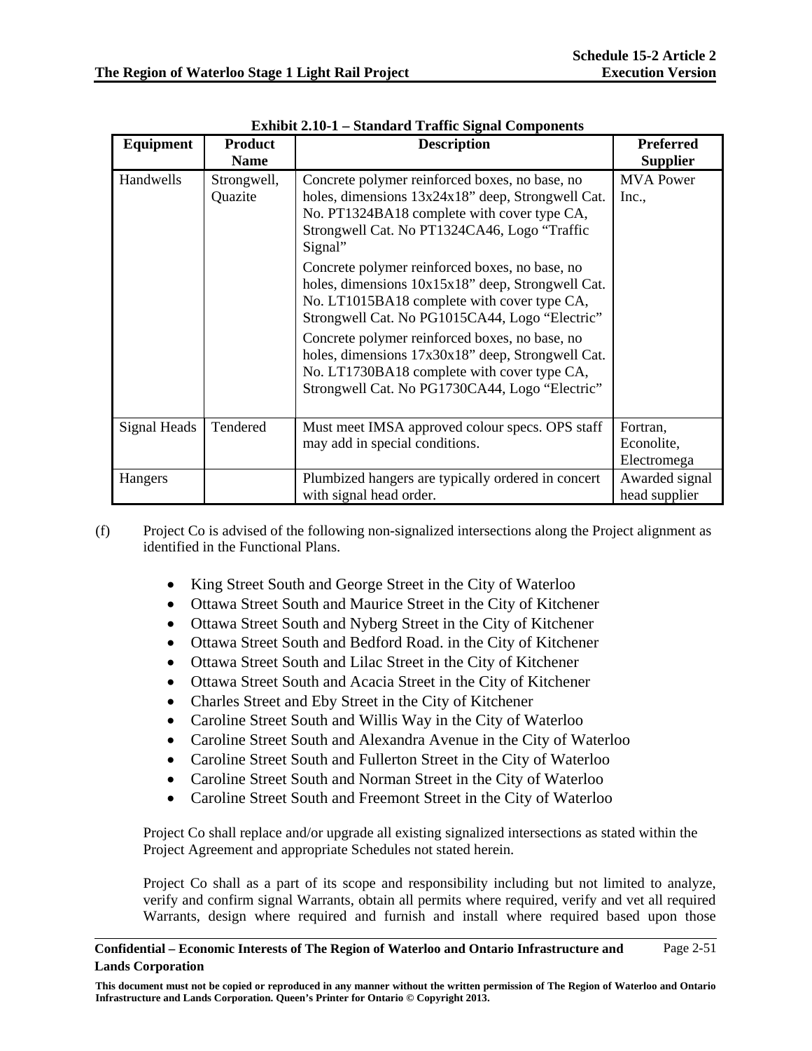**Exhibit 2.10-1 – Standard Traffic Signal Components**

| Equipment | Product Name | Description | Preferred Supplier |
|---|---|---|---|
| Handwells | Strongwell, Quazite | Concrete polymer reinforced boxes, no base, no holes, dimensions 13x24x18" deep, Strongwell Cat. No. PT1324BA18 complete with cover type CA, Strongwell Cat. No PT1324CA46, Logo "Traffic Signal"<br><br>Concrete polymer reinforced boxes, no base, no holes, dimensions 10x15x18" deep, Strongwell Cat. No. LT1015BA18 complete with cover type CA, Strongwell Cat. No PG1015CA44, Logo "Electric"<br><br>Concrete polymer reinforced boxes, no base, no holes, dimensions 17x30x18" deep, Strongwell Cat. No. LT1730BA18 complete with cover type CA, Strongwell Cat. No PG1730CA44, Logo "Electric" | MVA Power Inc., |
| Signal Heads | Tendered | Must meet IMSA approved colour specs. OPS staff may add in special conditions. | Fortran, Econolite, Electromega |
| Hangers | | Plumbized hangers are typically ordered in concert with signal head order. | Awarded signal head supplier |

(f) Project Co is advised of the following non-signalized intersections along the Project alignment as identified in the Functional Plans.

- King Street South and George Street in the City of Waterloo
- Ottawa Street South and Maurice Street in the City of Kitchener
- Ottawa Street South and Nyberg Street in the City of Kitchener
- Ottawa Street South and Bedford Road. in the City of Kitchener
- Ottawa Street South and Lilac Street in the City of Kitchener
- Ottawa Street South and Acacia Street in the City of Kitchener
- Charles Street and Eby Street in the City of Kitchener
- Caroline Street South and Willis Way in the City of Waterloo
- Caroline Street South and Alexandra Avenue in the City of Waterloo
- Caroline Street South and Fullerton Street in the City of Waterloo
- Caroline Street South and Norman Street in the City of Waterloo
- Caroline Street South and Freemont Street in the City of Waterloo

Project Co shall replace and/or upgrade all existing signalized intersections as stated within the Project Agreement and appropriate Schedules not stated herein.

Project Co shall as a part of its scope and responsibility including but not limited to analyze, verify and confirm signal Warrants, obtain all permits where required, verify and vet all required Warrants, design where required and furnish and install where required based upon those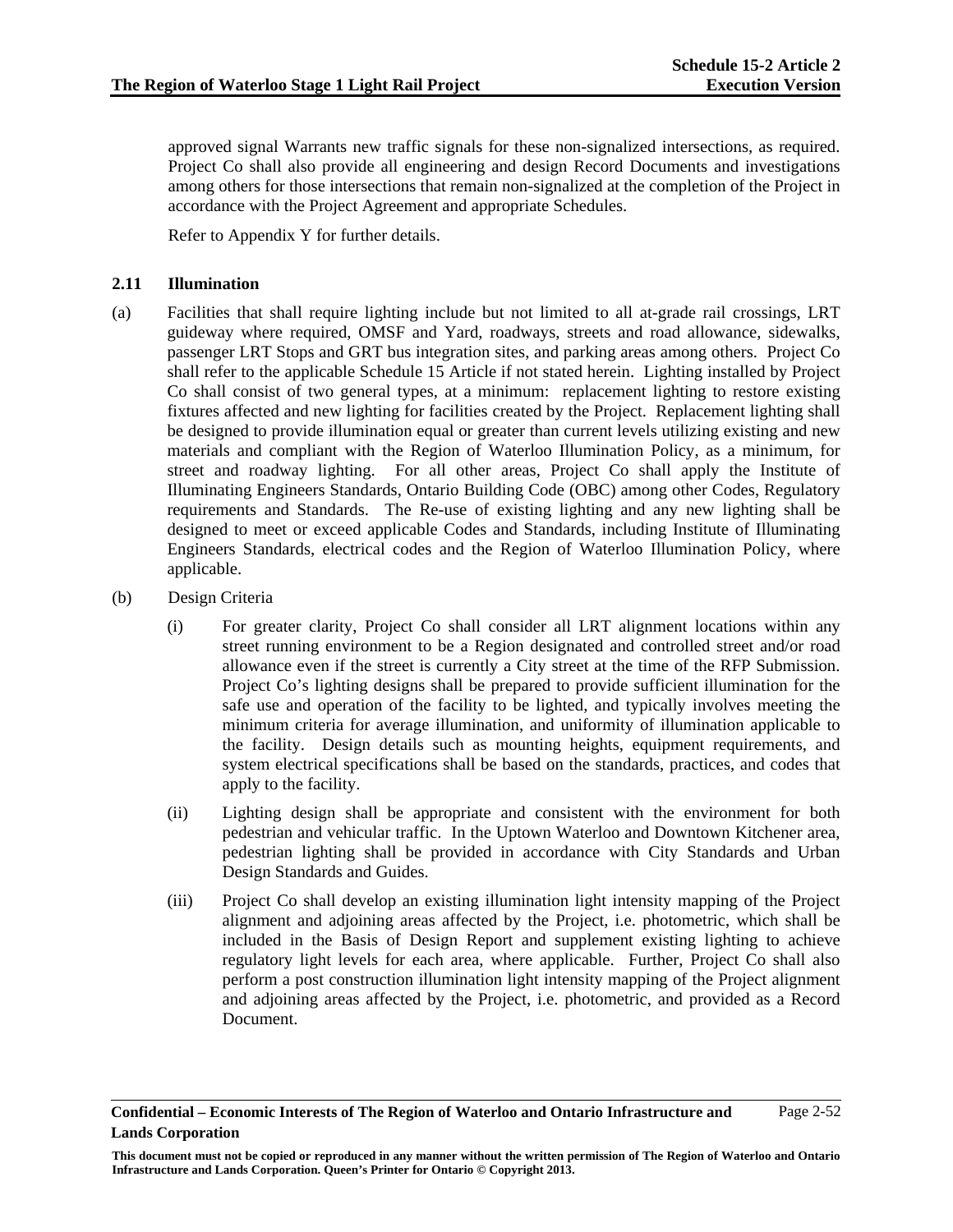approved signal Warrants new traffic signals for these non-signalized intersections, as required. Project Co shall also provide all engineering and design Record Documents and investigations among others for those intersections that remain non-signalized at the completion of the Project in accordance with the Project Agreement and appropriate Schedules.

Refer to Appendix Y for further details.

## 2.11 Illumination

(a) Facilities that shall require lighting include but not limited to all at-grade rail crossings, LRT guideway where required, OMSF and Yard, roadways, streets and road allowance, sidewalks, passenger LRT Stops and GRT bus integration sites, and parking areas among others. Project Co shall refer to the applicable Schedule 15 Article if not stated herein. Lighting installed by Project Co shall consist of two general types, at a minimum: replacement lighting to restore existing fixtures affected and new lighting for facilities created by the Project. Replacement lighting shall be designed to provide illumination equal or greater than current levels utilizing existing and new materials and compliant with the Region of Waterloo Illumination Policy, as a minimum, for street and roadway lighting. For all other areas, Project Co shall apply the Institute of Illuminating Engineers Standards, Ontario Building Code (OBC) among other Codes, Regulatory requirements and Standards. The Re-use of existing lighting and any new lighting shall be designed to meet or exceed applicable Codes and Standards, including Institute of Illuminating Engineers Standards, electrical codes and the Region of Waterloo Illumination Policy, where applicable.

(b) Design Criteria

(i) For greater clarity, Project Co shall consider all LRT alignment locations within any street running environment to be a Region designated and controlled street and/or road allowance even if the street is currently a City street at the time of the RFP Submission. Project Co's lighting designs shall be prepared to provide sufficient illumination for the safe use and operation of the facility to be lighted, and typically involves meeting the minimum criteria for average illumination, and uniformity of illumination applicable to the facility. Design details such as mounting heights, equipment requirements, and system electrical specifications shall be based on the standards, practices, and codes that apply to the facility.

(ii) Lighting design shall be appropriate and consistent with the environment for both pedestrian and vehicular traffic. In the Uptown Waterloo and Downtown Kitchener area, pedestrian lighting shall be provided in accordance with City Standards and Urban Design Standards and Guides.

(iii) Project Co shall develop an existing illumination light intensity mapping of the Project alignment and adjoining areas affected by the Project, i.e. photometric, which shall be included in the Basis of Design Report and supplement existing lighting to achieve regulatory light levels for each area, where applicable. Further, Project Co shall also perform a post construction illumination light intensity mapping of the Project alignment and adjoining areas affected by the Project, i.e. photometric, and provided as a Record Document.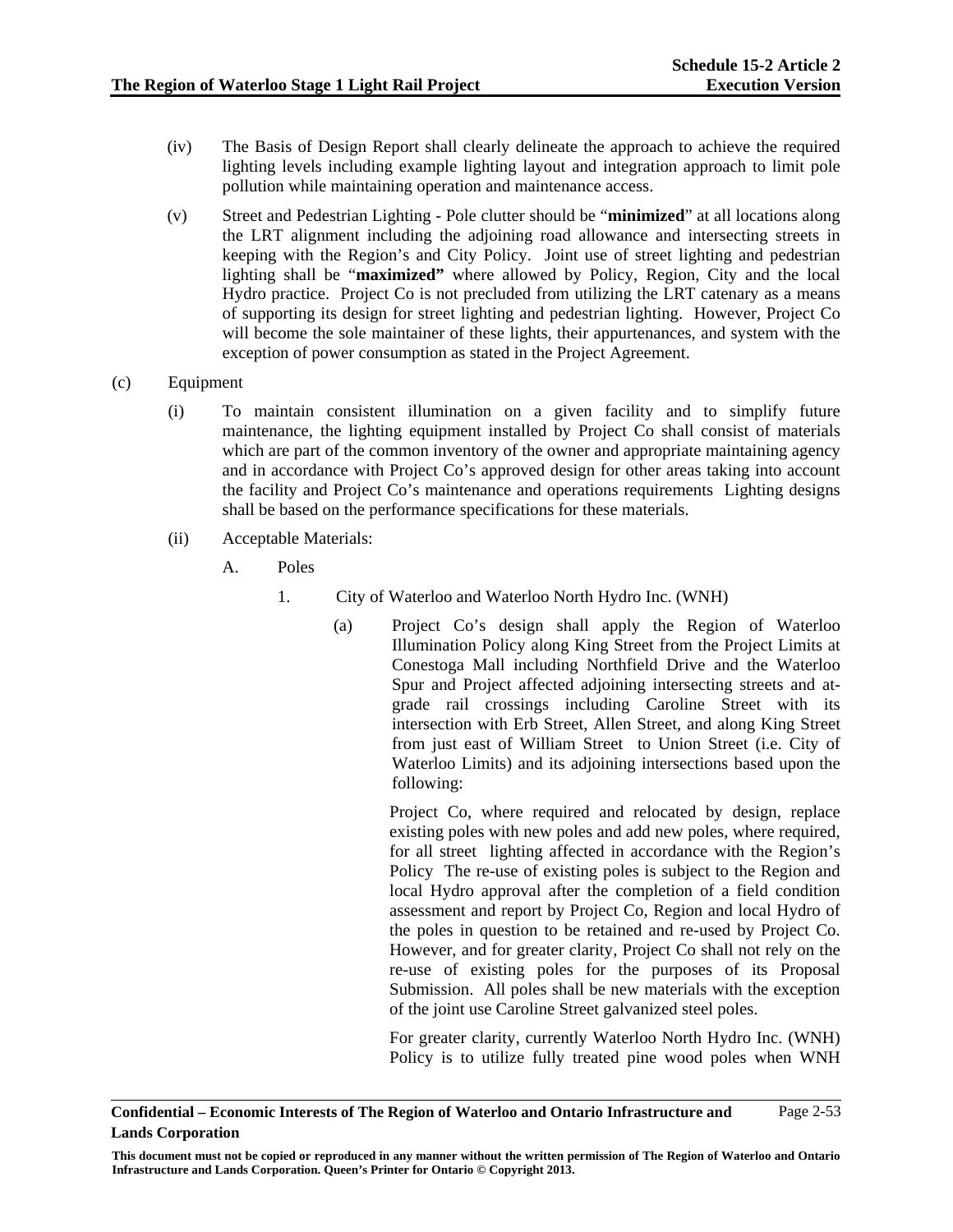(iv) The Basis of Design Report shall clearly delineate the approach to achieve the required lighting levels including example lighting layout and integration approach to limit pole pollution while maintaining operation and maintenance access.

(v) Street and Pedestrian Lighting - Pole clutter should be "**minimized**" at all locations along the LRT alignment including the adjoining road allowance and intersecting streets in keeping with the Region's and City Policy. Joint use of street lighting and pedestrian lighting shall be "**maximized"** where allowed by Policy, Region, City and the local Hydro practice. Project Co is not precluded from utilizing the LRT catenary as a means of supporting its design for street lighting and pedestrian lighting. However, Project Co will become the sole maintainer of these lights, their appurtenances, and system with the exception of power consumption as stated in the Project Agreement.

(c) Equipment

(i) To maintain consistent illumination on a given facility and to simplify future maintenance, the lighting equipment installed by Project Co shall consist of materials which are part of the common inventory of the owner and appropriate maintaining agency and in accordance with Project Co's approved design for other areas taking into account the facility and Project Co's maintenance and operations requirements Lighting designs shall be based on the performance specifications for these materials.

(ii) Acceptable Materials:

A. Poles

1. City of Waterloo and Waterloo North Hydro Inc. (WNH)

(a) Project Co's design shall apply the Region of Waterloo Illumination Policy along King Street from the Project Limits at Conestoga Mall including Northfield Drive and the Waterloo Spur and Project affected adjoining intersecting streets and at-grade rail crossings including Caroline Street with its intersection with Erb Street, Allen Street, and along King Street from just east of William Street to Union Street (i.e. City of Waterloo Limits) and its adjoining intersections based upon the following:

Project Co, where required and relocated by design, replace existing poles with new poles and add new poles, where required, for all street lighting affected in accordance with the Region's Policy The re-use of existing poles is subject to the Region and local Hydro approval after the completion of a field condition assessment and report by Project Co, Region and local Hydro of the poles in question to be retained and re-used by Project Co. However, and for greater clarity, Project Co shall not rely on the re-use of existing poles for the purposes of its Proposal Submission. All poles shall be new materials with the exception of the joint use Caroline Street galvanized steel poles.

For greater clarity, currently Waterloo North Hydro Inc. (WNH) Policy is to utilize fully treated pine wood poles when WNH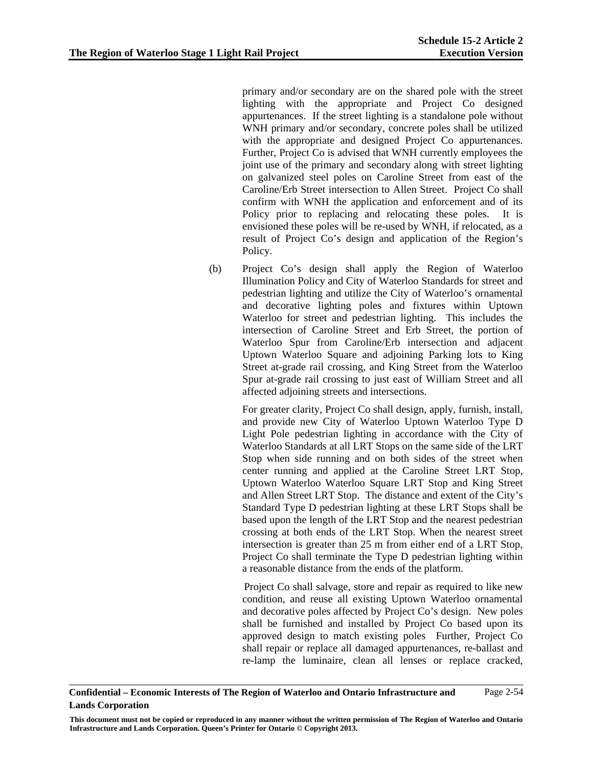primary and/or secondary are on the shared pole with the street lighting with the appropriate and Project Co designed appurtenances. If the street lighting is a standalone pole without WNH primary and/or secondary, concrete poles shall be utilized with the appropriate and designed Project Co appurtenances. Further, Project Co is advised that WNH currently employees the joint use of the primary and secondary along with street lighting on galvanized steel poles on Caroline Street from east of the Caroline/Erb Street intersection to Allen Street. Project Co shall confirm with WNH the application and enforcement and of its Policy prior to replacing and relocating these poles. It is envisioned these poles will be re-used by WNH, if relocated, as a result of Project Co's design and application of the Region's Policy.

(b) Project Co's design shall apply the Region of Waterloo Illumination Policy and City of Waterloo Standards for street and pedestrian lighting and utilize the City of Waterloo's ornamental and decorative lighting poles and fixtures within Uptown Waterloo for street and pedestrian lighting. This includes the intersection of Caroline Street and Erb Street, the portion of Waterloo Spur from Caroline/Erb intersection and adjacent Uptown Waterloo Square and adjoining Parking lots to King Street at-grade rail crossing, and King Street from the Waterloo Spur at-grade rail crossing to just east of William Street and all affected adjoining streets and intersections.

For greater clarity, Project Co shall design, apply, furnish, install, and provide new City of Waterloo Uptown Waterloo Type D Light Pole pedestrian lighting in accordance with the City of Waterloo Standards at all LRT Stops on the same side of the LRT Stop when side running and on both sides of the street when center running and applied at the Caroline Street LRT Stop, Uptown Waterloo Waterloo Square LRT Stop and King Street and Allen Street LRT Stop. The distance and extent of the City's Standard Type D pedestrian lighting at these LRT Stops shall be based upon the length of the LRT Stop and the nearest pedestrian crossing at both ends of the LRT Stop. When the nearest street intersection is greater than 25 m from either end of a LRT Stop, Project Co shall terminate the Type D pedestrian lighting within a reasonable distance from the ends of the platform.

Project Co shall salvage, store and repair as required to like new condition, and reuse all existing Uptown Waterloo ornamental and decorative poles affected by Project Co's design. New poles shall be furnished and installed by Project Co based upon its approved design to match existing poles Further, Project Co shall repair or replace all damaged appurtenances, re-ballast and re-lamp the luminaire, clean all lenses or replace cracked,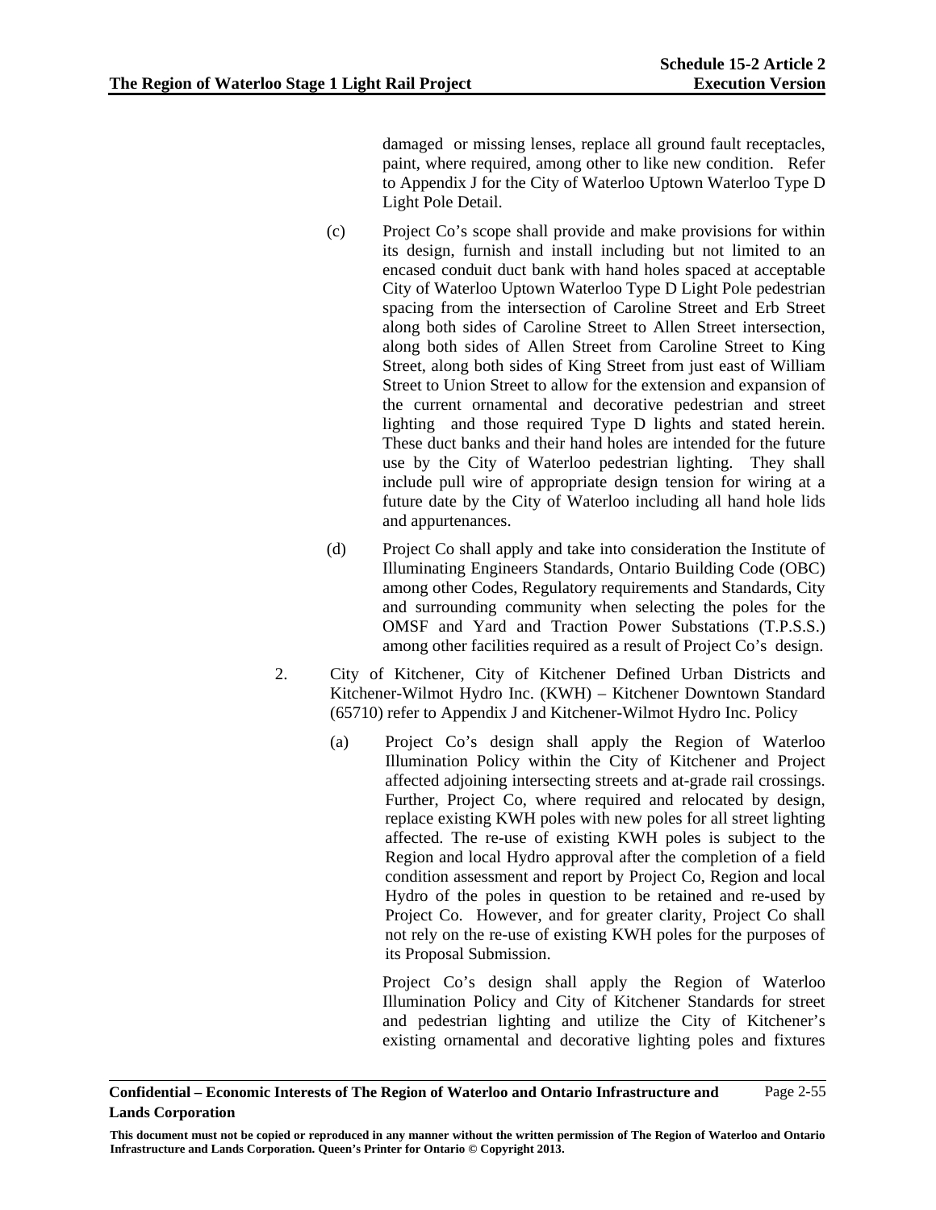damaged or missing lenses, replace all ground fault receptacles, paint, where required, among other to like new condition. Refer to Appendix J for the City of Waterloo Uptown Waterloo Type D Light Pole Detail.

(c) Project Co's scope shall provide and make provisions for within its design, furnish and install including but not limited to an encased conduit duct bank with hand holes spaced at acceptable City of Waterloo Uptown Waterloo Type D Light Pole pedestrian spacing from the intersection of Caroline Street and Erb Street along both sides of Caroline Street to Allen Street intersection, along both sides of Allen Street from Caroline Street to King Street, along both sides of King Street from just east of William Street to Union Street to allow for the extension and expansion of the current ornamental and decorative pedestrian and street lighting and those required Type D lights and stated herein. These duct banks and their hand holes are intended for the future use by the City of Waterloo pedestrian lighting. They shall include pull wire of appropriate design tension for wiring at a future date by the City of Waterloo including all hand hole lids and appurtenances.

(d) Project Co shall apply and take into consideration the Institute of Illuminating Engineers Standards, Ontario Building Code (OBC) among other Codes, Regulatory requirements and Standards, City and surrounding community when selecting the poles for the OMSF and Yard and Traction Power Substations (T.P.S.S.) among other facilities required as a result of Project Co's design.

2. City of Kitchener, City of Kitchener Defined Urban Districts and Kitchener-Wilmot Hydro Inc. (KWH) – Kitchener Downtown Standard (65710) refer to Appendix J and Kitchener-Wilmot Hydro Inc. Policy

(a) Project Co's design shall apply the Region of Waterloo Illumination Policy within the City of Kitchener and Project affected adjoining intersecting streets and at-grade rail crossings. Further, Project Co, where required and relocated by design, replace existing KWH poles with new poles for all street lighting affected. The re-use of existing KWH poles is subject to the Region and local Hydro approval after the completion of a field condition assessment and report by Project Co, Region and local Hydro of the poles in question to be retained and re-used by Project Co. However, and for greater clarity, Project Co shall not rely on the re-use of existing KWH poles for the purposes of its Proposal Submission.

Project Co's design shall apply the Region of Waterloo Illumination Policy and City of Kitchener Standards for street and pedestrian lighting and utilize the City of Kitchener's existing ornamental and decorative lighting poles and fixtures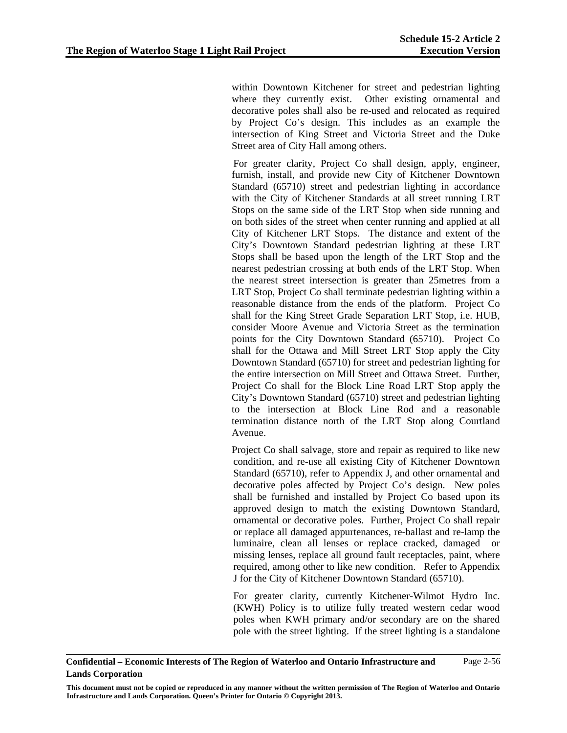within Downtown Kitchener for street and pedestrian lighting where they currently exist. Other existing ornamental and decorative poles shall also be re-used and relocated as required by Project Co's design. This includes as an example the intersection of King Street and Victoria Street and the Duke Street area of City Hall among others.

For greater clarity, Project Co shall design, apply, engineer, furnish, install, and provide new City of Kitchener Downtown Standard (65710) street and pedestrian lighting in accordance with the City of Kitchener Standards at all street running LRT Stops on the same side of the LRT Stop when side running and on both sides of the street when center running and applied at all City of Kitchener LRT Stops. The distance and extent of the City's Downtown Standard pedestrian lighting at these LRT Stops shall be based upon the length of the LRT Stop and the nearest pedestrian crossing at both ends of the LRT Stop. When the nearest street intersection is greater than 25metres from a LRT Stop, Project Co shall terminate pedestrian lighting within a reasonable distance from the ends of the platform. Project Co shall for the King Street Grade Separation LRT Stop, i.e. HUB, consider Moore Avenue and Victoria Street as the termination points for the City Downtown Standard (65710). Project Co shall for the Ottawa and Mill Street LRT Stop apply the City Downtown Standard (65710) for street and pedestrian lighting for the entire intersection on Mill Street and Ottawa Street. Further, Project Co shall for the Block Line Road LRT Stop apply the City's Downtown Standard (65710) street and pedestrian lighting to the intersection at Block Line Rod and a reasonable termination distance north of the LRT Stop along Courtland Avenue.

Project Co shall salvage, store and repair as required to like new condition, and re-use all existing City of Kitchener Downtown Standard (65710), refer to Appendix J, and other ornamental and decorative poles affected by Project Co's design. New poles shall be furnished and installed by Project Co based upon its approved design to match the existing Downtown Standard, ornamental or decorative poles. Further, Project Co shall repair or replace all damaged appurtenances, re-ballast and re-lamp the luminaire, clean all lenses or replace cracked, damaged or missing lenses, replace all ground fault receptacles, paint, where required, among other to like new condition. Refer to Appendix J for the City of Kitchener Downtown Standard (65710).

For greater clarity, currently Kitchener-Wilmot Hydro Inc. (KWH) Policy is to utilize fully treated western cedar wood poles when KWH primary and/or secondary are on the shared pole with the street lighting. If the street lighting is a standalone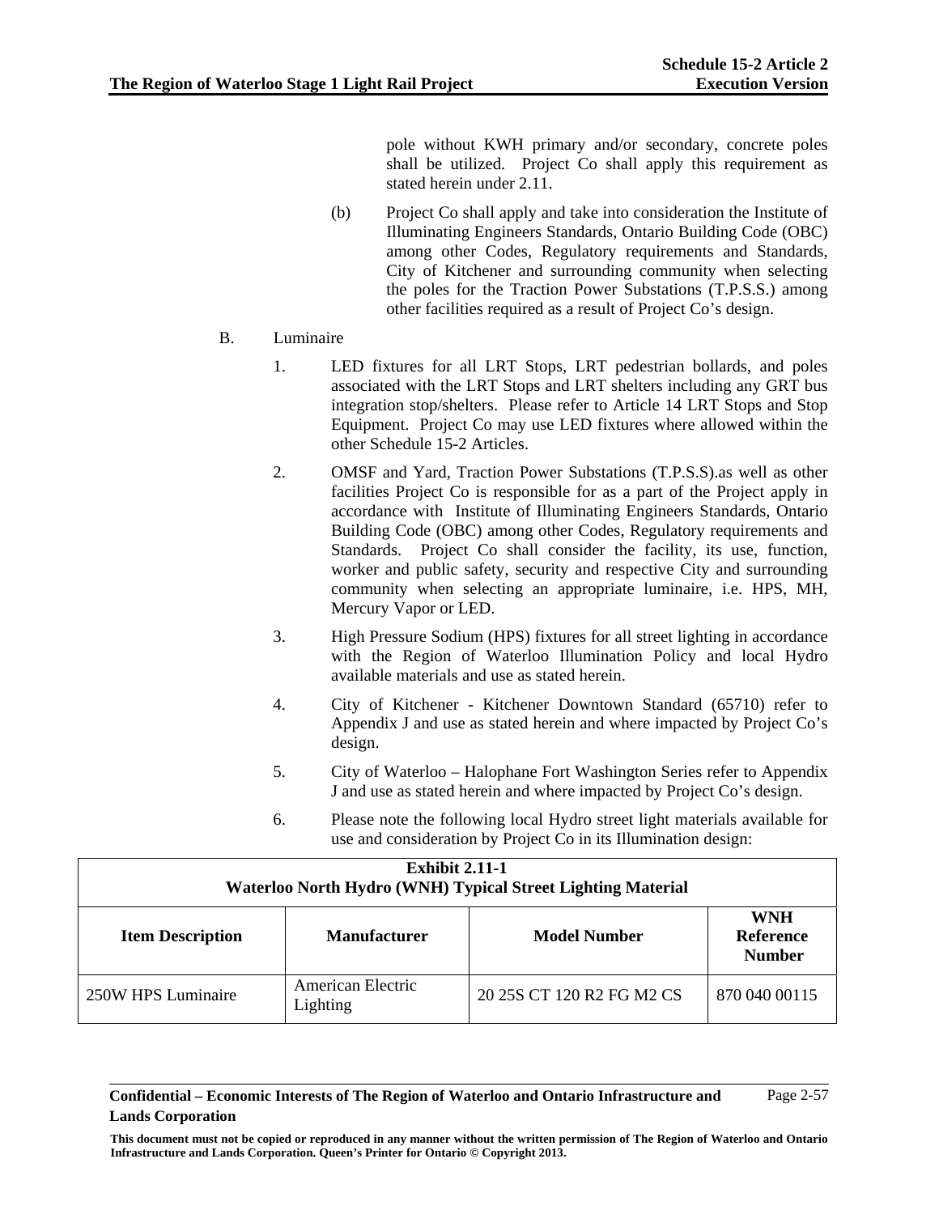pole without KWH primary and/or secondary, concrete poles shall be utilized. Project Co shall apply this requirement as stated herein under 2.11.

(b) Project Co shall apply and take into consideration the Institute of Illuminating Engineers Standards, Ontario Building Code (OBC) among other Codes, Regulatory requirements and Standards, City of Kitchener and surrounding community when selecting the poles for the Traction Power Substations (T.P.S.S.) among other facilities required as a result of Project Co's design.

B. Luminaire

1. LED fixtures for all LRT Stops, LRT pedestrian bollards, and poles associated with the LRT Stops and LRT shelters including any GRT bus integration stop/shelters. Please refer to Article 14 LRT Stops and Stop Equipment. Project Co may use LED fixtures where allowed within the other Schedule 15-2 Articles.

2. OMSF and Yard, Traction Power Substations (T.P.S.S).as well as other facilities Project Co is responsible for as a part of the Project apply in accordance with Institute of Illuminating Engineers Standards, Ontario Building Code (OBC) among other Codes, Regulatory requirements and Standards. Project Co shall consider the facility, its use, function, worker and public safety, security and respective City and surrounding community when selecting an appropriate luminaire, i.e. HPS, MH, Mercury Vapor or LED.

3. High Pressure Sodium (HPS) fixtures for all street lighting in accordance with the Region of Waterloo Illumination Policy and local Hydro available materials and use as stated herein.

4. City of Kitchener - Kitchener Downtown Standard (65710) refer to Appendix J and use as stated herein and where impacted by Project Co's design.

5. City of Waterloo – Halophane Fort Washington Series refer to Appendix J and use as stated herein and where impacted by Project Co's design.

6. Please note the following local Hydro street light materials available for use and consideration by Project Co in its Illumination design:

**Exhibit 2.11-1**
**Waterloo North Hydro (WNH) Typical Street Lighting Material**

| Item Description | Manufacturer | Model Number | WNH Reference Number |
|---|---|---|---|
| 250W HPS Luminaire | American Electric Lighting | 20 25S CT 120 R2 FG M2 CS | 870 040 00115 |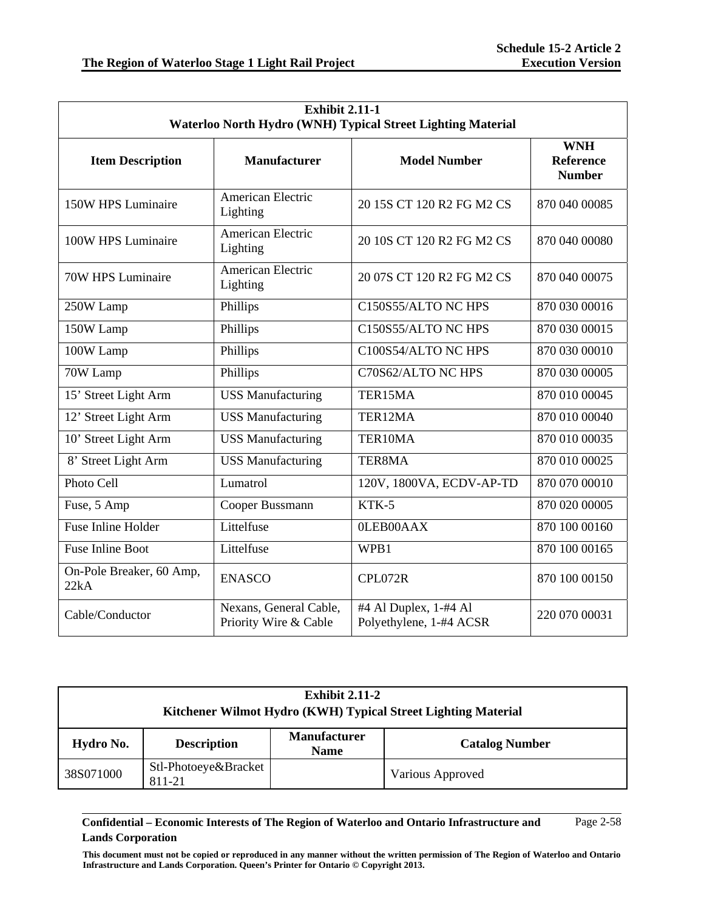| Exhibit 2.11-1<br>Waterloo North Hydro (WNH) Typical Street Lighting Material | | | |
|---|---|---|---|
| **Item Description** | **Manufacturer** | **Model Number** | **WNH Reference Number** |
| 150W HPS Luminaire | American Electric Lighting | 20 15S CT 120 R2 FG M2 CS | 870 040 00085 |
| 100W HPS Luminaire | American Electric Lighting | 20 10S CT 120 R2 FG M2 CS | 870 040 00080 |
| 70W HPS Luminaire | American Electric Lighting | 20 07S CT 120 R2 FG M2 CS | 870 040 00075 |
| 250W Lamp | Phillips | C150S55/ALTO NC HPS | 870 030 00016 |
| 150W Lamp | Phillips | C150S55/ALTO NC HPS | 870 030 00015 |
| 100W Lamp | Phillips | C100S54/ALTO NC HPS | 870 030 00010 |
| 70W Lamp | Phillips | C70S62/ALTO NC HPS | 870 030 00005 |
| 15’ Street Light Arm | USS Manufacturing | TER15MA | 870 010 00045 |
| 12’ Street Light Arm | USS Manufacturing | TER12MA | 870 010 00040 |
| 10’ Street Light Arm | USS Manufacturing | TER10MA | 870 010 00035 |
| 8’ Street Light Arm | USS Manufacturing | TER8MA | 870 010 00025 |
| Photo Cell | Lumatrol | 120V, 1800VA, ECDV-AP-TD | 870 070 00010 |
| Fuse, 5 Amp | Cooper Bussmann | KTK-5 | 870 020 00005 |
| Fuse Inline Holder | Littelfuse | 0LEB00AAX | 870 100 00160 |
| Fuse Inline Boot | Littelfuse | WPB1 | 870 100 00165 |
| On-Pole Breaker, 60 Amp, 22kA | ENASCO | CPL072R | 870 100 00150 |
| Cable/Conductor | Nexans, General Cable, Priority Wire & Cable | #4 Al Duplex, 1-#4 Al Polyethylene, 1-#4 ACSR | 220 070 00031 |

| Exhibit 2.11-2<br>Kitchener Wilmot Hydro (KWH) Typical Street Lighting Material | | | |
|---|---|---|---|
| **Hydro No.** | **Description** | **Manufacturer Name** | **Catalog Number** |
| 38S071000 | Stl-Photoeye&Bracket 811-21 | | Various Approved |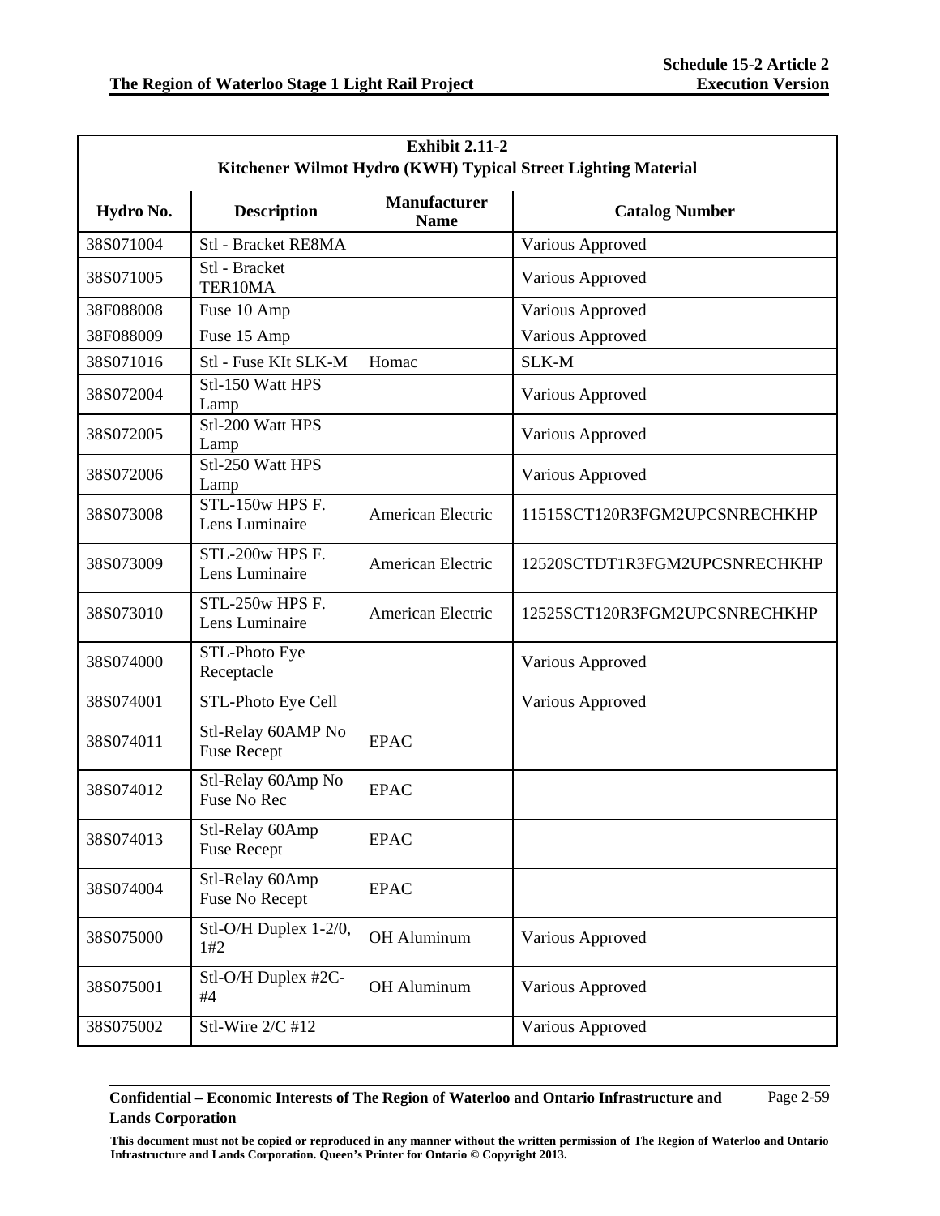| Exhibit 2.11-2<br>Kitchener Wilmot Hydro (KWH) Typical Street Lighting Material | | | |
|---|---|---|---|
| **Hydro No.** | **Description** | **Manufacturer Name** | **Catalog Number** |
| 38S071004 | Stl - Bracket RE8MA | | Various Approved |
| 38S071005 | Stl - Bracket TER10MA | | Various Approved |
| 38F088008 | Fuse 10 Amp | | Various Approved |
| 38F088009 | Fuse 15 Amp | | Various Approved |
| 38S071016 | Stl - Fuse KIt SLK-M | Homac | SLK-M |
| 38S072004 | Stl-150 Watt HPS Lamp | | Various Approved |
| 38S072005 | Stl-200 Watt HPS Lamp | | Various Approved |
| 38S072006 | Stl-250 Watt HPS Lamp | | Various Approved |
| 38S073008 | STL-150w HPS F. Lens Luminaire | American Electric | 11515SCT120R3FGM2UPCSNRECHKHP |
| 38S073009 | STL-200w HPS F. Lens Luminaire | American Electric | 12520SCTDT1R3FGM2UPCSNRECHKHP |
| 38S073010 | STL-250w HPS F. Lens Luminaire | American Electric | 12525SCT120R3FGM2UPCSNRECHKHP |
| 38S074000 | STL-Photo Eye Receptacle | | Various Approved |
| 38S074001 | STL-Photo Eye Cell | | Various Approved |
| 38S074011 | Stl-Relay 60AMP No Fuse Recept | EPAC | |
| 38S074012 | Stl-Relay 60Amp No Fuse No Rec | EPAC | |
| 38S074013 | Stl-Relay 60Amp Fuse Recept | EPAC | |
| 38S074004 | Stl-Relay 60Amp Fuse No Recept | EPAC | |
| 38S075000 | Stl-O/H Duplex 1-2/0, 1#2 | OH Aluminum | Various Approved |
| 38S075001 | Stl-O/H Duplex #2C-#4 | OH Aluminum | Various Approved |
| 38S075002 | Stl-Wire 2/C #12 | | Various Approved |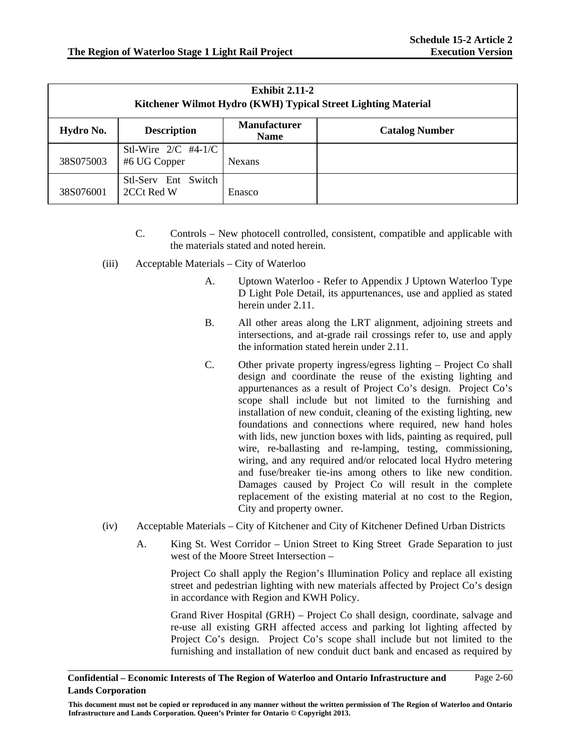| Exhibit 2.11-2 Kitchener Wilmot Hydro (KWH) Typical Street Lighting Material | | | |
|---|---|---|---|
| **Hydro No.** | **Description** | **Manufacturer Name** | **Catalog Number** |
| 38S075003 | Stl-Wire 2/C #4-1/C #6 UG Copper | Nexans | |
| 38S076001 | Stl-Serv Ent Switch 2CCt Red W | Enasco | |

C. Controls – New photocell controlled, consistent, compatible and applicable with the materials stated and noted herein.

(iii) Acceptable Materials – City of Waterloo

A. Uptown Waterloo - Refer to Appendix J Uptown Waterloo Type D Light Pole Detail, its appurtenances, use and applied as stated herein under 2.11.

B. All other areas along the LRT alignment, adjoining streets and intersections, and at-grade rail crossings refer to, use and apply the information stated herein under 2.11.

C. Other private property ingress/egress lighting – Project Co shall design and coordinate the reuse of the existing lighting and appurtenances as a result of Project Co's design. Project Co's scope shall include but not limited to the furnishing and installation of new conduit, cleaning of the existing lighting, new foundations and connections where required, new hand holes with lids, new junction boxes with lids, painting as required, pull wire, re-ballasting and re-lamping, testing, commissioning, wiring, and any required and/or relocated local Hydro metering and fuse/breaker tie-ins among others to like new condition. Damages caused by Project Co will result in the complete replacement of the existing material at no cost to the Region, City and property owner.

(iv) Acceptable Materials – City of Kitchener and City of Kitchener Defined Urban Districts

A. King St. West Corridor – Union Street to King Street Grade Separation to just west of the Moore Street Intersection –

Project Co shall apply the Region's Illumination Policy and replace all existing street and pedestrian lighting with new materials affected by Project Co's design in accordance with Region and KWH Policy.

Grand River Hospital (GRH) – Project Co shall design, coordinate, salvage and re-use all existing GRH affected access and parking lot lighting affected by Project Co's design. Project Co's scope shall include but not limited to the furnishing and installation of new conduit duct bank and encased as required by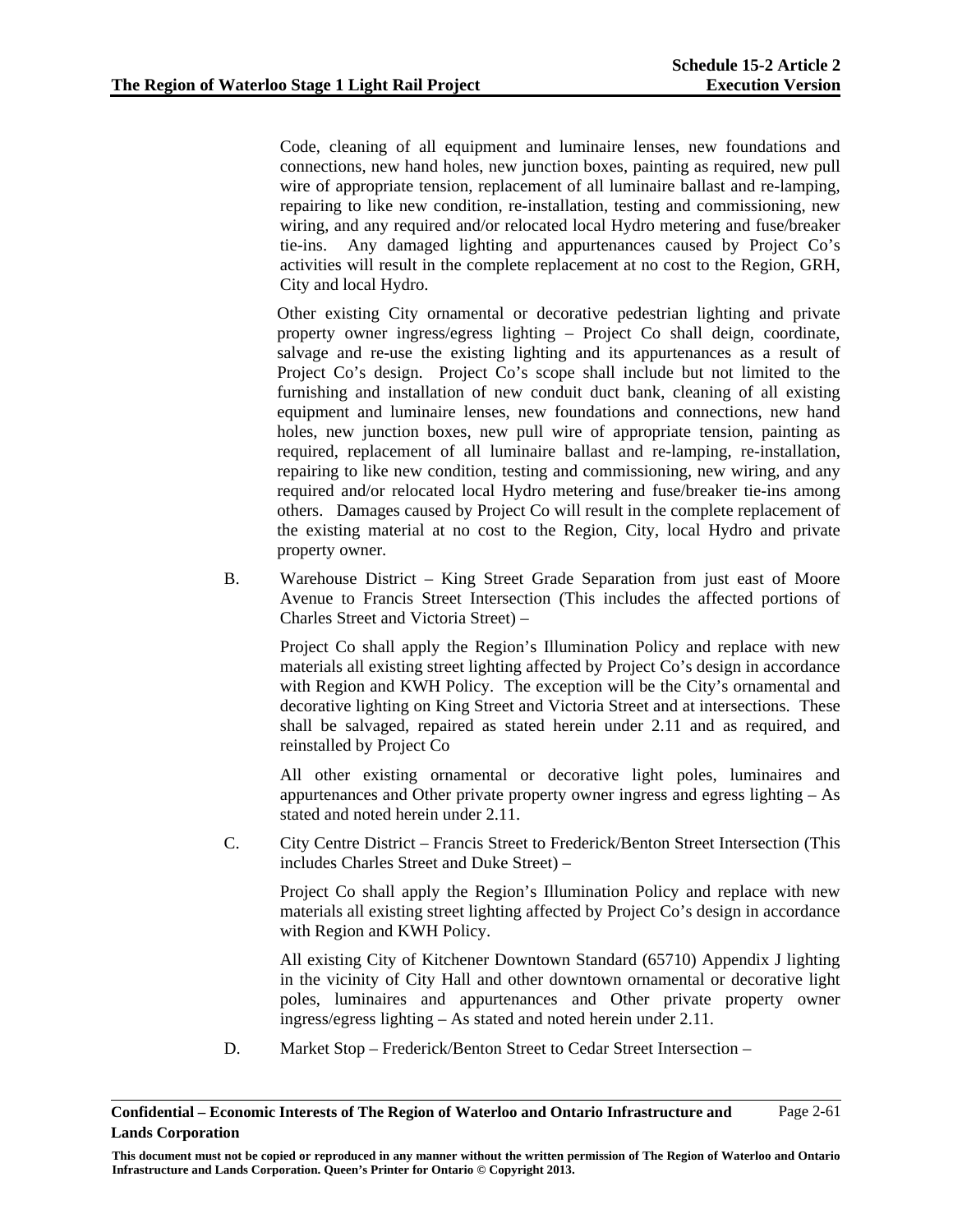Code, cleaning of all equipment and luminaire lenses, new foundations and connections, new hand holes, new junction boxes, painting as required, new pull wire of appropriate tension, replacement of all luminaire ballast and re-lamping, repairing to like new condition, re-installation, testing and commissioning, new wiring, and any required and/or relocated local Hydro metering and fuse/breaker tie-ins. Any damaged lighting and appurtenances caused by Project Co's activities will result in the complete replacement at no cost to the Region, GRH, City and local Hydro.

Other existing City ornamental or decorative pedestrian lighting and private property owner ingress/egress lighting – Project Co shall deign, coordinate, salvage and re-use the existing lighting and its appurtenances as a result of Project Co's design. Project Co's scope shall include but not limited to the furnishing and installation of new conduit duct bank, cleaning of all existing equipment and luminaire lenses, new foundations and connections, new hand holes, new junction boxes, new pull wire of appropriate tension, painting as required, replacement of all luminaire ballast and re-lamping, re-installation, repairing to like new condition, testing and commissioning, new wiring, and any required and/or relocated local Hydro metering and fuse/breaker tie-ins among others. Damages caused by Project Co will result in the complete replacement of the existing material at no cost to the Region, City, local Hydro and private property owner.

B. Warehouse District – King Street Grade Separation from just east of Moore Avenue to Francis Street Intersection (This includes the affected portions of Charles Street and Victoria Street) –

Project Co shall apply the Region's Illumination Policy and replace with new materials all existing street lighting affected by Project Co's design in accordance with Region and KWH Policy. The exception will be the City's ornamental and decorative lighting on King Street and Victoria Street and at intersections. These shall be salvaged, repaired as stated herein under 2.11 and as required, and reinstalled by Project Co

All other existing ornamental or decorative light poles, luminaires and appurtenances and Other private property owner ingress and egress lighting – As stated and noted herein under 2.11.

C. City Centre District – Francis Street to Frederick/Benton Street Intersection (This includes Charles Street and Duke Street) –

Project Co shall apply the Region's Illumination Policy and replace with new materials all existing street lighting affected by Project Co's design in accordance with Region and KWH Policy.

All existing City of Kitchener Downtown Standard (65710) Appendix J lighting in the vicinity of City Hall and other downtown ornamental or decorative light poles, luminaires and appurtenances and Other private property owner ingress/egress lighting – As stated and noted herein under 2.11.

D. Market Stop – Frederick/Benton Street to Cedar Street Intersection –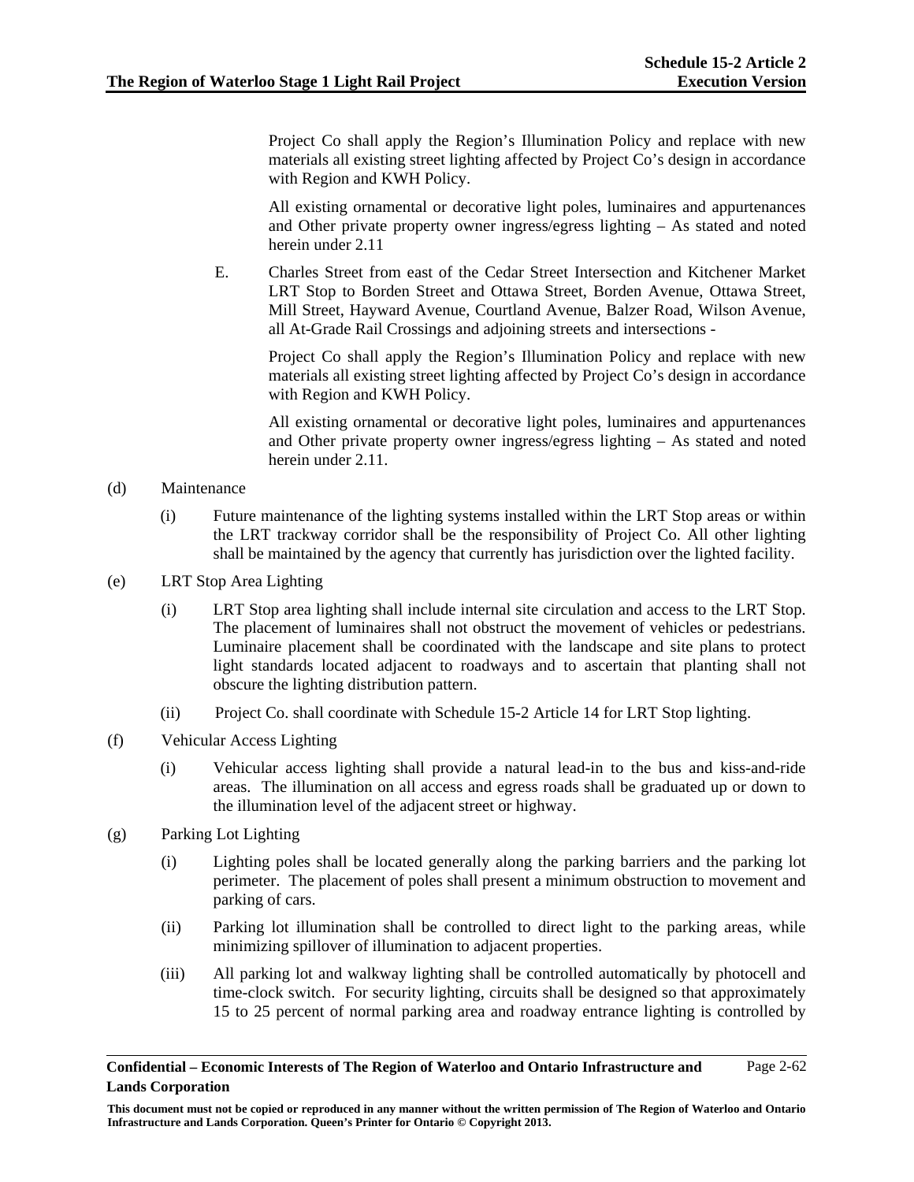Project Co shall apply the Region's Illumination Policy and replace with new materials all existing street lighting affected by Project Co's design in accordance with Region and KWH Policy.

All existing ornamental or decorative light poles, luminaires and appurtenances and Other private property owner ingress/egress lighting – As stated and noted herein under 2.11

E. Charles Street from east of the Cedar Street Intersection and Kitchener Market LRT Stop to Borden Street and Ottawa Street, Borden Avenue, Ottawa Street, Mill Street, Hayward Avenue, Courtland Avenue, Balzer Road, Wilson Avenue, all At-Grade Rail Crossings and adjoining streets and intersections -

Project Co shall apply the Region's Illumination Policy and replace with new materials all existing street lighting affected by Project Co's design in accordance with Region and KWH Policy.

All existing ornamental or decorative light poles, luminaires and appurtenances and Other private property owner ingress/egress lighting – As stated and noted herein under 2.11.

(d) Maintenance

(i) Future maintenance of the lighting systems installed within the LRT Stop areas or within the LRT trackway corridor shall be the responsibility of Project Co. All other lighting shall be maintained by the agency that currently has jurisdiction over the lighted facility.

(e) LRT Stop Area Lighting

(i) LRT Stop area lighting shall include internal site circulation and access to the LRT Stop. The placement of luminaires shall not obstruct the movement of vehicles or pedestrians. Luminaire placement shall be coordinated with the landscape and site plans to protect light standards located adjacent to roadways and to ascertain that planting shall not obscure the lighting distribution pattern.

(ii) Project Co. shall coordinate with Schedule 15-2 Article 14 for LRT Stop lighting.

(f) Vehicular Access Lighting

(i) Vehicular access lighting shall provide a natural lead-in to the bus and kiss-and-ride areas. The illumination on all access and egress roads shall be graduated up or down to the illumination level of the adjacent street or highway.

(g) Parking Lot Lighting

(i) Lighting poles shall be located generally along the parking barriers and the parking lot perimeter. The placement of poles shall present a minimum obstruction to movement and parking of cars.

(ii) Parking lot illumination shall be controlled to direct light to the parking areas, while minimizing spillover of illumination to adjacent properties.

(iii) All parking lot and walkway lighting shall be controlled automatically by photocell and time-clock switch. For security lighting, circuits shall be designed so that approximately 15 to 25 percent of normal parking area and roadway entrance lighting is controlled by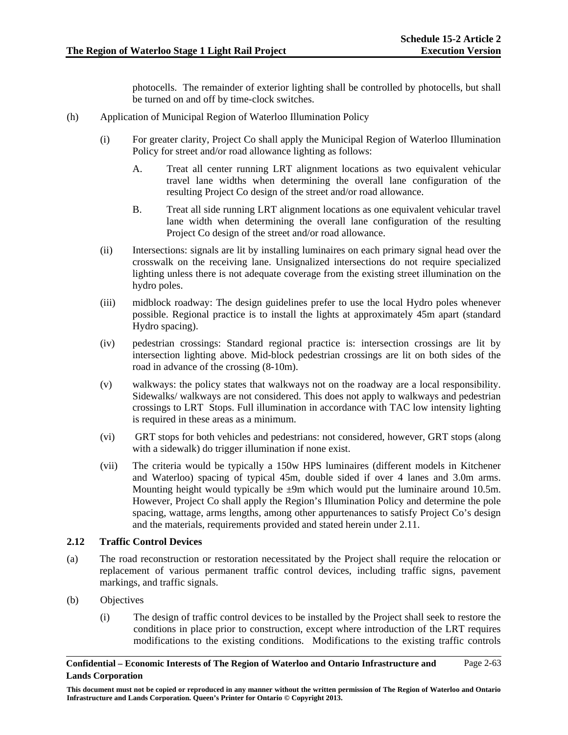photocells. The remainder of exterior lighting shall be controlled by photocells, but shall be turned on and off by time-clock switches.

(h) Application of Municipal Region of Waterloo Illumination Policy

(i) For greater clarity, Project Co shall apply the Municipal Region of Waterloo Illumination Policy for street and/or road allowance lighting as follows:

A. Treat all center running LRT alignment locations as two equivalent vehicular travel lane widths when determining the overall lane configuration of the resulting Project Co design of the street and/or road allowance.

B. Treat all side running LRT alignment locations as one equivalent vehicular travel lane width when determining the overall lane configuration of the resulting Project Co design of the street and/or road allowance.

(ii) Intersections: signals are lit by installing luminaires on each primary signal head over the crosswalk on the receiving lane. Unsignalized intersections do not require specialized lighting unless there is not adequate coverage from the existing street illumination on the hydro poles.

(iii) midblock roadway: The design guidelines prefer to use the local Hydro poles whenever possible. Regional practice is to install the lights at approximately 45m apart (standard Hydro spacing).

(iv) pedestrian crossings: Standard regional practice is: intersection crossings are lit by intersection lighting above. Mid-block pedestrian crossings are lit on both sides of the road in advance of the crossing (8-10m).

(v) walkways: the policy states that walkways not on the roadway are a local responsibility. Sidewalks/ walkways are not considered. This does not apply to walkways and pedestrian crossings to LRT Stops. Full illumination in accordance with TAC low intensity lighting is required in these areas as a minimum.

(vi) GRT stops for both vehicles and pedestrians: not considered, however, GRT stops (along with a sidewalk) do trigger illumination if none exist.

(vii) The criteria would be typically a 150w HPS luminaires (different models in Kitchener and Waterloo) spacing of typical 45m, double sided if over 4 lanes and 3.0m arms. Mounting height would typically be ±9m which would put the luminaire around 10.5m. However, Project Co shall apply the Region's Illumination Policy and determine the pole spacing, wattage, arms lengths, among other appurtenances to satisfy Project Co's design and the materials, requirements provided and stated herein under 2.11.

## 2.12 Traffic Control Devices

(a) The road reconstruction or restoration necessitated by the Project shall require the relocation or replacement of various permanent traffic control devices, including traffic signs, pavement markings, and traffic signals.

(b) Objectives

(i) The design of traffic control devices to be installed by the Project shall seek to restore the conditions in place prior to construction, except where introduction of the LRT requires modifications to the existing conditions. Modifications to the existing traffic controls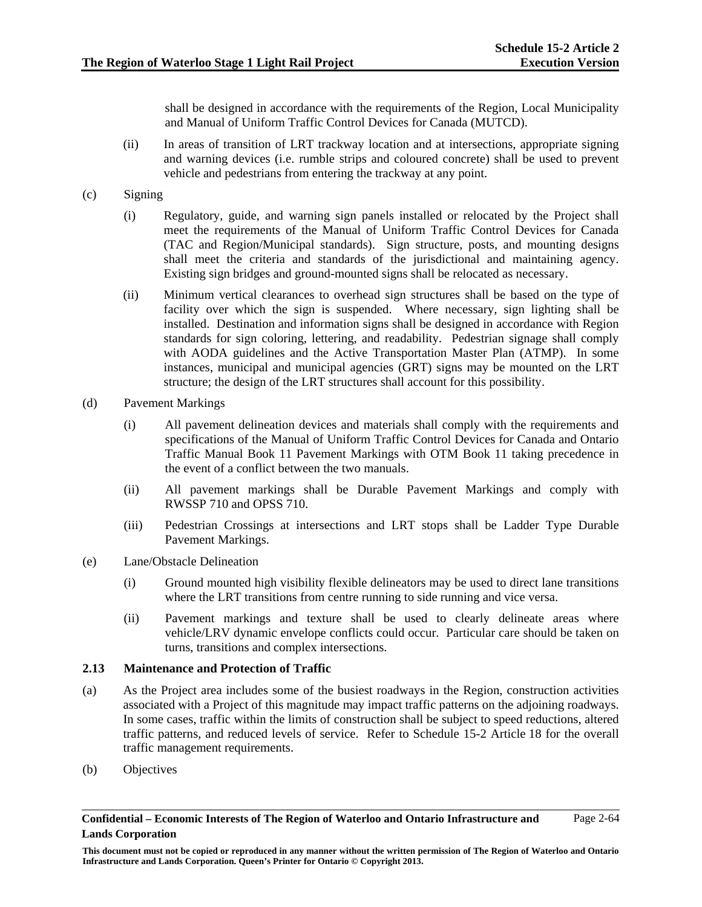shall be designed in accordance with the requirements of the Region, Local Municipality and Manual of Uniform Traffic Control Devices for Canada (MUTCD).

(ii) In areas of transition of LRT trackway location and at intersections, appropriate signing and warning devices (i.e. rumble strips and coloured concrete) shall be used to prevent vehicle and pedestrians from entering the trackway at any point.

(c) Signing

(i) Regulatory, guide, and warning sign panels installed or relocated by the Project shall meet the requirements of the Manual of Uniform Traffic Control Devices for Canada (TAC and Region/Municipal standards). Sign structure, posts, and mounting designs shall meet the criteria and standards of the jurisdictional and maintaining agency. Existing sign bridges and ground-mounted signs shall be relocated as necessary.

(ii) Minimum vertical clearances to overhead sign structures shall be based on the type of facility over which the sign is suspended. Where necessary, sign lighting shall be installed. Destination and information signs shall be designed in accordance with Region standards for sign coloring, lettering, and readability. Pedestrian signage shall comply with AODA guidelines and the Active Transportation Master Plan (ATMP). In some instances, municipal and municipal agencies (GRT) signs may be mounted on the LRT structure; the design of the LRT structures shall account for this possibility.

(d) Pavement Markings

(i) All pavement delineation devices and materials shall comply with the requirements and specifications of the Manual of Uniform Traffic Control Devices for Canada and Ontario Traffic Manual Book 11 Pavement Markings with OTM Book 11 taking precedence in the event of a conflict between the two manuals.

(ii) All pavement markings shall be Durable Pavement Markings and comply with RWSSP 710 and OPSS 710.

(iii) Pedestrian Crossings at intersections and LRT stops shall be Ladder Type Durable Pavement Markings.

(e) Lane/Obstacle Delineation

(i) Ground mounted high visibility flexible delineators may be used to direct lane transitions where the LRT transitions from centre running to side running and vice versa.

(ii) Pavement markings and texture shall be used to clearly delineate areas where vehicle/LRV dynamic envelope conflicts could occur. Particular care should be taken on turns, transitions and complex intersections.

### 2.13 Maintenance and Protection of Traffic

(a) As the Project area includes some of the busiest roadways in the Region, construction activities associated with a Project of this magnitude may impact traffic patterns on the adjoining roadways. In some cases, traffic within the limits of construction shall be subject to speed reductions, altered traffic patterns, and reduced levels of service. Refer to Schedule 15-2 Article 18 for the overall traffic management requirements.

(b) Objectives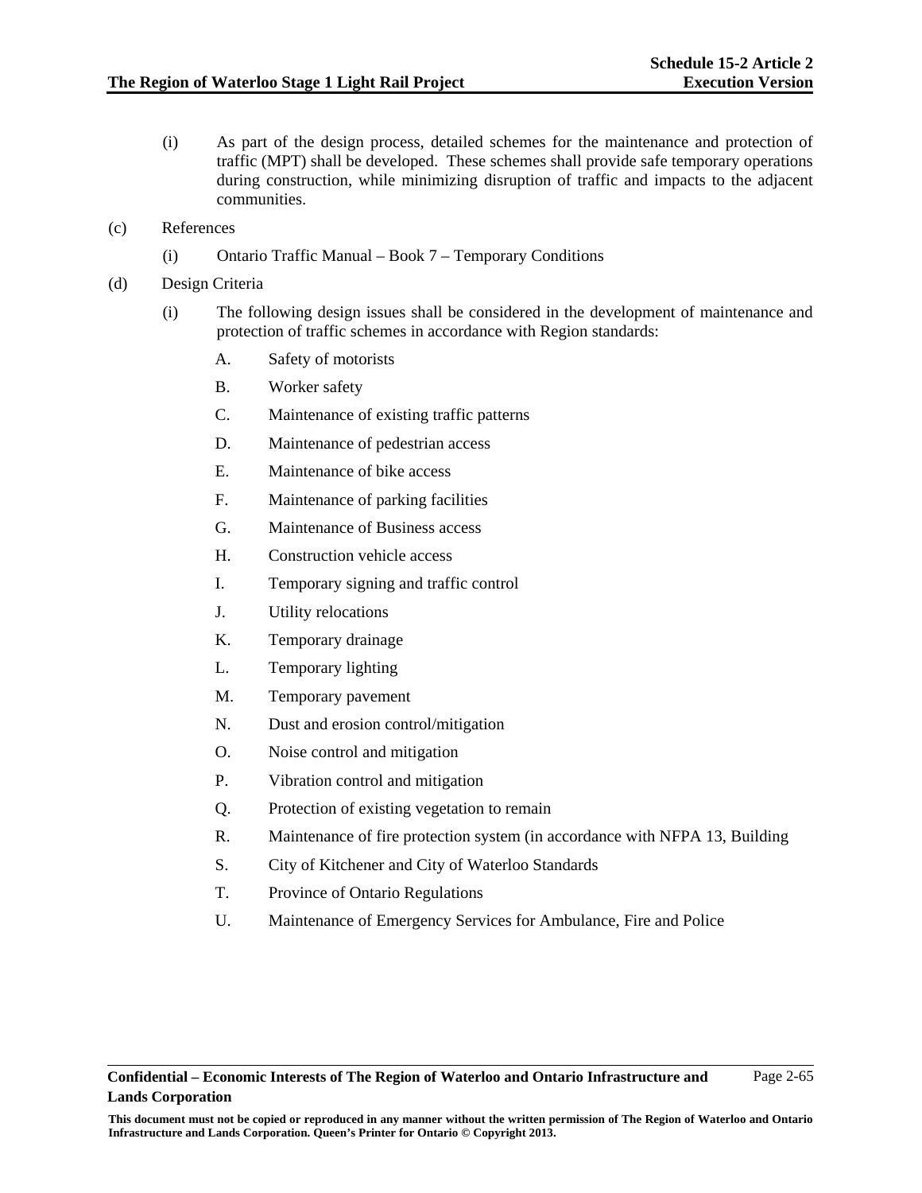(i) As part of the design process, detailed schemes for the maintenance and protection of traffic (MPT) shall be developed. These schemes shall provide safe temporary operations during construction, while minimizing disruption of traffic and impacts to the adjacent communities.

(c) References

(i) Ontario Traffic Manual – Book 7 – Temporary Conditions

(d) Design Criteria

(i) The following design issues shall be considered in the development of maintenance and protection of traffic schemes in accordance with Region standards:

A. Safety of motorists

B. Worker safety

C. Maintenance of existing traffic patterns

D. Maintenance of pedestrian access

E. Maintenance of bike access

F. Maintenance of parking facilities

G. Maintenance of Business access

H. Construction vehicle access

I. Temporary signing and traffic control

J. Utility relocations

K. Temporary drainage

L. Temporary lighting

M. Temporary pavement

N. Dust and erosion control/mitigation

O. Noise control and mitigation

P. Vibration control and mitigation

Q. Protection of existing vegetation to remain

R. Maintenance of fire protection system (in accordance with NFPA 13, Building

S. City of Kitchener and City of Waterloo Standards

T. Province of Ontario Regulations

U. Maintenance of Emergency Services for Ambulance, Fire and Police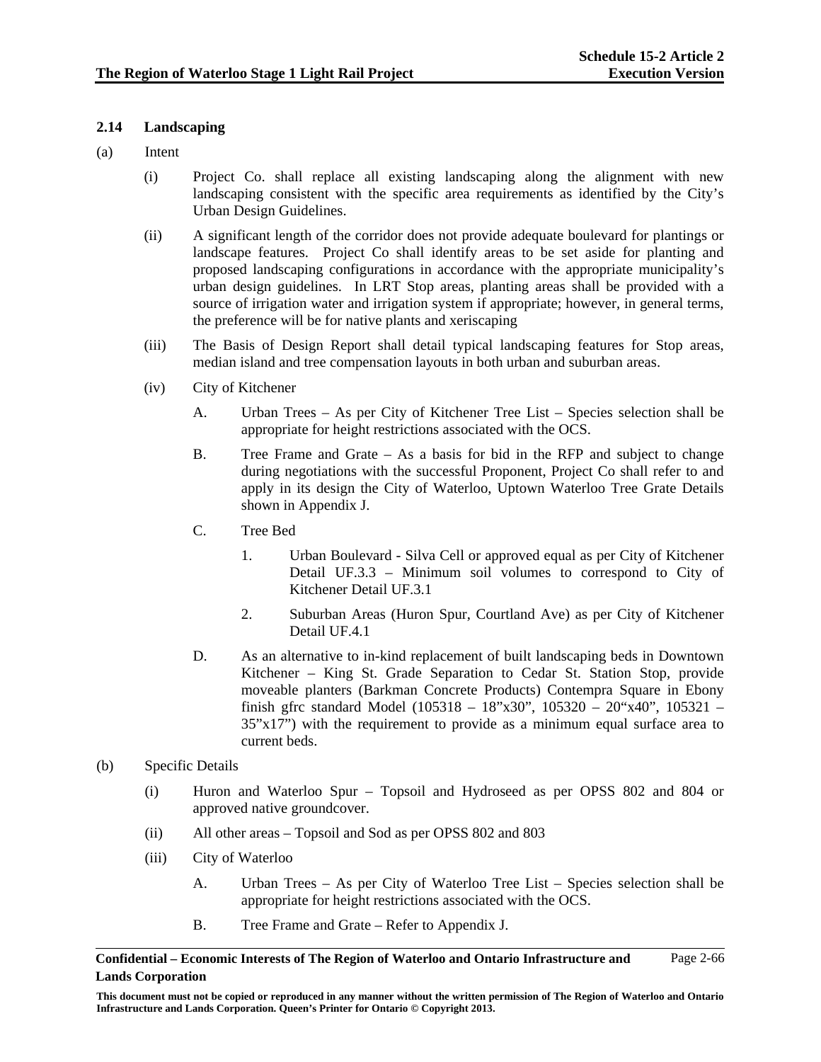## 2.14 Landscaping

(a) Intent

(i) Project Co. shall replace all existing landscaping along the alignment with new landscaping consistent with the specific area requirements as identified by the City's Urban Design Guidelines.

(ii) A significant length of the corridor does not provide adequate boulevard for plantings or landscape features. Project Co shall identify areas to be set aside for planting and proposed landscaping configurations in accordance with the appropriate municipality's urban design guidelines. In LRT Stop areas, planting areas shall be provided with a source of irrigation water and irrigation system if appropriate; however, in general terms, the preference will be for native plants and xeriscaping

(iii) The Basis of Design Report shall detail typical landscaping features for Stop areas, median island and tree compensation layouts in both urban and suburban areas.

(iv) City of Kitchener

A. Urban Trees – As per City of Kitchener Tree List – Species selection shall be appropriate for height restrictions associated with the OCS.

B. Tree Frame and Grate – As a basis for bid in the RFP and subject to change during negotiations with the successful Proponent, Project Co shall refer to and apply in its design the City of Waterloo, Uptown Waterloo Tree Grate Details shown in Appendix J.

C. Tree Bed

1. Urban Boulevard - Silva Cell or approved equal as per City of Kitchener Detail UF.3.3 – Minimum soil volumes to correspond to City of Kitchener Detail UF.3.1

2. Suburban Areas (Huron Spur, Courtland Ave) as per City of Kitchener Detail UF.4.1

D. As an alternative to in-kind replacement of built landscaping beds in Downtown Kitchener – King St. Grade Separation to Cedar St. Station Stop, provide moveable planters (Barkman Concrete Products) Contempra Square in Ebony finish gfrc standard Model (105318 – 18"x30", 105320 – 20"x40", 105321 – 35"x17") with the requirement to provide as a minimum equal surface area to current beds.

(b) Specific Details

(i) Huron and Waterloo Spur – Topsoil and Hydroseed as per OPSS 802 and 804 or approved native groundcover.

(ii) All other areas – Topsoil and Sod as per OPSS 802 and 803

(iii) City of Waterloo

A. Urban Trees – As per City of Waterloo Tree List – Species selection shall be appropriate for height restrictions associated with the OCS.

B. Tree Frame and Grate – Refer to Appendix J.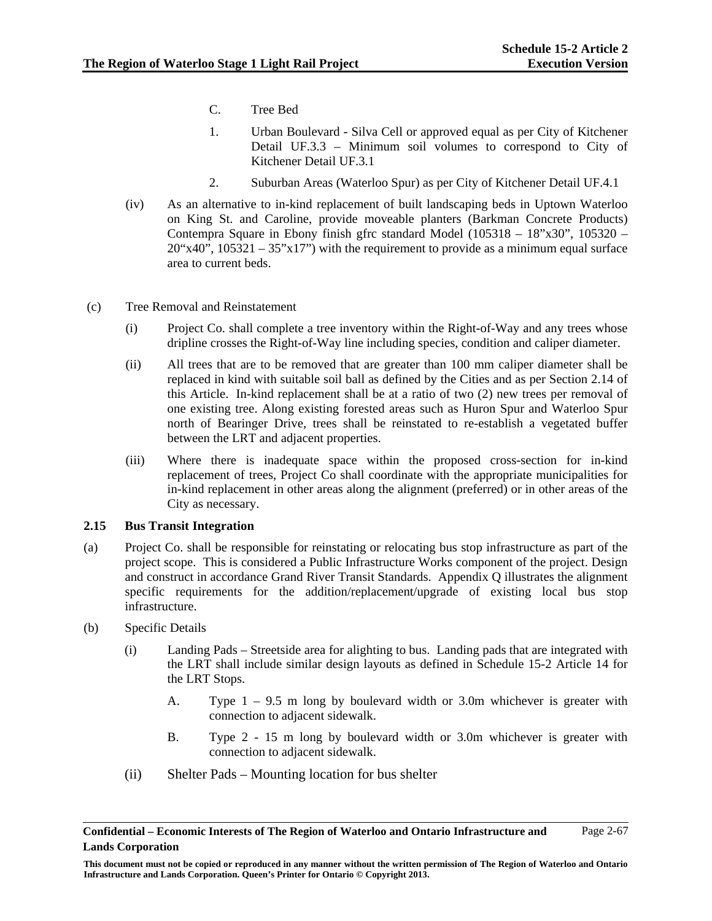C. Tree Bed

1. Urban Boulevard - Silva Cell or approved equal as per City of Kitchener Detail UF.3.3 – Minimum soil volumes to correspond to City of Kitchener Detail UF.3.1

2. Suburban Areas (Waterloo Spur) as per City of Kitchener Detail UF.4.1

(iv) As an alternative to in-kind replacement of built landscaping beds in Uptown Waterloo on King St. and Caroline, provide moveable planters (Barkman Concrete Products) Contempra Square in Ebony finish gfrc standard Model (105318 – 18"x30", 105320 – 20"x40", 105321 – 35"x17") with the requirement to provide as a minimum equal surface area to current beds.

(c) Tree Removal and Reinstatement

(i) Project Co. shall complete a tree inventory within the Right-of-Way and any trees whose dripline crosses the Right-of-Way line including species, condition and caliper diameter.

(ii) All trees that are to be removed that are greater than 100 mm caliper diameter shall be replaced in kind with suitable soil ball as defined by the Cities and as per Section 2.14 of this Article. In-kind replacement shall be at a ratio of two (2) new trees per removal of one existing tree. Along existing forested areas such as Huron Spur and Waterloo Spur north of Bearinger Drive, trees shall be reinstated to re-establish a vegetated buffer between the LRT and adjacent properties.

(iii) Where there is inadequate space within the proposed cross-section for in-kind replacement of trees, Project Co shall coordinate with the appropriate municipalities for in-kind replacement in other areas along the alignment (preferred) or in other areas of the City as necessary.

### 2.15 Bus Transit Integration

(a) Project Co. shall be responsible for reinstating or relocating bus stop infrastructure as part of the project scope. This is considered a Public Infrastructure Works component of the project. Design and construct in accordance Grand River Transit Standards. Appendix Q illustrates the alignment specific requirements for the addition/replacement/upgrade of existing local bus stop infrastructure.

(b) Specific Details

(i) Landing Pads – Streetside area for alighting to bus. Landing pads that are integrated with the LRT shall include similar design layouts as defined in Schedule 15-2 Article 14 for the LRT Stops.

A. Type 1 – 9.5 m long by boulevard width or 3.0m whichever is greater with connection to adjacent sidewalk.

B. Type 2 - 15 m long by boulevard width or 3.0m whichever is greater with connection to adjacent sidewalk.

(ii) Shelter Pads – Mounting location for bus shelter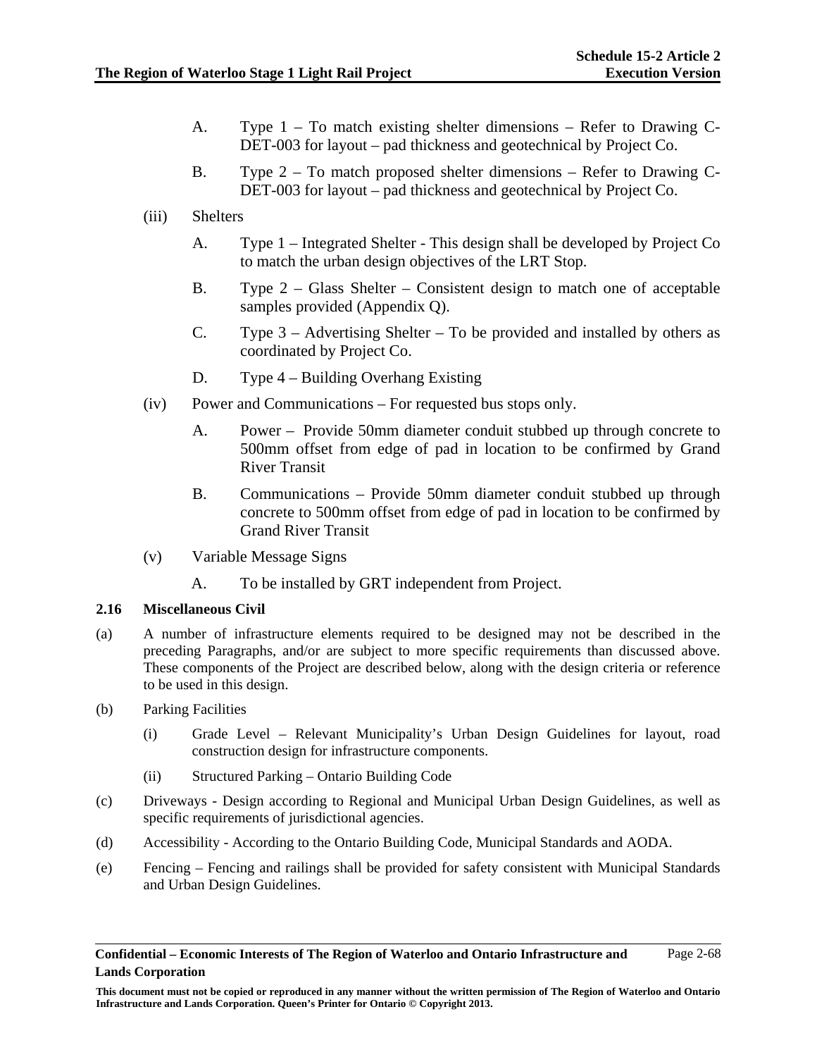A. Type 1 – To match existing shelter dimensions – Refer to Drawing C-DET-003 for layout – pad thickness and geotechnical by Project Co.

B. Type 2 – To match proposed shelter dimensions – Refer to Drawing C-DET-003 for layout – pad thickness and geotechnical by Project Co.

(iii) Shelters

A. Type 1 – Integrated Shelter - This design shall be developed by Project Co to match the urban design objectives of the LRT Stop.

B. Type 2 – Glass Shelter – Consistent design to match one of acceptable samples provided (Appendix Q).

C. Type 3 – Advertising Shelter – To be provided and installed by others as coordinated by Project Co.

D. Type 4 – Building Overhang Existing

(iv) Power and Communications – For requested bus stops only.

A. Power – Provide 50mm diameter conduit stubbed up through concrete to 500mm offset from edge of pad in location to be confirmed by Grand River Transit

B. Communications – Provide 50mm diameter conduit stubbed up through concrete to 500mm offset from edge of pad in location to be confirmed by Grand River Transit

(v) Variable Message Signs

A. To be installed by GRT independent from Project.

### 2.16 Miscellaneous Civil

(a) A number of infrastructure elements required to be designed may not be described in the preceding Paragraphs, and/or are subject to more specific requirements than discussed above. These components of the Project are described below, along with the design criteria or reference to be used in this design.

(b) Parking Facilities

(i) Grade Level – Relevant Municipality's Urban Design Guidelines for layout, road construction design for infrastructure components.

(ii) Structured Parking – Ontario Building Code

(c) Driveways - Design according to Regional and Municipal Urban Design Guidelines, as well as specific requirements of jurisdictional agencies.

(d) Accessibility - According to the Ontario Building Code, Municipal Standards and AODA.

(e) Fencing – Fencing and railings shall be provided for safety consistent with Municipal Standards and Urban Design Guidelines.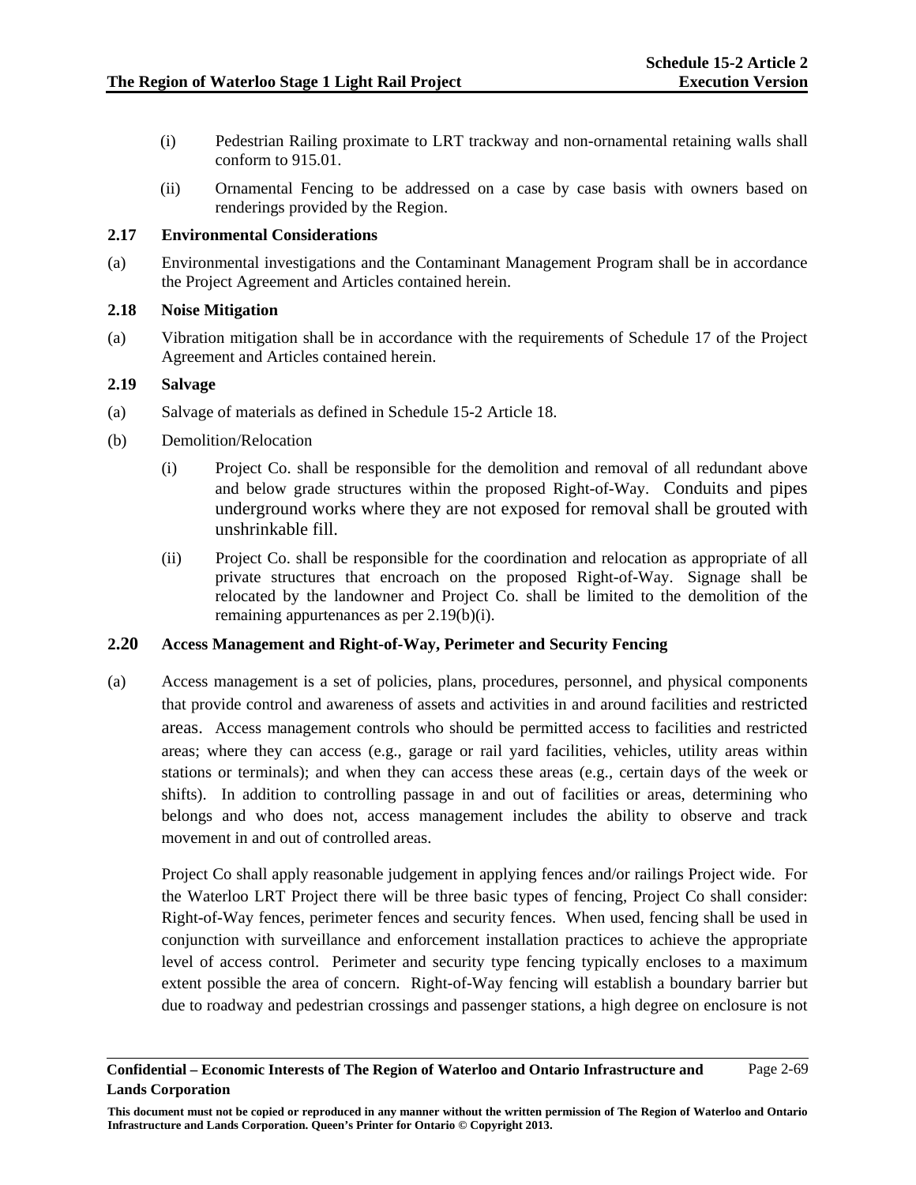(i) Pedestrian Railing proximate to LRT trackway and non-ornamental retaining walls shall conform to 915.01.

(ii) Ornamental Fencing to be addressed on a case by case basis with owners based on renderings provided by the Region.

### 2.17 Environmental Considerations

(a) Environmental investigations and the Contaminant Management Program shall be in accordance the Project Agreement and Articles contained herein.

### 2.18 Noise Mitigation

(a) Vibration mitigation shall be in accordance with the requirements of Schedule 17 of the Project Agreement and Articles contained herein.

### 2.19 Salvage

(a) Salvage of materials as defined in Schedule 15-2 Article 18.

(b) Demolition/Relocation

(i) Project Co. shall be responsible for the demolition and removal of all redundant above and below grade structures within the proposed Right-of-Way. Conduits and pipes underground works where they are not exposed for removal shall be grouted with unshrinkable fill.

(ii) Project Co. shall be responsible for the coordination and relocation as appropriate of all private structures that encroach on the proposed Right-of-Way. Signage shall be relocated by the landowner and Project Co. shall be limited to the demolition of the remaining appurtenances as per 2.19(b)(i).

### 2.20 Access Management and Right-of-Way, Perimeter and Security Fencing

(a) Access management is a set of policies, plans, procedures, personnel, and physical components that provide control and awareness of assets and activities in and around facilities and restricted areas. Access management controls who should be permitted access to facilities and restricted areas; where they can access (e.g., garage or rail yard facilities, vehicles, utility areas within stations or terminals); and when they can access these areas (e.g., certain days of the week or shifts). In addition to controlling passage in and out of facilities or areas, determining who belongs and who does not, access management includes the ability to observe and track movement in and out of controlled areas.

Project Co shall apply reasonable judgement in applying fences and/or railings Project wide. For the Waterloo LRT Project there will be three basic types of fencing, Project Co shall consider: Right-of-Way fences, perimeter fences and security fences. When used, fencing shall be used in conjunction with surveillance and enforcement installation practices to achieve the appropriate level of access control. Perimeter and security type fencing typically encloses to a maximum extent possible the area of concern. Right-of-Way fencing will establish a boundary barrier but due to roadway and pedestrian crossings and passenger stations, a high degree on enclosure is not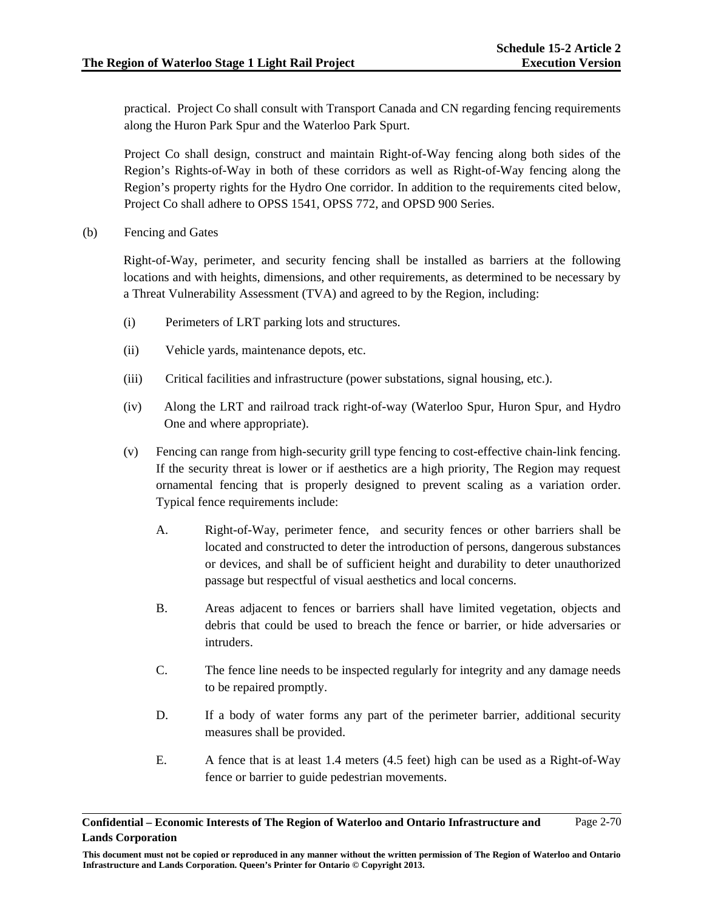practical. Project Co shall consult with Transport Canada and CN regarding fencing requirements along the Huron Park Spur and the Waterloo Park Spurt.

Project Co shall design, construct and maintain Right-of-Way fencing along both sides of the Region's Rights-of-Way in both of these corridors as well as Right-of-Way fencing along the Region's property rights for the Hydro One corridor. In addition to the requirements cited below, Project Co shall adhere to OPSS 1541, OPSS 772, and OPSD 900 Series.

(b) Fencing and Gates

Right-of-Way, perimeter, and security fencing shall be installed as barriers at the following locations and with heights, dimensions, and other requirements, as determined to be necessary by a Threat Vulnerability Assessment (TVA) and agreed to by the Region, including:

(i) Perimeters of LRT parking lots and structures.

(ii) Vehicle yards, maintenance depots, etc.

(iii) Critical facilities and infrastructure (power substations, signal housing, etc.).

(iv) Along the LRT and railroad track right-of-way (Waterloo Spur, Huron Spur, and Hydro One and where appropriate).

(v) Fencing can range from high-security grill type fencing to cost-effective chain-link fencing. If the security threat is lower or if aesthetics are a high priority, The Region may request ornamental fencing that is properly designed to prevent scaling as a variation order. Typical fence requirements include:

A. Right-of-Way, perimeter fence, and security fences or other barriers shall be located and constructed to deter the introduction of persons, dangerous substances or devices, and shall be of sufficient height and durability to deter unauthorized passage but respectful of visual aesthetics and local concerns.

B. Areas adjacent to fences or barriers shall have limited vegetation, objects and debris that could be used to breach the fence or barrier, or hide adversaries or intruders.

C. The fence line needs to be inspected regularly for integrity and any damage needs to be repaired promptly.

D. If a body of water forms any part of the perimeter barrier, additional security measures shall be provided.

E. A fence that is at least 1.4 meters (4.5 feet) high can be used as a Right-of-Way fence or barrier to guide pedestrian movements.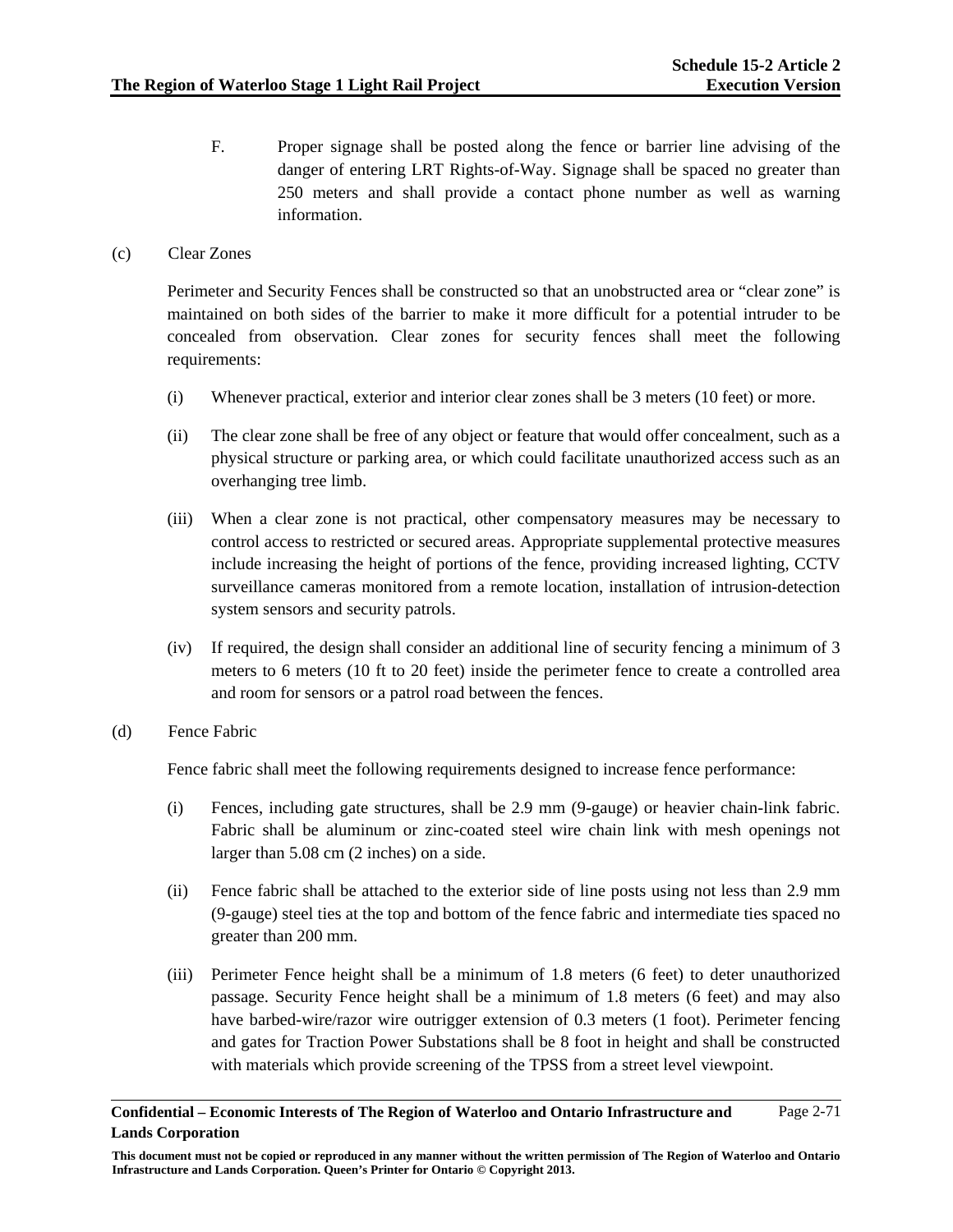F. Proper signage shall be posted along the fence or barrier line advising of the danger of entering LRT Rights-of-Way. Signage shall be spaced no greater than 250 meters and shall provide a contact phone number as well as warning information.

(c) Clear Zones

Perimeter and Security Fences shall be constructed so that an unobstructed area or "clear zone" is maintained on both sides of the barrier to make it more difficult for a potential intruder to be concealed from observation. Clear zones for security fences shall meet the following requirements:

(i) Whenever practical, exterior and interior clear zones shall be 3 meters (10 feet) or more.

(ii) The clear zone shall be free of any object or feature that would offer concealment, such as a physical structure or parking area, or which could facilitate unauthorized access such as an overhanging tree limb.

(iii) When a clear zone is not practical, other compensatory measures may be necessary to control access to restricted or secured areas. Appropriate supplemental protective measures include increasing the height of portions of the fence, providing increased lighting, CCTV surveillance cameras monitored from a remote location, installation of intrusion-detection system sensors and security patrols.

(iv) If required, the design shall consider an additional line of security fencing a minimum of 3 meters to 6 meters (10 ft to 20 feet) inside the perimeter fence to create a controlled area and room for sensors or a patrol road between the fences.

(d) Fence Fabric

Fence fabric shall meet the following requirements designed to increase fence performance:

(i) Fences, including gate structures, shall be 2.9 mm (9-gauge) or heavier chain-link fabric. Fabric shall be aluminum or zinc-coated steel wire chain link with mesh openings not larger than 5.08 cm (2 inches) on a side.

(ii) Fence fabric shall be attached to the exterior side of line posts using not less than 2.9 mm (9-gauge) steel ties at the top and bottom of the fence fabric and intermediate ties spaced no greater than 200 mm.

(iii) Perimeter Fence height shall be a minimum of 1.8 meters (6 feet) to deter unauthorized passage. Security Fence height shall be a minimum of 1.8 meters (6 feet) and may also have barbed-wire/razor wire outrigger extension of 0.3 meters (1 foot). Perimeter fencing and gates for Traction Power Substations shall be 8 foot in height and shall be constructed with materials which provide screening of the TPSS from a street level viewpoint.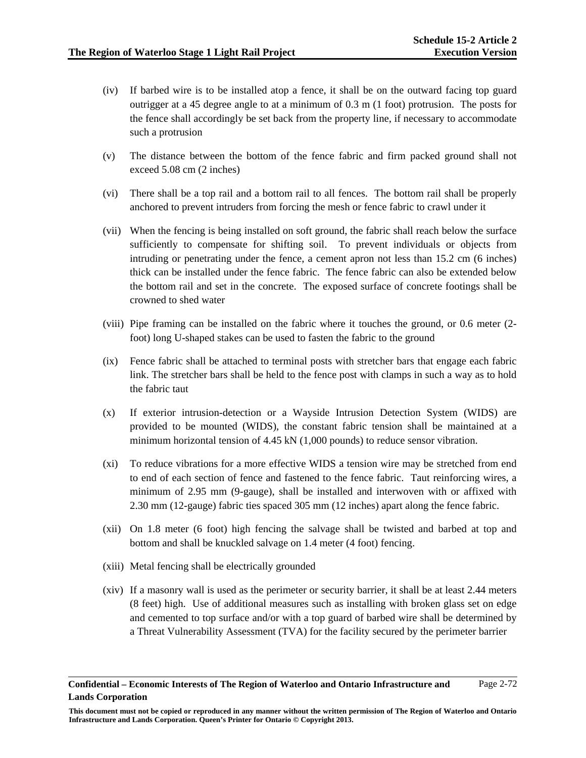(iv) If barbed wire is to be installed atop a fence, it shall be on the outward facing top guard outrigger at a 45 degree angle to at a minimum of 0.3 m (1 foot) protrusion. The posts for the fence shall accordingly be set back from the property line, if necessary to accommodate such a protrusion

(v) The distance between the bottom of the fence fabric and firm packed ground shall not exceed 5.08 cm (2 inches)

(vi) There shall be a top rail and a bottom rail to all fences. The bottom rail shall be properly anchored to prevent intruders from forcing the mesh or fence fabric to crawl under it

(vii) When the fencing is being installed on soft ground, the fabric shall reach below the surface sufficiently to compensate for shifting soil. To prevent individuals or objects from intruding or penetrating under the fence, a cement apron not less than 15.2 cm (6 inches) thick can be installed under the fence fabric. The fence fabric can also be extended below the bottom rail and set in the concrete. The exposed surface of concrete footings shall be crowned to shed water

(viii) Pipe framing can be installed on the fabric where it touches the ground, or 0.6 meter (2-foot) long U-shaped stakes can be used to fasten the fabric to the ground

(ix) Fence fabric shall be attached to terminal posts with stretcher bars that engage each fabric link. The stretcher bars shall be held to the fence post with clamps in such a way as to hold the fabric taut

(x) If exterior intrusion-detection or a Wayside Intrusion Detection System (WIDS) are provided to be mounted (WIDS), the constant fabric tension shall be maintained at a minimum horizontal tension of 4.45 kN (1,000 pounds) to reduce sensor vibration.

(xi) To reduce vibrations for a more effective WIDS a tension wire may be stretched from end to end of each section of fence and fastened to the fence fabric. Taut reinforcing wires, a minimum of 2.95 mm (9-gauge), shall be installed and interwoven with or affixed with 2.30 mm (12-gauge) fabric ties spaced 305 mm (12 inches) apart along the fence fabric.

(xii) On 1.8 meter (6 foot) high fencing the salvage shall be twisted and barbed at top and bottom and shall be knuckled salvage on 1.4 meter (4 foot) fencing.

(xiii) Metal fencing shall be electrically grounded

(xiv) If a masonry wall is used as the perimeter or security barrier, it shall be at least 2.44 meters (8 feet) high. Use of additional measures such as installing with broken glass set on edge and cemented to top surface and/or with a top guard of barbed wire shall be determined by a Threat Vulnerability Assessment (TVA) for the facility secured by the perimeter barrier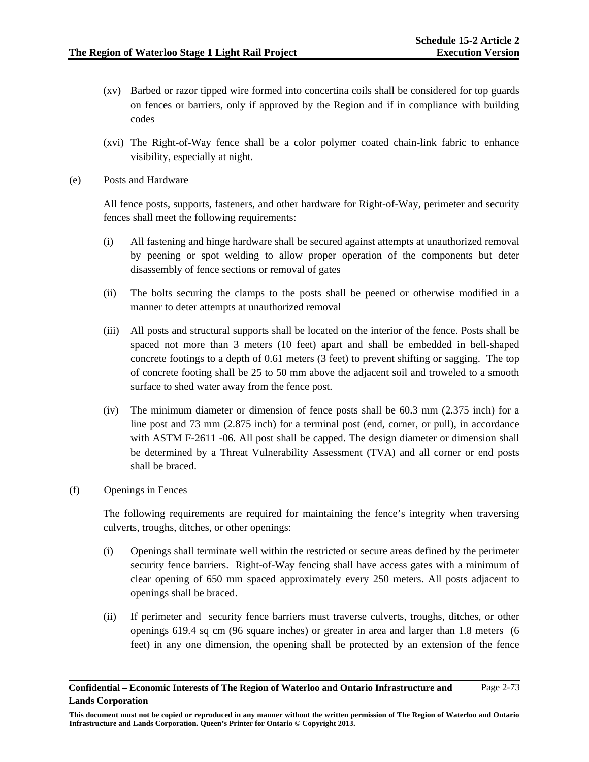(xv) Barbed or razor tipped wire formed into concertina coils shall be considered for top guards on fences or barriers, only if approved by the Region and if in compliance with building codes

(xvi) The Right-of-Way fence shall be a color polymer coated chain-link fabric to enhance visibility, especially at night.

(e) Posts and Hardware

All fence posts, supports, fasteners, and other hardware for Right-of-Way, perimeter and security fences shall meet the following requirements:

(i) All fastening and hinge hardware shall be secured against attempts at unauthorized removal by peening or spot welding to allow proper operation of the components but deter disassembly of fence sections or removal of gates

(ii) The bolts securing the clamps to the posts shall be peened or otherwise modified in a manner to deter attempts at unauthorized removal

(iii) All posts and structural supports shall be located on the interior of the fence. Posts shall be spaced not more than 3 meters (10 feet) apart and shall be embedded in bell-shaped concrete footings to a depth of 0.61 meters (3 feet) to prevent shifting or sagging. The top of concrete footing shall be 25 to 50 mm above the adjacent soil and troweled to a smooth surface to shed water away from the fence post.

(iv) The minimum diameter or dimension of fence posts shall be 60.3 mm (2.375 inch) for a line post and 73 mm (2.875 inch) for a terminal post (end, corner, or pull), in accordance with ASTM F-2611 -06. All post shall be capped. The design diameter or dimension shall be determined by a Threat Vulnerability Assessment (TVA) and all corner or end posts shall be braced.

(f) Openings in Fences

The following requirements are required for maintaining the fence's integrity when traversing culverts, troughs, ditches, or other openings:

(i) Openings shall terminate well within the restricted or secure areas defined by the perimeter security fence barriers. Right-of-Way fencing shall have access gates with a minimum of clear opening of 650 mm spaced approximately every 250 meters. All posts adjacent to openings shall be braced.

(ii) If perimeter and security fence barriers must traverse culverts, troughs, ditches, or other openings 619.4 sq cm (96 square inches) or greater in area and larger than 1.8 meters (6 feet) in any one dimension, the opening shall be protected by an extension of the fence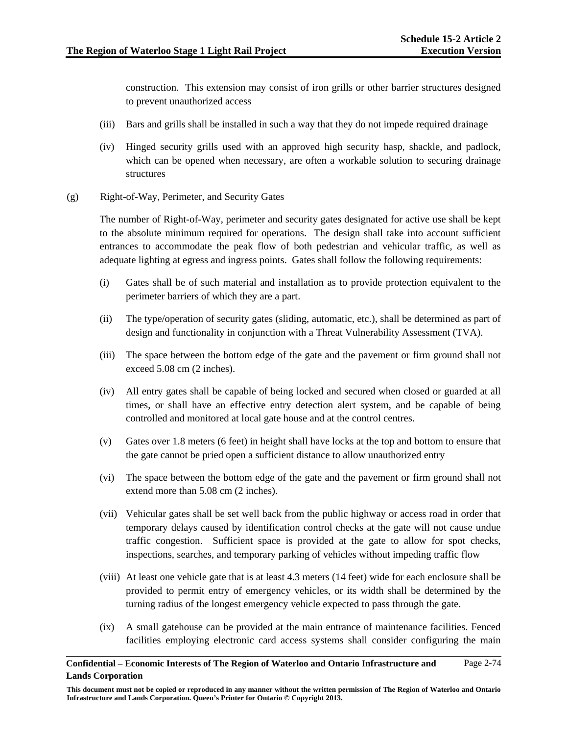construction. This extension may consist of iron grills or other barrier structures designed to prevent unauthorized access

(iii) Bars and grills shall be installed in such a way that they do not impede required drainage

(iv) Hinged security grills used with an approved high security hasp, shackle, and padlock, which can be opened when necessary, are often a workable solution to securing drainage structures

(g) Right-of-Way, Perimeter, and Security Gates

The number of Right-of-Way, perimeter and security gates designated for active use shall be kept to the absolute minimum required for operations. The design shall take into account sufficient entrances to accommodate the peak flow of both pedestrian and vehicular traffic, as well as adequate lighting at egress and ingress points. Gates shall follow the following requirements:

(i) Gates shall be of such material and installation as to provide protection equivalent to the perimeter barriers of which they are a part.

(ii) The type/operation of security gates (sliding, automatic, etc.), shall be determined as part of design and functionality in conjunction with a Threat Vulnerability Assessment (TVA).

(iii) The space between the bottom edge of the gate and the pavement or firm ground shall not exceed 5.08 cm (2 inches).

(iv) All entry gates shall be capable of being locked and secured when closed or guarded at all times, or shall have an effective entry detection alert system, and be capable of being controlled and monitored at local gate house and at the control centres.

(v) Gates over 1.8 meters (6 feet) in height shall have locks at the top and bottom to ensure that the gate cannot be pried open a sufficient distance to allow unauthorized entry

(vi) The space between the bottom edge of the gate and the pavement or firm ground shall not extend more than 5.08 cm (2 inches).

(vii) Vehicular gates shall be set well back from the public highway or access road in order that temporary delays caused by identification control checks at the gate will not cause undue traffic congestion. Sufficient space is provided at the gate to allow for spot checks, inspections, searches, and temporary parking of vehicles without impeding traffic flow

(viii) At least one vehicle gate that is at least 4.3 meters (14 feet) wide for each enclosure shall be provided to permit entry of emergency vehicles, or its width shall be determined by the turning radius of the longest emergency vehicle expected to pass through the gate.

(ix) A small gatehouse can be provided at the main entrance of maintenance facilities. Fenced facilities employing electronic card access systems shall consider configuring the main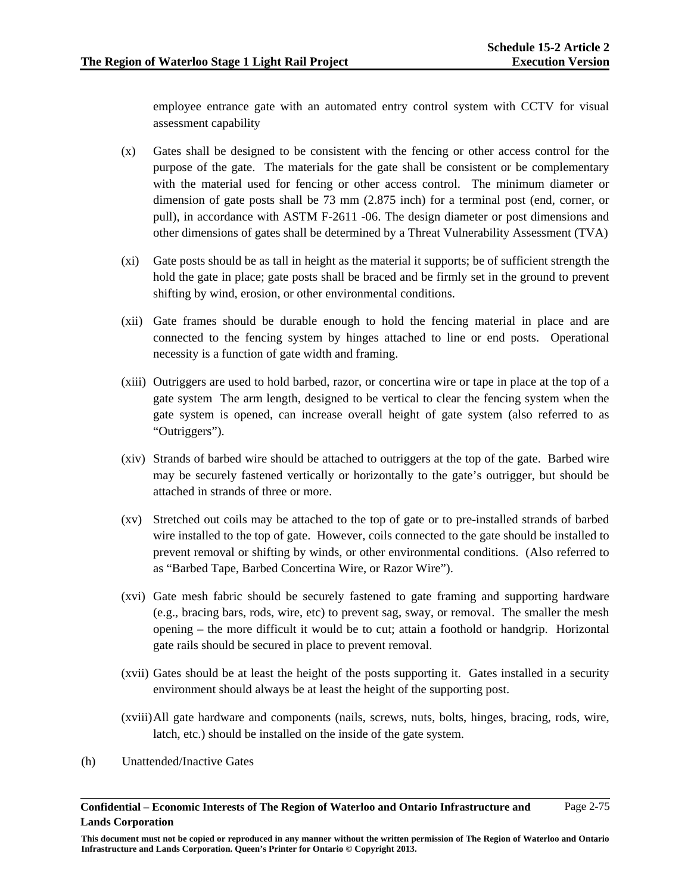employee entrance gate with an automated entry control system with CCTV for visual assessment capability

(x) Gates shall be designed to be consistent with the fencing or other access control for the purpose of the gate. The materials for the gate shall be consistent or be complementary with the material used for fencing or other access control. The minimum diameter or dimension of gate posts shall be 73 mm (2.875 inch) for a terminal post (end, corner, or pull), in accordance with ASTM F-2611 -06. The design diameter or post dimensions and other dimensions of gates shall be determined by a Threat Vulnerability Assessment (TVA)

(xi) Gate posts should be as tall in height as the material it supports; be of sufficient strength the hold the gate in place; gate posts shall be braced and be firmly set in the ground to prevent shifting by wind, erosion, or other environmental conditions.

(xii) Gate frames should be durable enough to hold the fencing material in place and are connected to the fencing system by hinges attached to line or end posts. Operational necessity is a function of gate width and framing.

(xiii) Outriggers are used to hold barbed, razor, or concertina wire or tape in place at the top of a gate system The arm length, designed to be vertical to clear the fencing system when the gate system is opened, can increase overall height of gate system (also referred to as "Outriggers").

(xiv) Strands of barbed wire should be attached to outriggers at the top of the gate. Barbed wire may be securely fastened vertically or horizontally to the gate's outrigger, but should be attached in strands of three or more.

(xv) Stretched out coils may be attached to the top of gate or to pre-installed strands of barbed wire installed to the top of gate. However, coils connected to the gate should be installed to prevent removal or shifting by winds, or other environmental conditions. (Also referred to as "Barbed Tape, Barbed Concertina Wire, or Razor Wire").

(xvi) Gate mesh fabric should be securely fastened to gate framing and supporting hardware (e.g., bracing bars, rods, wire, etc) to prevent sag, sway, or removal. The smaller the mesh opening – the more difficult it would be to cut; attain a foothold or handgrip. Horizontal gate rails should be secured in place to prevent removal.

(xvii) Gates should be at least the height of the posts supporting it. Gates installed in a security environment should always be at least the height of the supporting post.

(xviii) All gate hardware and components (nails, screws, nuts, bolts, hinges, bracing, rods, wire, latch, etc.) should be installed on the inside of the gate system.

(h) Unattended/Inactive Gates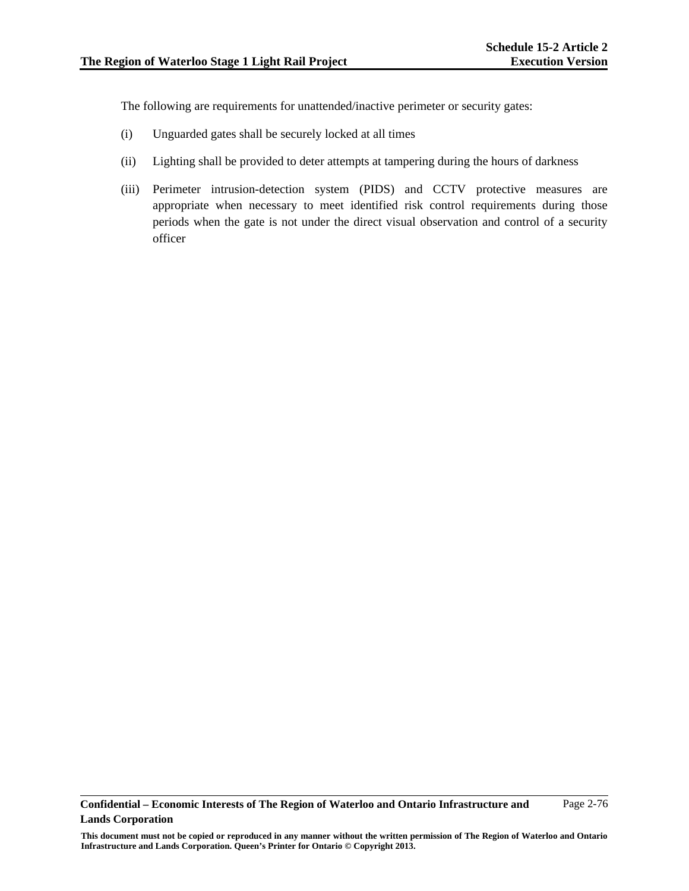The following are requirements for unattended/inactive perimeter or security gates:

(i) Unguarded gates shall be securely locked at all times

(ii) Lighting shall be provided to deter attempts at tampering during the hours of darkness

(iii) Perimeter intrusion-detection system (PIDS) and CCTV protective measures are appropriate when necessary to meet identified risk control requirements during those periods when the gate is not under the direct visual observation and control of a security officer